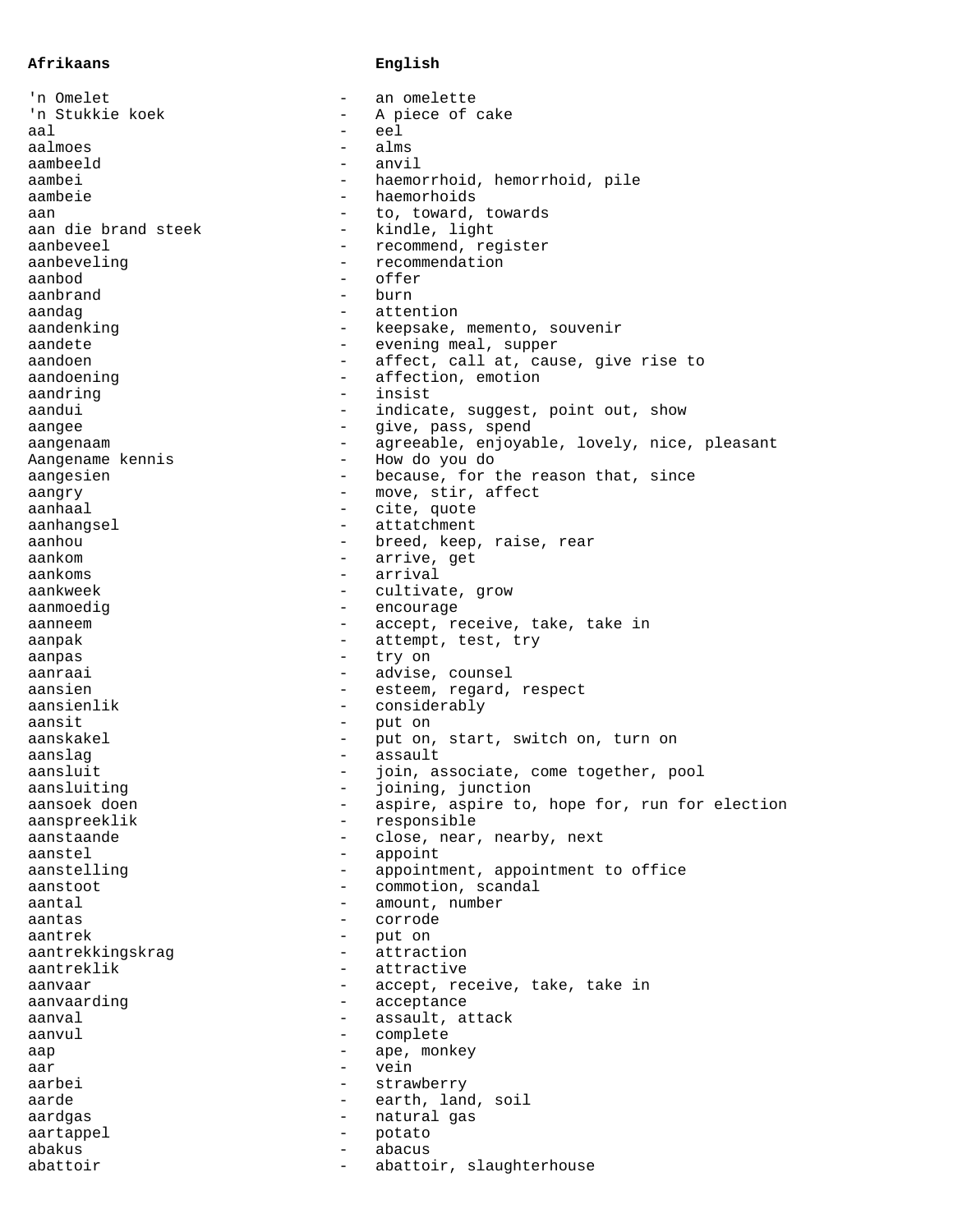| Afrikaans | | English |
|---|---|---|
| 'n Omelet | - | an omelette |
| 'n Stukkie koek | - | A piece of cake |
| aal | - | eel |
| aalmoes | - | alms |
| aambeeld | - | anvil |
| aambei | - | haemorrhoid, hemorrhoid, pile |
| aambeie | - | haemorhoids |
| aan | - | to, toward, towards |
| aan die brand steek | - | kindle, light |
| aanbeveel | - | recommend, register |
| aanbeveling | - | recommendation |
| aanbod | - | offer |
| aanbrand | - | burn |
| aandag | - | attention |
| aandenking | - | keepsake, memento, souvenir |
| aandete | - | evening meal, supper |
| aandoen | - | affect, call at, cause, give rise to |
| aandoening | - | affection, emotion |
| aandring | - | insist |
| aandui | - | indicate, suggest, point out, show |
| aangee | - | give, pass, spend |
| aangenaam | - | agreeable, enjoyable, lovely, nice, pleasant |
| Aangename kennis | - | How do you do |
| aangesien | - | because, for the reason that, since |
| aangry | - | move, stir, affect |
| aanhaal | - | cite, quote |
| aanhangsel | - | attatchment |
| aanhou | - | breed, keep, raise, rear |
| aankom | - | arrive, get |
| aankoms | - | arrival |
| aankweek | - | cultivate, grow |
| aanmoedig | - | encourage |
| aanneem | - | accept, receive, take, take in |
| aanpak | - | attempt, test, try |
| aanpas | - | try on |
| aanraai | - | advise, counsel |
| aansien | - | esteem, regard, respect |
| aansienlik | - | considerably |
| aansit | - | put on |
| aanskakel | - | put on, start, switch on, turn on |
| aanslag | - | assault |
| aansluit | - | join, associate, come together, pool |
| aansluiting | - | joining, junction |
| aansoek doen | - | aspire, aspire to, hope for, run for election |
| aanspreeklik | - | responsible |
| aanstaande | - | close, near, nearby, next |
| aanstel | - | appoint |
| aanstelling | - | appointment, appointment to office |
| aanstoot | - | commotion, scandal |
| aantal | - | amount, number |
| aantas | - | corrode |
| aantrek | - | put on |
| aantrekkingskrag | - | attraction |
| aantreklik | - | attractive |
| aanvaar | - | accept, receive, take, take in |
| aanvaarding | - | acceptance |
| aanval | - | assault, attack |
| aanvul | - | complete |
| aap | - | ape, monkey |
| aar | - | vein |
| aarbei | - | strawberry |
| aarde | - | earth, land, soil |
| aardgas | - | natural gas |
| aartappel | - | potato |
| abakus | - | abacus |
| abattoir | - | abattoir, slaughterhouse |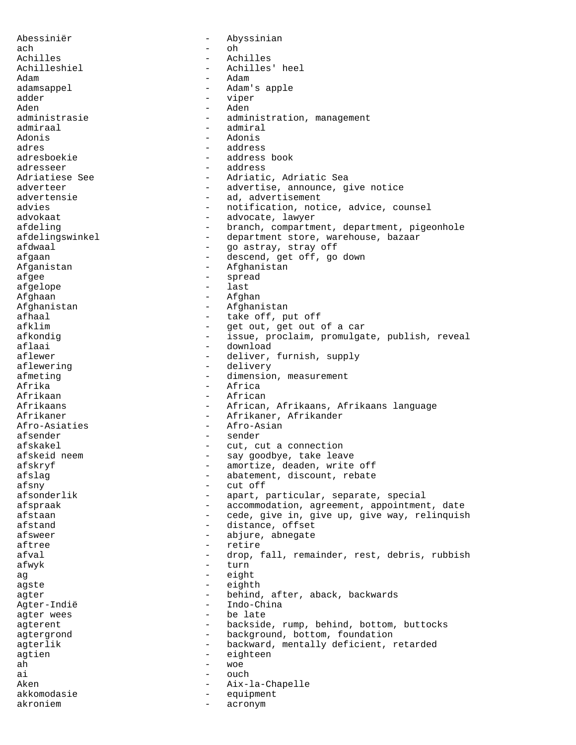Abessiniër - Abyssinian
ach - oh
Achilles - Achilles
Achilleshiel - Achilles' heel
Adam - Adam
adamsappel - Adam's apple
adder - viper
Aden - Aden
administrasie - administration, management
admiraal - admiral
Adonis - Adonis
adres - address
adresboekie - address book
adresseer - address
Adriatiese See - Adriatic, Adriatic Sea
adverteer - advertise, announce, give notice
advertensie - ad, advertisement
advies - notification, notice, advice, counsel
advokaat - advocate, lawyer
afdeling - branch, compartment, department, pigeonhole
afdelingswinkel - department store, warehouse, bazaar
afdwaal - go astray, stray off
afgaan - descend, get off, go down
Afganistan - Afghanistan
afgee - spread
afgelope - last
Afghaan - Afghan
Afghanistan - Afghanistan
afhaal - take off, put off
afklim - get out, get out of a car
afkondig - issue, proclaim, promulgate, publish, reveal
aflaai - download
aflewer - deliver, furnish, supply
aflewering - delivery
afmeting - dimension, measurement
Afrika - Africa
Afrikaan - African
Afrikaans - African, Afrikaans, Afrikaans language
Afrikaner - Afrikaner, Afrikander
Afro-Asiaties - Afro-Asian
afsender - sender
afskakel - cut, cut a connection
afskeid neem - say goodbye, take leave
afskryf - amortize, deaden, write off
afslag - abatement, discount, rebate
afsny - cut off
afsonderlik - apart, particular, separate, special
afspraak - accommodation, agreement, appointment, date
afstaan - cede, give in, give up, give way, relinquish
afstand - distance, offset
afsweer - abjure, abnegate
aftree - retire
afval - drop, fall, remainder, rest, debris, rubbish
afwyk - turn
ag - eight
agste - eighth
agter - behind, after, aback, backwards
Agter-Indië - Indo-China
agter wees - be late
agterent - backside, rump, behind, bottom, buttocks
agtergrond - background, bottom, foundation
agterlik - backward, mentally deficient, retarded
agtien - eighteen
ah - woe
ai - ouch
Aken - Aix-la-Chapelle
akkomodasie - equipment
akroniem - acronym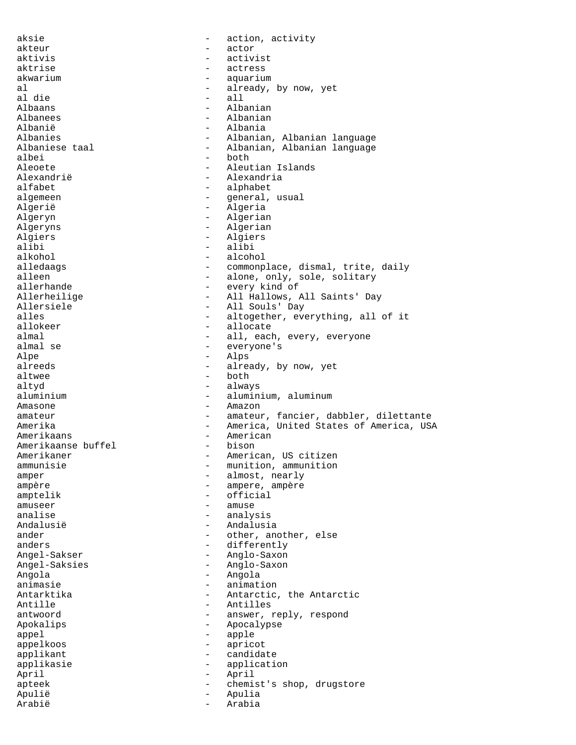aksie - action, activity
akteur - actor
aktivis - activist
aktrise - actress
akwarium - aquarium
al - already, by now, yet
al die - all
Albaans - Albanian
Albanees - Albanian
Albanië - Albania
Albanies - Albanian, Albanian language
Albaniese taal - Albanian, Albanian language
albei - both
Aleoete - Aleutian Islands
Alexandrië - Alexandria
alfabet - alphabet
algemeen - general, usual
Algerië - Algeria
Algeryn - Algerian
Algeryns - Algerian
Algiers - Algiers
alibi - alibi
alkohol - alcohol
alledaags - commonplace, dismal, trite, daily
alleen - alone, only, sole, solitary
allerhande - every kind of
Allerheilige - All Hallows, All Saints' Day
Allersiele - All Souls' Day
alles - altogether, everything, all of it
allokeer - allocate
almal - all, each, every, everyone
almal se - everyone's
Alpe - Alps
alreeds - already, by now, yet
altwee - both
altyd - always
aluminium - aluminium, aluminum
Amasone - Amazon
amateur - amateur, fancier, dabbler, dilettante
Amerika - America, United States of America, USA
Amerikaans - American
Amerikaanse buffel - bison
Amerikaner - American, US citizen
ammunisie - munition, ammunition
amper - almost, nearly
ampère - ampere, ampère
amptelik - official
amuseer - amuse
analise - analysis
Andalusië - Andalusia
ander - other, another, else
anders - differently
Angel-Sakser - Anglo-Saxon
Angel-Saksies - Anglo-Saxon
Angola - Angola
animasie - animation
Antarktika - Antarctic, the Antarctic
Antille - Antilles
antwoord - answer, reply, respond
Apokalips - Apocalypse
appel - apple
appelkoos - apricot
applikant - candidate
applikasie - application
April - April
apteek - chemist's shop, drugstore
Apulië - Apulia
Arabië - Arabia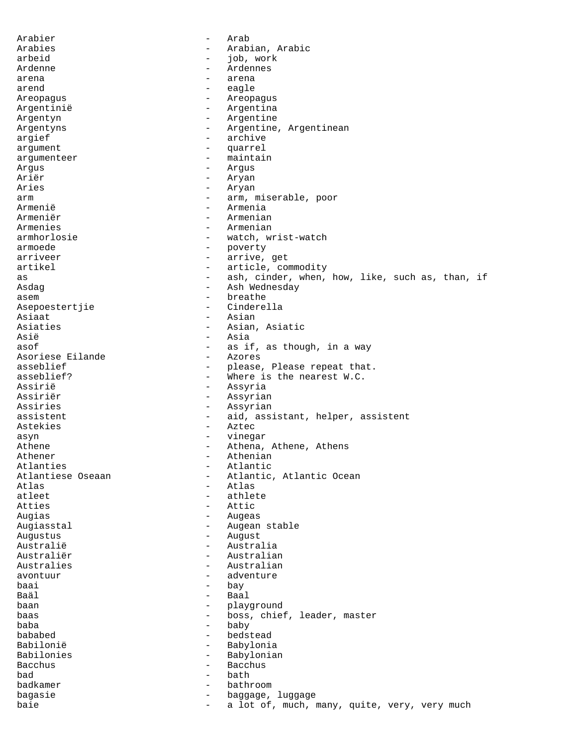Arabier - Arab
Arabies - Arabian, Arabic
arbeid - job, work
Ardenne - Ardennes
arena - arena
arend - eagle
Areopagus - Areopagus
Argentinië - Argentina
Argentyn - Argentine
Argentyns - Argentine, Argentinean
argief - archive
argument - quarrel
argumenteer - maintain
Argus - Argus
Ariër - Aryan
Aries - Aryan
arm - arm, miserable, poor
Armenië - Armenia
Armeniër - Armenian
Armenies - Armenian
armhorlosie - watch, wrist-watch
armoede - poverty
arriveer - arrive, get
artikel - article, commodity
as - ash, cinder, when, how, like, such as, than, if
Asdag - Ash Wednesday
asem - breathe
Asepoestertjie - Cinderella
Asiaat - Asian
Asiaties - Asian, Asiatic
Asië - Asia
asof - as if, as though, in a way
Asoriese Eilande - Azores
asseblief - please, Please repeat that.
asseblief? - Where is the nearest W.C.
Assirië - Assyria
Assiriër - Assyrian
Assiries - Assyrian
assistent - aid, assistant, helper, assistent
Astekies - Aztec
asyn - vinegar
Athene - Athena, Athene, Athens
Athener - Athenian
Atlanties - Atlantic
Atlantiese Oseaan - Atlantic, Atlantic Ocean
Atlas - Atlas
atleet - athlete
Atties - Attic
Augias - Augeas
Augiasstal - Augean stable
Augustus - August
Australië - Australia
Australiër - Australian
Australies - Australian
avontuur - adventure
baai - bay
Baäl - Baal
baan - playground
baas - boss, chief, leader, master
baba - baby
bababed - bedstead
Babilonië - Babylonia
Babilonies - Babylonian
Bacchus - Bacchus
bad - bath
badkamer - bathroom
bagasie - baggage, luggage
baie - a lot of, much, many, quite, very, very much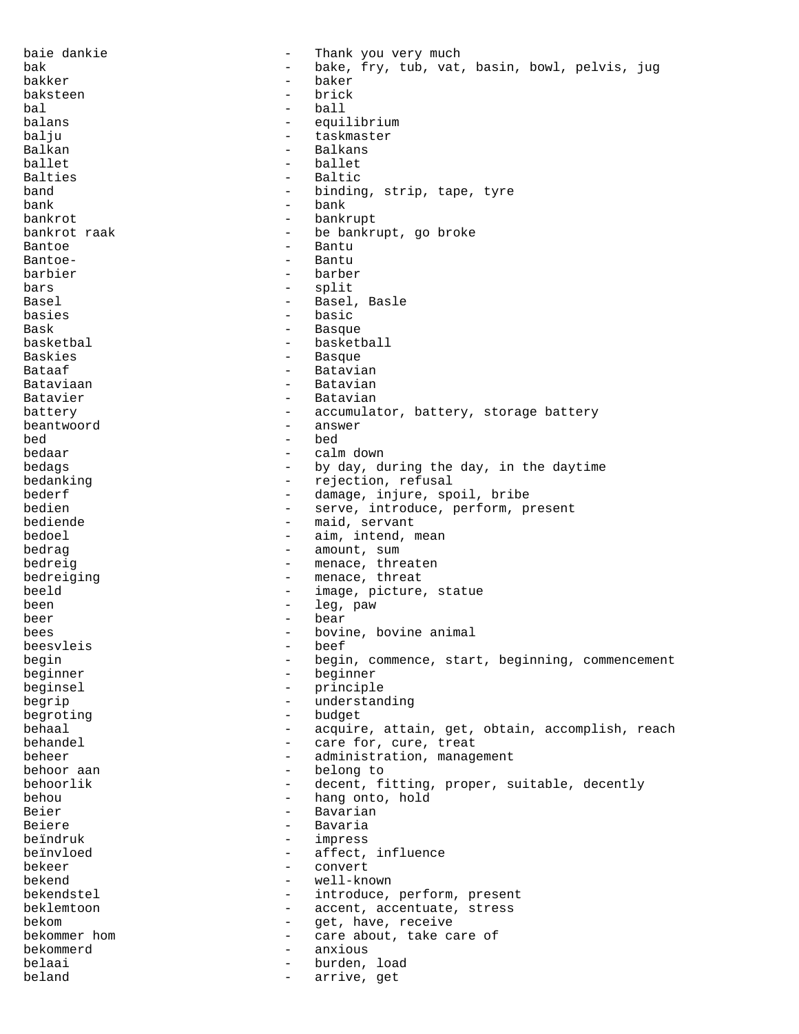baie dankie - Thank you very much
bak - bake, fry, tub, vat, basin, bowl, pelvis, jug
bakker - baker
baksteen - brick
bal - ball
balans - equilibrium
balju - taskmaster
Balkan - Balkans
ballet - ballet
Balties - Baltic
band - binding, strip, tape, tyre
bank - bank
bankrot - bankrupt
bankrot raak - be bankrupt, go broke
Bantoe - Bantu
Bantoe- - Bantu
barbier - barber
bars - split
Basel - Basel, Basle
basies - basic
Bask - Basque
basketbal - basketball
Baskies - Basque
Bataaf - Batavian
Bataviaan - Batavian
Batavier - Batavian
battery - accumulator, battery, storage battery
beantwoord - answer
bed - bed
bedaar - calm down
bedags - by day, during the day, in the daytime
bedanking - rejection, refusal
bederf - damage, injure, spoil, bribe
bedien - serve, introduce, perform, present
bediende - maid, servant
bedoel - aim, intend, mean
bedrag - amount, sum
bedreig - menace, threaten
bedreiging - menace, threat
beeld - image, picture, statue
been - leg, paw
beer - bear
bees - bovine, bovine animal
beesvleis - beef
begin - begin, commence, start, beginning, commencement
beginner - beginner
beginsel - principle
begrip - understanding
begroting - budget
behaal - acquire, attain, get, obtain, accomplish, reach
behandel - care for, cure, treat
beheer - administration, management
behoor aan - belong to
behoorlik - decent, fitting, proper, suitable, decently
behou - hang onto, hold
Beier - Bavarian
Beiere - Bavaria
beïndruk - impress
beïnvloed - affect, influence
bekeer - convert
bekend - well-known
bekendstel - introduce, perform, present
beklemtoon - accent, accentuate, stress
bekom - get, have, receive
bekommer hom - care about, take care of
bekommerd - anxious
belaai - burden, load
beland - arrive, get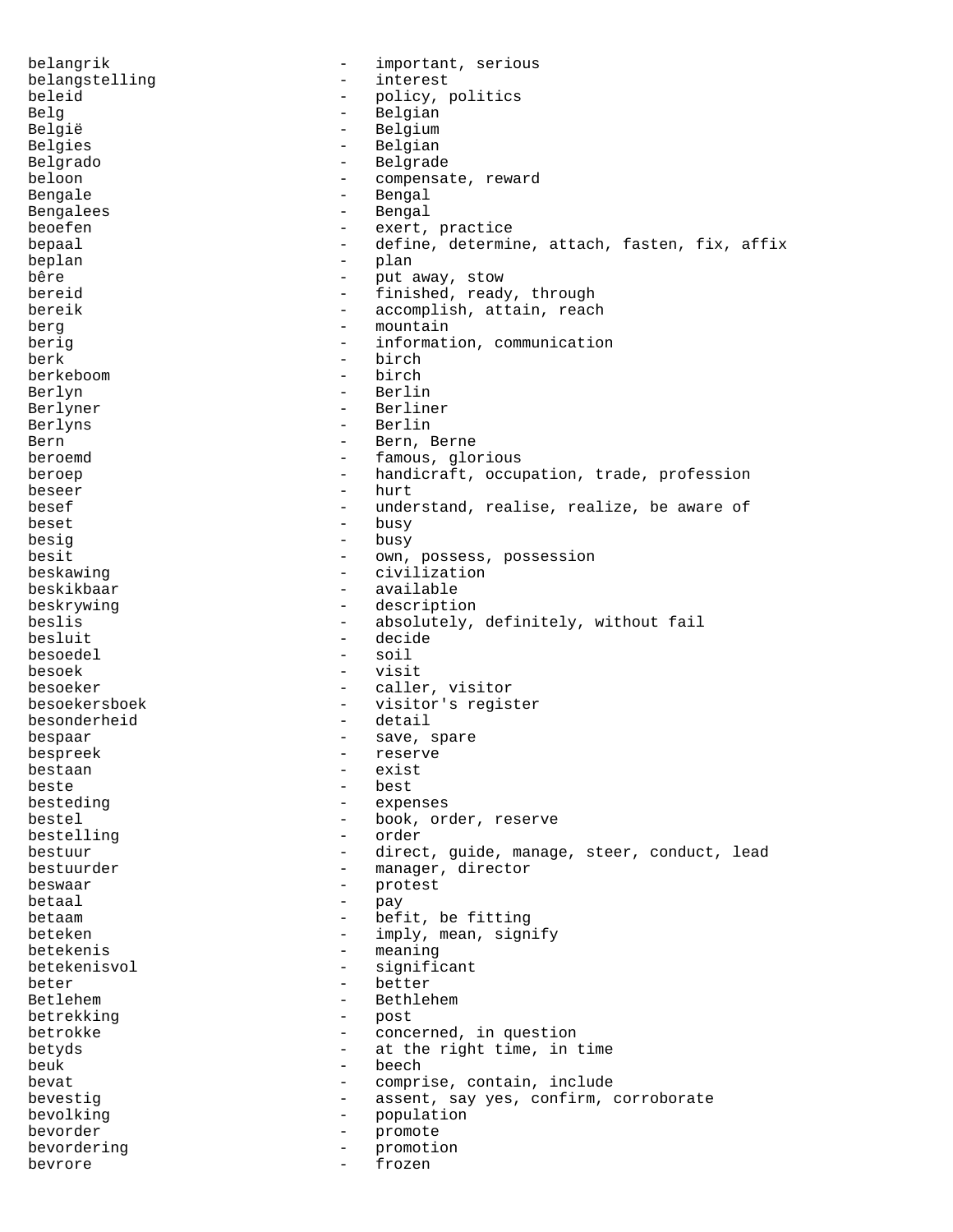belangrik - important, serious
belangstelling - interest
beleid - policy, politics
Belg - Belgian
België - Belgium
Belgies - Belgian
Belgrado - Belgrade
beloon - compensate, reward
Bengale - Bengal
Bengalees - Bengal
beoefen - exert, practice
bepaal - define, determine, attach, fasten, fix, affix
beplan - plan
bêre - put away, stow
bereid - finished, ready, through
bereik - accomplish, attain, reach
berg - mountain
berig - information, communication
berk - birch
berkeboom - birch
Berlyn - Berlin
Berlyner - Berliner
Berlyns - Berlin
Bern - Bern, Berne
beroemd - famous, glorious
beroep - handicraft, occupation, trade, profession
beseer - hurt
besef - understand, realise, realize, be aware of
beset - busy
besig - busy
besit - own, possess, possession
beskawing - civilization
beskikbaar - available
beskrywing - description
beslis - absolutely, definitely, without fail
besluit - decide
besoedel - soil
besoek - visit
besoeker - caller, visitor
besoekersboek - visitor's register
besonderheid - detail
bespaar - save, spare
bespreek - reserve
bestaan - exist
beste - best
besteding - expenses
bestel - book, order, reserve
bestelling - order
bestuur - direct, guide, manage, steer, conduct, lead
bestuurder - manager, director
beswaar - protest
betaal - pay
betaam - befit, be fitting
beteken - imply, mean, signify
betekenis - meaning
betekenisvol - significant
beter - better
Betlehem - Bethlehem
betrekking - post
betrokke - concerned, in question
betyds - at the right time, in time
beuk - beech
bevat - comprise, contain, include
bevestig - assent, say yes, confirm, corroborate
bevolking - population
bevorder - promote
bevordering - promotion
bevrore - frozen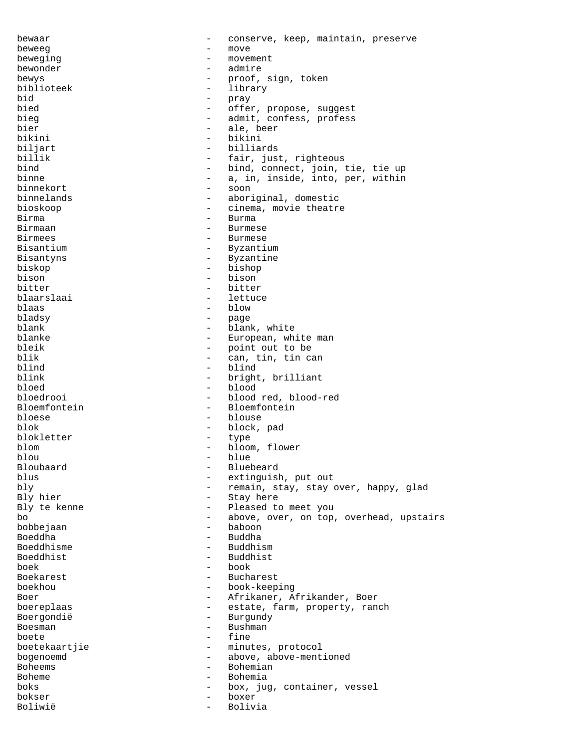bewaar - conserve, keep, maintain, preserve
beweeg - move
beweging - movement
bewonder - admire
bewys - proof, sign, token
biblioteek - library
bid - pray
bied - offer, propose, suggest
bieg - admit, confess, profess
bier - ale, beer
bikini - bikini
biljart - billiards
billik - fair, just, righteous
bind - bind, connect, join, tie, tie up
binne - a, in, inside, into, per, within
binnekort - soon
binnelands - aboriginal, domestic
bioskoop - cinema, movie theatre
Birma - Burma
Birmaan - Burmese
Birmees - Burmese
Bisantium - Byzantium
Bisantyns - Byzantine
biskop - bishop
bison - bison
bitter - bitter
blaarslaai - lettuce
blaas - blow
bladsy - page
blank - blank, white
blanke - European, white man
bleik - point out to be
blik - can, tin, tin can
blind - blind
blink - bright, brilliant
bloed - blood
bloedrooi - blood red, blood-red
Bloemfontein - Bloemfontein
bloese - blouse
blok - block, pad
blokletter - type
blom - bloom, flower
blou - blue
Bloubaard - Bluebeard
blus - extinguish, put out
bly - remain, stay, stay over, happy, glad
Bly hier - Stay here
Bly te kenne - Pleased to meet you
bo - above, over, on top, overhead, upstairs
bobbejaan - baboon
Boeddha - Buddha
Boeddhisme - Buddhism
Boeddhist - Buddhist
boek - book
Boekarest - Bucharest
boekhou - book-keeping
Boer - Afrikaner, Afrikander, Boer
boereplaas - estate, farm, property, ranch
Boergondië - Burgundy
Boesman - Bushman
boete - fine
boetekaartjie - minutes, protocol
bogenoemd - above, above-mentioned
Boheems - Bohemian
Boheme - Bohemia
boks - box, jug, container, vessel
bokser - boxer
Boliwië - Bolivia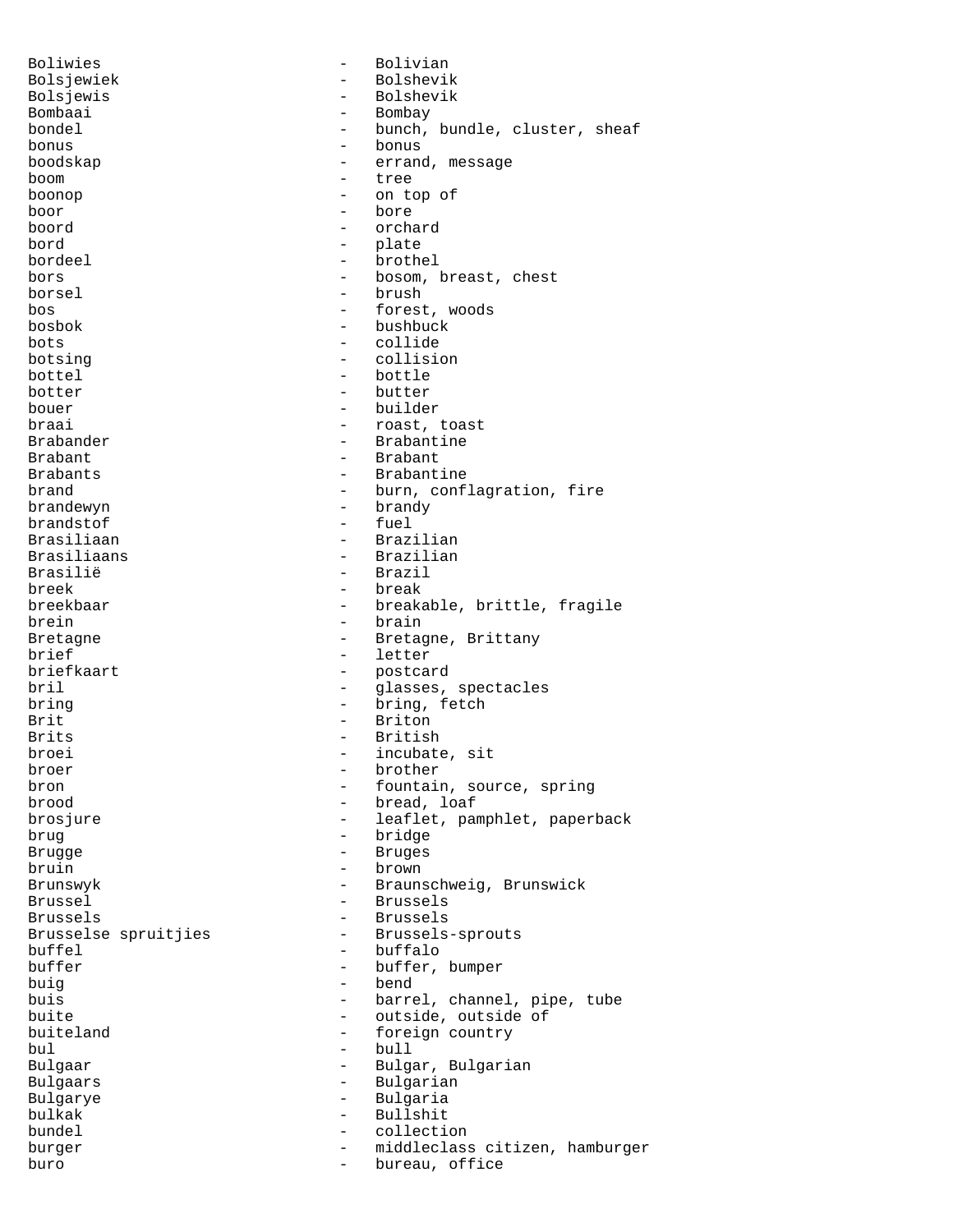Boliwies - Bolivian
Bolsjewiek - Bolshevik
Bolsjewis - Bolshevik
Bombaai - Bombay
bondel - bunch, bundle, cluster, sheaf
bonus - bonus
boodskap - errand, message
boom - tree
boonop - on top of
boor - bore
boord - orchard
bord - plate
bordeel - brothel
bors - bosom, breast, chest
borsel - brush
bos - forest, woods
bosbok - bushbuck
bots - collide
botsing - collision
bottel - bottle
botter - butter
bouer - builder
braai - roast, toast
Brabander - Brabantine
Brabant - Brabant
Brabants - Brabantine
brand - burn, conflagration, fire
brandewyn - brandy
brandstof - fuel
Brasiliaan - Brazilian
Brasiliaans - Brazilian
Brasilië - Brazil
breek - break
breekbaar - breakable, brittle, fragile
brein - brain
Bretagne - Bretagne, Brittany
brief - letter
briefkaart - postcard
bril - glasses, spectacles
bring - bring, fetch
Brit - Briton
Brits - British
broei - incubate, sit
broer - brother
bron - fountain, source, spring
brood - bread, loaf
brosjure - leaflet, pamphlet, paperback
brug - bridge
Brugge - Bruges
bruin - brown
Brunswyk - Braunschweig, Brunswick
Brussel - Brussels
Brussels - Brussels
Brusselse spruitjies - Brussels-sprouts
buffel - buffalo
buffer - buffer, bumper
buig - bend
buis - barrel, channel, pipe, tube
buite - outside, outside of
buiteland - foreign country
bul - bull
Bulgaar - Bulgar, Bulgarian
Bulgaars - Bulgarian
Bulgarye - Bulgaria
bulkak - Bullshit
bundel - collection
burger - middleclass citizen, hamburger
buro - bureau, office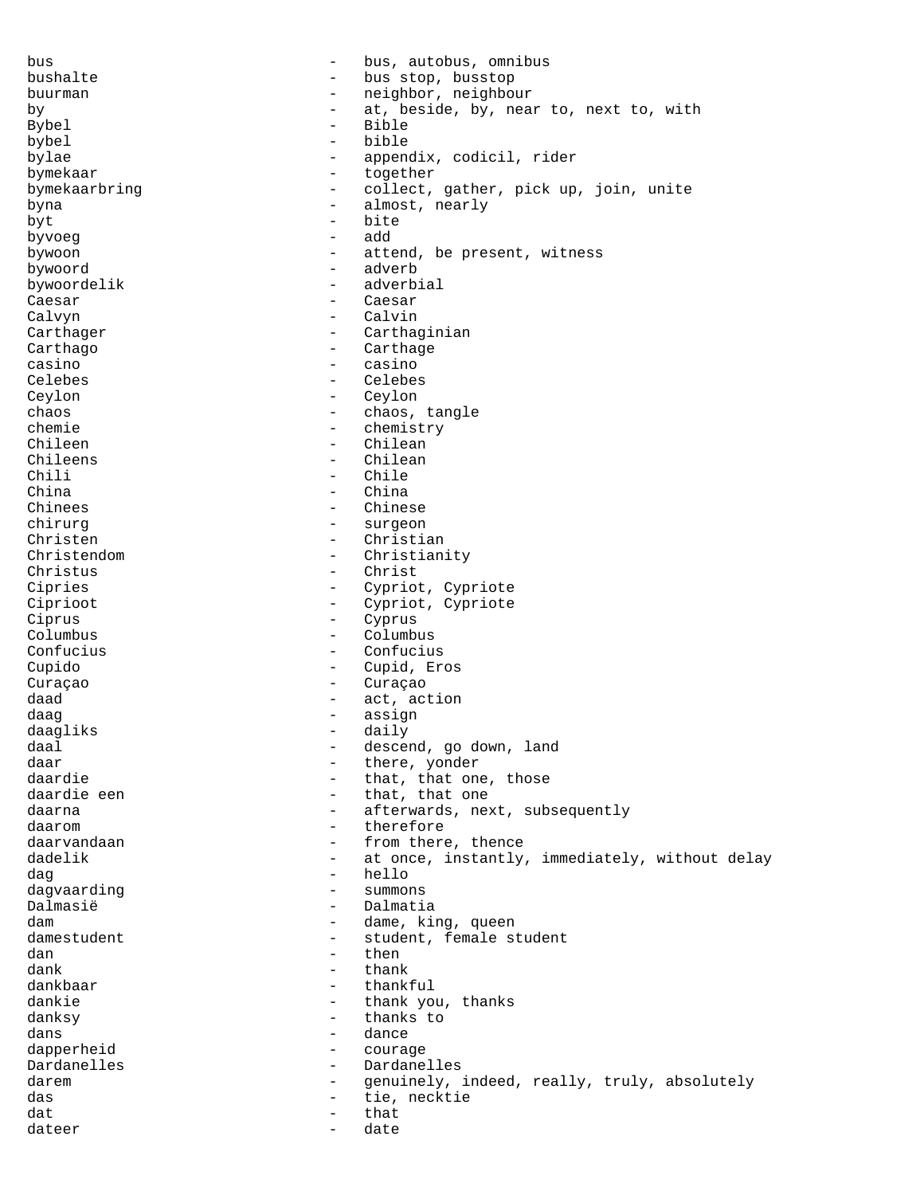bus - bus, autobus, omnibus
bushalte - bus stop, busstop
buurman - neighbor, neighbour
by - at, beside, by, near to, next to, with
Bybel - Bible
bybel - bible
bylae - appendix, codicil, rider
bymekaar - together
bymekaarbring - collect, gather, pick up, join, unite
byna - almost, nearly
byt - bite
byvoeg - add
bywoon - attend, be present, witness
bywoord - adverb
bywoordelik - adverbial
Caesar - Caesar
Calvyn - Calvin
Carthager - Carthaginian
Carthago - Carthage
casino - casino
Celebes - Celebes
Ceylon - Ceylon
chaos - chaos, tangle
chemie - chemistry
Chileen - Chilean
Chileens - Chilean
Chili - Chile
China - China
Chinees - Chinese
chirurg - surgeon
Christen - Christian
Christendom - Christianity
Christus - Christ
Cipries - Cypriot, Cypriote
Ciprioot - Cypriot, Cypriote
Ciprus - Cyprus
Columbus - Columbus
Confucius - Confucius
Cupido - Cupid, Eros
Curaçao - Curaçao
daad - act, action
daag - assign
daagliks - daily
daal - descend, go down, land
daar - there, yonder
daardie - that, that one, those
daardie een - that, that one
daarna - afterwards, next, subsequently
daarom - therefore
daarvandaan - from there, thence
dadelik - at once, instantly, immediately, without delay
dag - hello
dagvaarding - summons
Dalmasië - Dalmatia
dam - dame, king, queen
damestudent - student, female student
dan - then
dank - thank
dankbaar - thankful
dankie - thank you, thanks
danksy - thanks to
dans - dance
dapperheid - courage
Dardanelles - Dardanelles
darem - genuinely, indeed, really, truly, absolutely
das - tie, necktie
dat - that
dateer - date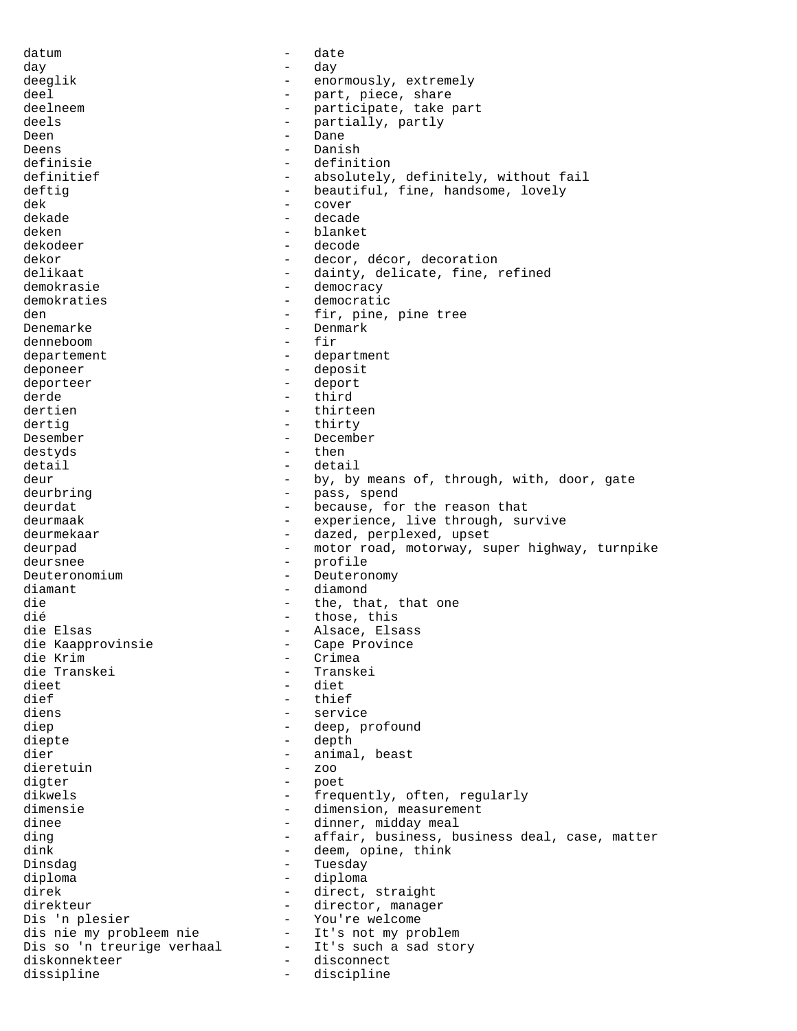datum - date
day - day
deeglik - enormously, extremely
deel - part, piece, share
deelneem - participate, take part
deels - partially, partly
Deen - Dane
Deens - Danish
definisie - definition
definitief - absolutely, definitely, without fail
deftig - beautiful, fine, handsome, lovely
dek - cover
dekade - decade
deken - blanket
dekodeer - decode
dekor - decor, décor, decoration
delikaat - dainty, delicate, fine, refined
demokrasie - democracy
demokraties - democratic
den - fir, pine, pine tree
Denemarke - Denmark
denneboom - fir
departement - department
deponeer - deposit
deporteer - deport
derde - third
dertien - thirteen
dertig - thirty
Desember - December
destyds - then
detail - detail
deur - by, by means of, through, with, door, gate
deurbring - pass, spend
deurdat - because, for the reason that
deurmaak - experience, live through, survive
deurmekaar - dazed, perplexed, upset
deurpad - motor road, motorway, super highway, turnpike
deursnee - profile
Deuteronomium - Deuteronomy
diamant - diamond
die - the, that, that one
dié - those, this
die Elsas - Alsace, Elsass
die Kaapprovinsie - Cape Province
die Krim - Crimea
die Transkei - Transkei
dieet - diet
dief - thief
diens - service
diep - deep, profound
diepte - depth
dier - animal, beast
dieretuin - zoo
digter - poet
dikwels - frequently, often, regularly
dimensie - dimension, measurement
dinee - dinner, midday meal
ding - affair, business, business deal, case, matter
dink - deem, opine, think
Dinsdag - Tuesday
diploma - diploma
direk - direct, straight
direkteur - director, manager
Dis 'n plesier - You're welcome
dis nie my probleem nie - It's not my problem
Dis so 'n treurige verhaal - It's such a sad story
diskonnekteer - disconnect
dissipline - discipline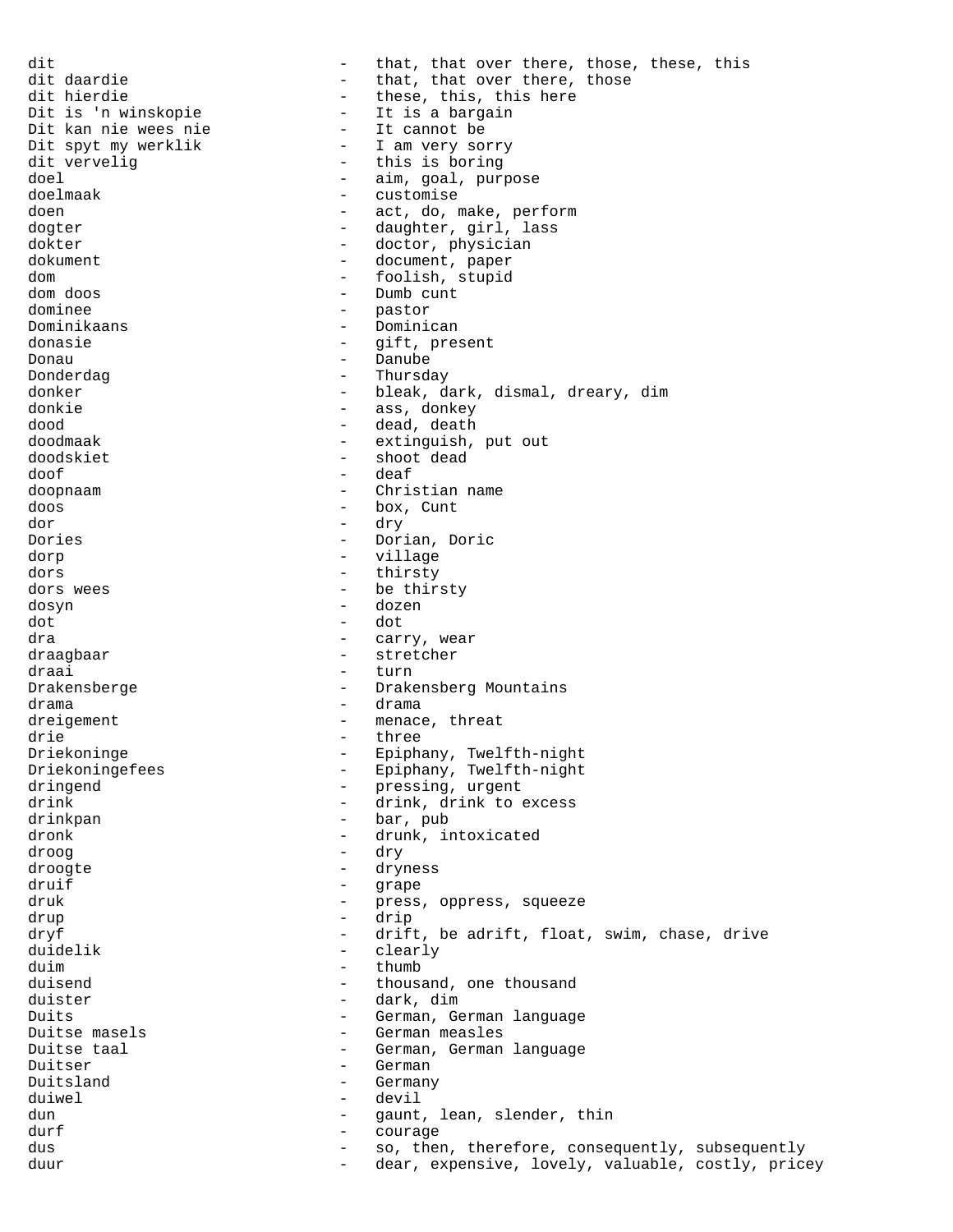dit - that, that over there, those, these, this
dit daardie - that, that over there, those
dit hierdie - these, this, this here
Dit is 'n winskopie - It is a bargain
Dit kan nie wees nie - It cannot be
Dit spyt my werklik - I am very sorry
dit vervelig - this is boring
doel - aim, goal, purpose
doelmaak - customise
doen - act, do, make, perform
dogter - daughter, girl, lass
dokter - doctor, physician
dokument - document, paper
dom - foolish, stupid
dom doos - Dumb cunt
dominee - pastor
Dominikaans - Dominican
donasie - gift, present
Donau - Danube
Donderdag - Thursday
donker - bleak, dark, dismal, dreary, dim
donkie - ass, donkey
dood - dead, death
doodmaak - extinguish, put out
doodskiet - shoot dead
doof - deaf
doopnaam - Christian name
doos - box, Cunt
dor - dry
Dories - Dorian, Doric
dorp - village
dors - thirsty
dors wees - be thirsty
dosyn - dozen
dot - dot
dra - carry, wear
draagbaar - stretcher
draai - turn
Drakensberge - Drakensberg Mountains
drama - drama
dreigement - menace, threat
drie - three
Driekoninge - Epiphany, Twelfth-night
Driekoningefees - Epiphany, Twelfth-night
dringend - pressing, urgent
drink - drink, drink to excess
drinkpan - bar, pub
dronk - drunk, intoxicated
droog - dry
droogte - dryness
druif - grape
druk - press, oppress, squeeze
drup - drip
dryf - drift, be adrift, float, swim, chase, drive
duidelik - clearly
duim - thumb
duisend - thousand, one thousand
duister - dark, dim
Duits - German, German language
Duitse masels - German measles
Duitse taal - German, German language
Duitser - German
Duitsland - Germany
duiwel - devil
dun - gaunt, lean, slender, thin
durf - courage
dus - so, then, therefore, consequently, subsequently
duur - dear, expensive, lovely, valuable, costly, pricey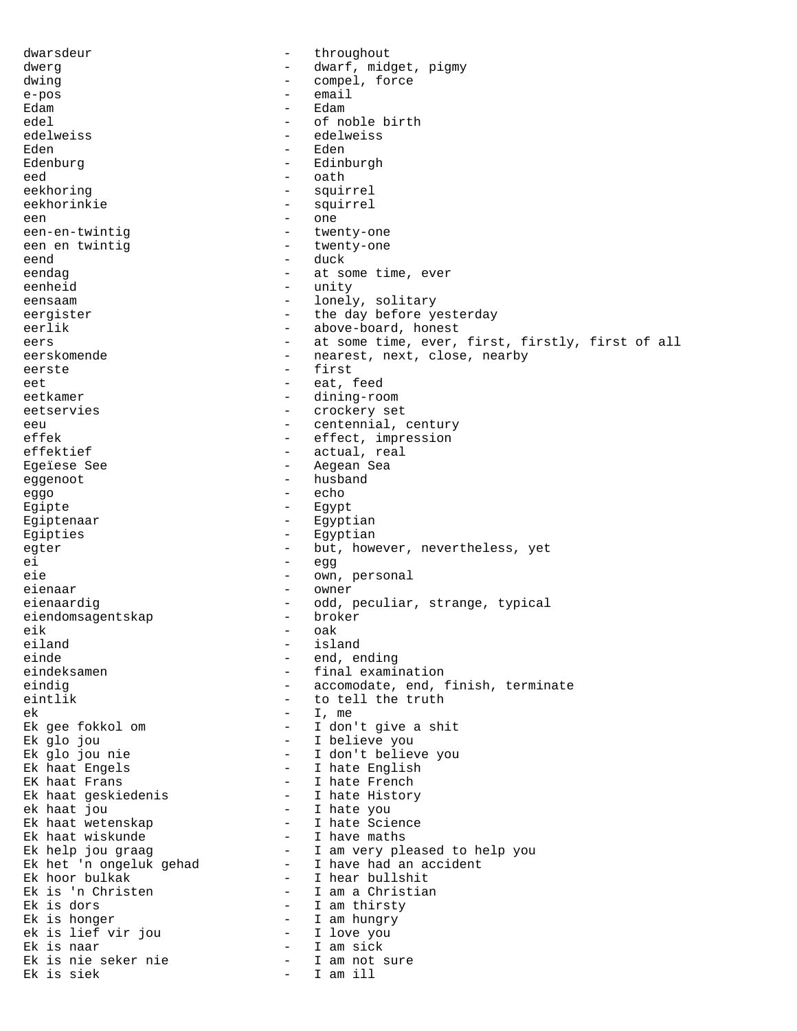dwarsdeur - throughout
dwerg - dwarf, midget, pigmy
dwing - compel, force
e-pos - email
Edam - Edam
edel - of noble birth
edelweiss - edelweiss
Eden - Eden
Edenburg - Edinburgh
eed - oath
eekhoring - squirrel
eekhorinkie - squirrel
een - one
een-en-twintig - twenty-one
een en twintig - twenty-one
eend - duck
eendag - at some time, ever
eenheid - unity
eensaam - lonely, solitary
eergister - the day before yesterday
eerlik - above-board, honest
eers - at some time, ever, first, firstly, first of all
eerskomende - nearest, next, close, nearby
eerste - first
eet - eat, feed
eetkamer - dining-room
eetservies - crockery set
eeu - centennial, century
effek - effect, impression
effektief - actual, real
Egeïese See - Aegean Sea
eggenoot - husband
eggo - echo
Egipte - Egypt
Egiptenaar - Egyptian
Egipties - Egyptian
egter - but, however, nevertheless, yet
ei - egg
eie - own, personal
eienaar - owner
eienaardig - odd, peculiar, strange, typical
eiendomsagentskap - broker
eik - oak
eiland - island
einde - end, ending
eindeksamen - final examination
eindig - accomodate, end, finish, terminate
eintlik - to tell the truth
ek - I, me
Ek gee fokkol om - I don't give a shit
Ek glo jou - I believe you
Ek glo jou nie - I don't believe you
Ek haat Engels - I hate English
EK haat Frans - I hate French
Ek haat geskiedenis - I hate History
ek haat jou - I hate you
Ek haat wetenskap - I hate Science
Ek haat wiskunde - I have maths
Ek help jou graag - I am very pleased to help you
Ek het 'n ongeluk gehad - I have had an accident
Ek hoor bulkak - I hear bullshit
Ek is 'n Christen - I am a Christian
Ek is dors - I am thirsty
Ek is honger - I am hungry
ek is lief vir jou - I love you
Ek is naar - I am sick
Ek is nie seker nie - I am not sure
Ek is siek - I am ill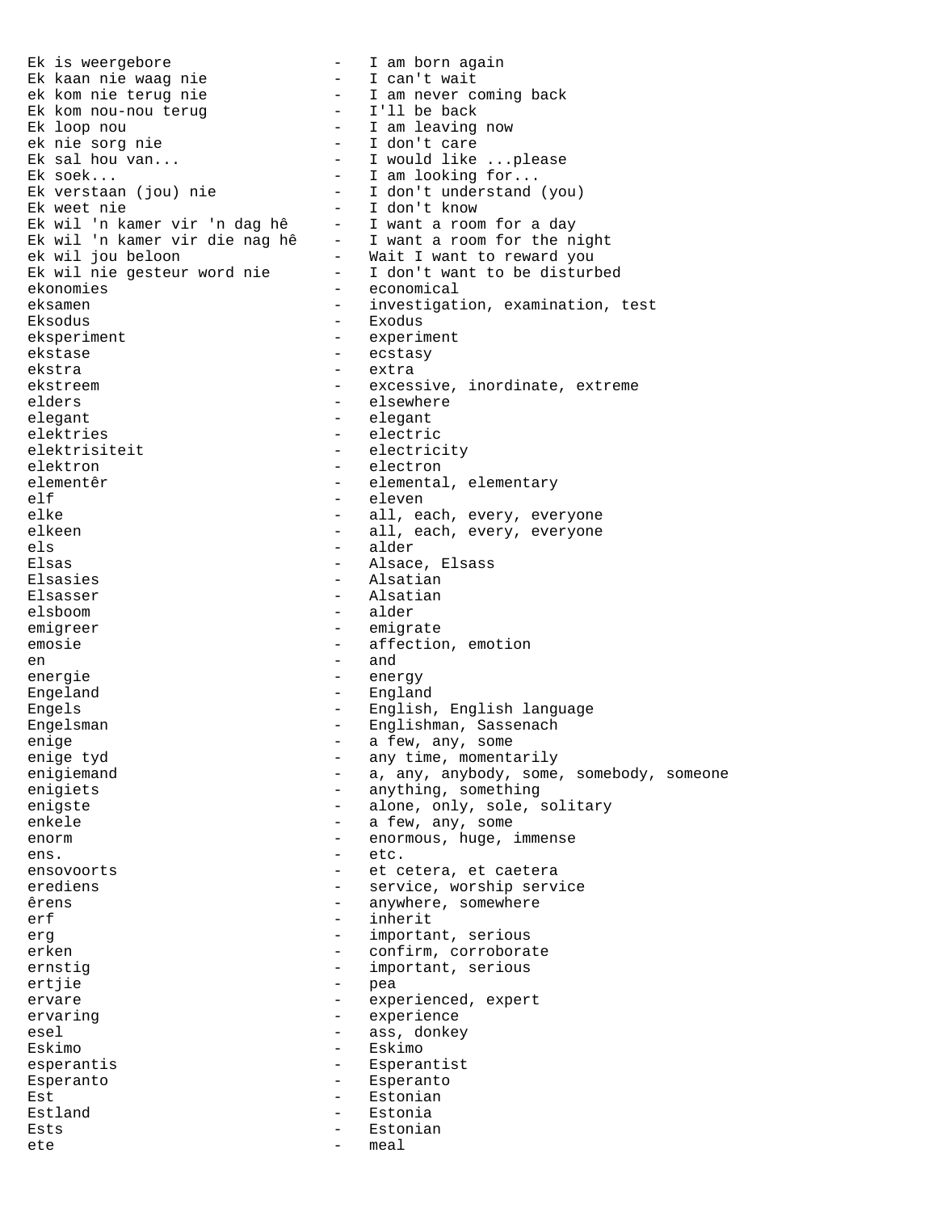Ek is weergebore - I am born again
Ek kaan nie waag nie - I can't wait
ek kom nie terug nie - I am never coming back
Ek kom nou-nou terug - I'll be back
Ek loop nou - I am leaving now
ek nie sorg nie - I don't care
Ek sal hou van... - I would like ...please
Ek soek... - I am looking for...
Ek verstaan (jou) nie - I don't understand (you)
Ek weet nie - I don't know
Ek wil 'n kamer vir 'n dag hê - I want a room for a day
Ek wil 'n kamer vir die nag hê - I want a room for the night
ek wil jou beloon - Wait I want to reward you
Ek wil nie gesteur word nie - I don't want to be disturbed
ekonomies - economical
eksamen - investigation, examination, test
Eksodus - Exodus
eksperiment - experiment
ekstase - ecstasy
ekstra - extra
ekstreem - excessive, inordinate, extreme
elders - elsewhere
elegant - elegant
elektries - electric
elektrisiteit - electricity
elektron - electron
elementêr - elemental, elementary
elf - eleven
elke - all, each, every, everyone
elkeen - all, each, every, everyone
els - alder
Elsas - Alsace, Elsass
Elsasies - Alsatian
Elsasser - Alsatian
elsboom - alder
emigreer - emigrate
emosie - affection, emotion
en - and
energie - energy
Engeland - England
Engels - English, English language
Engelsman - Englishman, Sassenach
enige - a few, any, some
enige tyd - any time, momentarily
enigiemand - a, any, anybody, some, somebody, someone
enigiets - anything, something
enigste - alone, only, sole, solitary
enkele - a few, any, some
enorm - enormous, huge, immense
ens. - etc.
ensovoorts - et cetera, et caetera
erediens - service, worship service
êrens - anywhere, somewhere
erf - inherit
erg - important, serious
erken - confirm, corroborate
ernstig - important, serious
ertjie - pea
ervare - experienced, expert
ervaring - experience
esel - ass, donkey
Eskimo - Eskimo
esperantis - Esperantist
Esperanto - Esperanto
Est - Estonian
Estland - Estonia
Ests - Estonian
ete - meal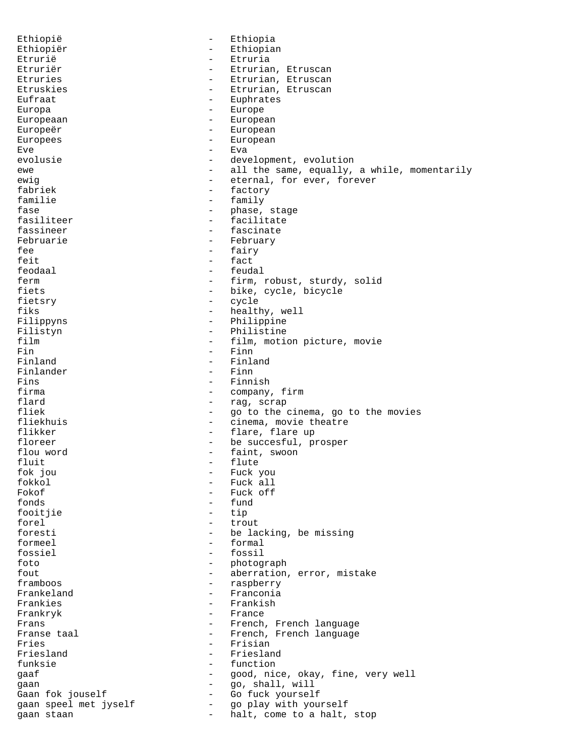Ethiopië - Ethiopia
Ethiopiër - Ethiopian
Etrurië - Etruria
Etruriër - Etrurian, Etruscan
Etruries - Etrurian, Etruscan
Etruskies - Etrurian, Etruscan
Eufraat - Euphrates
Europa - Europe
Europeaan - European
Europeër - European
Europees - European
Eve - Eva
evolusie - development, evolution
ewe - all the same, equally, a while, momentarily
ewig - eternal, for ever, forever
fabriek - factory
familie - family
fase - phase, stage
fasiliteer - facilitate
fassineer - fascinate
Februarie - February
fee - fairy
feit - fact
feodaal - feudal
ferm - firm, robust, sturdy, solid
fiets - bike, cycle, bicycle
fietsry - cycle
fiks - healthy, well
Filippyns - Philippine
Filistyn - Philistine
film - film, motion picture, movie
Fin - Finn
Finland - Finland
Finlander - Finn
Fins - Finnish
firma - company, firm
flard - rag, scrap
fliek - go to the cinema, go to the movies
fliekhuis - cinema, movie theatre
flikker - flare, flare up
floreer - be succesful, prosper
flou word - faint, swoon
fluit - flute
fok jou - Fuck you
fokkol - Fuck all
Fokof - Fuck off
fonds - fund
fooitjie - tip
forel - trout
foresti - be lacking, be missing
formeel - formal
fossiel - fossil
foto - photograph
fout - aberration, error, mistake
framboos - raspberry
Frankeland - Franconia
Frankies - Frankish
Frankryk - France
Frans - French, French language
Franse taal - French, French language
Fries - Frisian
Friesland - Friesland
funksie - function
gaaf - good, nice, okay, fine, very well
gaan - go, shall, will
Gaan fok jouself - Go fuck yourself
gaan speel met jyself - go play with yourself
gaan staan - halt, come to a halt, stop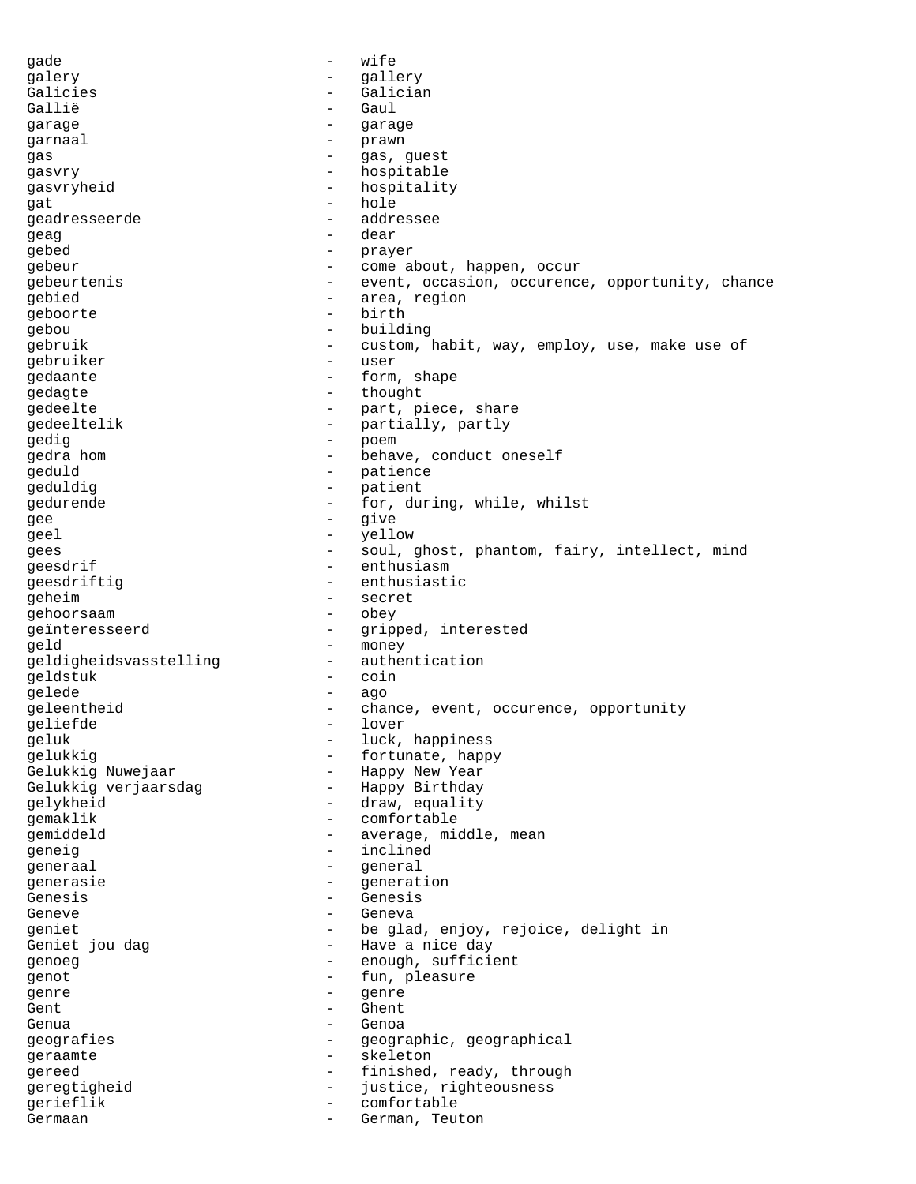gade - wife
galery - gallery
Galicies - Galician
Gallië - Gaul
garage - garage
garnaal - prawn
gas - gas, guest
gasvry - hospitable
gasvryheid - hospitality
gat - hole
geadresseerde - addressee
geag - dear
gebed - prayer
gebeur - come about, happen, occur
gebeurtenis - event, occasion, occurence, opportunity, chance
gebied - area, region
geboorte - birth
gebou - building
gebruik - custom, habit, way, employ, use, make use of
gebruiker - user
gedaante - form, shape
gedagte - thought
gedeelte - part, piece, share
gedeeltelik - partially, partly
gedig - poem
gedra hom - behave, conduct oneself
geduld - patience
geduldig - patient
gedurende - for, during, while, whilst
gee - give
geel - yellow
gees - soul, ghost, phantom, fairy, intellect, mind
geesdrif - enthusiasm
geesdriftig - enthusiastic
geheim - secret
gehoorsaam - obey
geïnteresseerd - gripped, interested
geld - money
geldigheidsvasstelling - authentication
geldstuk - coin
gelede - ago
geleentheid - chance, event, occurence, opportunity
geliefde - lover
geluk - luck, happiness
gelukkig - fortunate, happy
Gelukkig Nuwejaar - Happy New Year
Gelukkig verjaarsdag - Happy Birthday
gelykheid - draw, equality
gemaklik - comfortable
gemiddeld - average, middle, mean
geneig - inclined
generaal - general
generasie - generation
Genesis - Genesis
Geneve - Geneva
geniet - be glad, enjoy, rejoice, delight in
Geniet jou dag - Have a nice day
genoeg - enough, sufficient
genot - fun, pleasure
genre - genre
Gent - Ghent
Genua - Genoa
geografies - geographic, geographical
geraamte - skeleton
gereed - finished, ready, through
geregtigheid - justice, righteousness
gerieflik - comfortable
Germaan - German, Teuton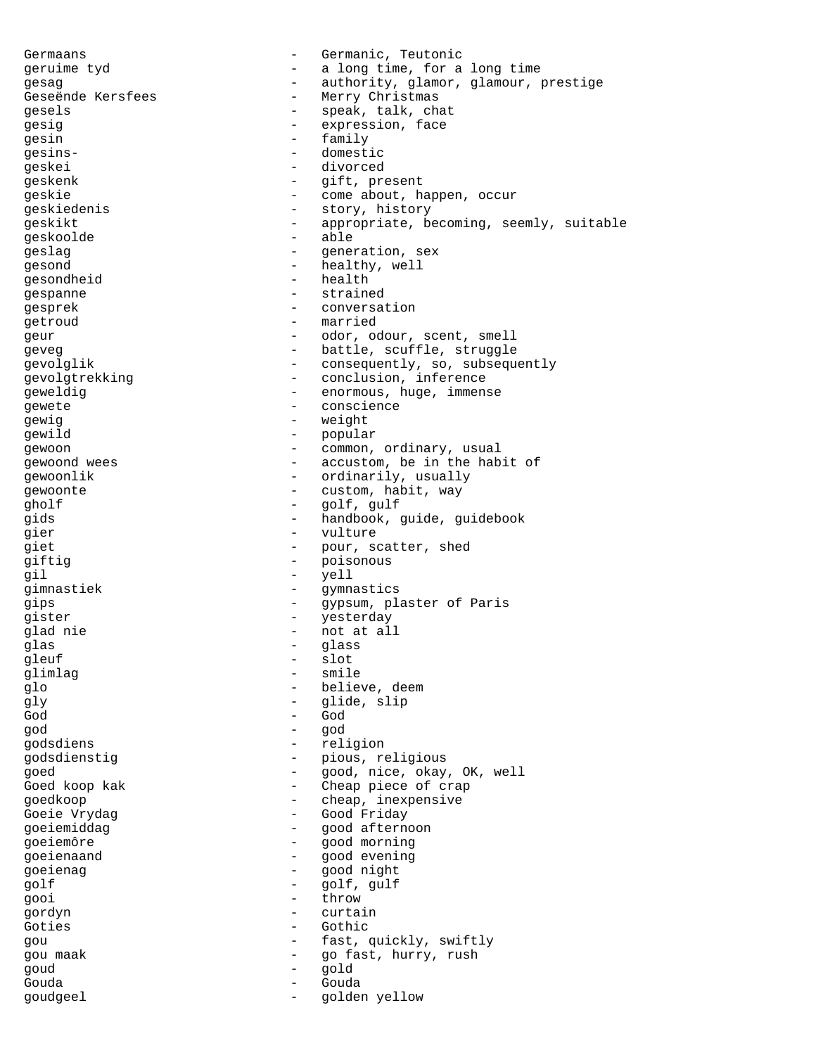Germaans - Germanic, Teutonic
geruime tyd - a long time, for a long time
gesag - authority, glamor, glamour, prestige
Geseënde Kersfees - Merry Christmas
gesels - speak, talk, chat
gesig - expression, face
gesin - family
gesins- - domestic
geskei - divorced
geskenk - gift, present
geskie - come about, happen, occur
geskiedenis - story, history
geskikt - appropriate, becoming, seemly, suitable
geskoolde - able
geslag - generation, sex
gesond - healthy, well
gesondheid - health
gespanne - strained
gesprek - conversation
getroud - married
geur - odor, odour, scent, smell
geveg - battle, scuffle, struggle
gevolglik - consequently, so, subsequently
gevolgtrekking - conclusion, inference
geweldig - enormous, huge, immense
gewete - conscience
gewig - weight
gewild - popular
gewoon - common, ordinary, usual
gewoond wees - accustom, be in the habit of
gewoonlik - ordinarily, usually
gewoonte - custom, habit, way
gholf - golf, gulf
gids - handbook, guide, guidebook
gier - vulture
giet - pour, scatter, shed
giftig - poisonous
gil - yell
gimnastiek - gymnastics
gips - gypsum, plaster of Paris
gister - yesterday
glad nie - not at all
glas - glass
gleuf - slot
glimlag - smile
glo - believe, deem
gly - glide, slip
God - God
god - god
godsdiens - religion
godsdienstig - pious, religious
goed - good, nice, okay, OK, well
Goed koop kak - Cheap piece of crap
goedkoop - cheap, inexpensive
Goeie Vrydag - Good Friday
goeiemiddag - good afternoon
goeiemôre - good morning
goeienaand - good evening
goeienag - good night
golf - golf, gulf
gooi - throw
gordyn - curtain
Goties - Gothic
gou - fast, quickly, swiftly
gou maak - go fast, hurry, rush
goud - gold
Gouda - Gouda
goudgeel - golden yellow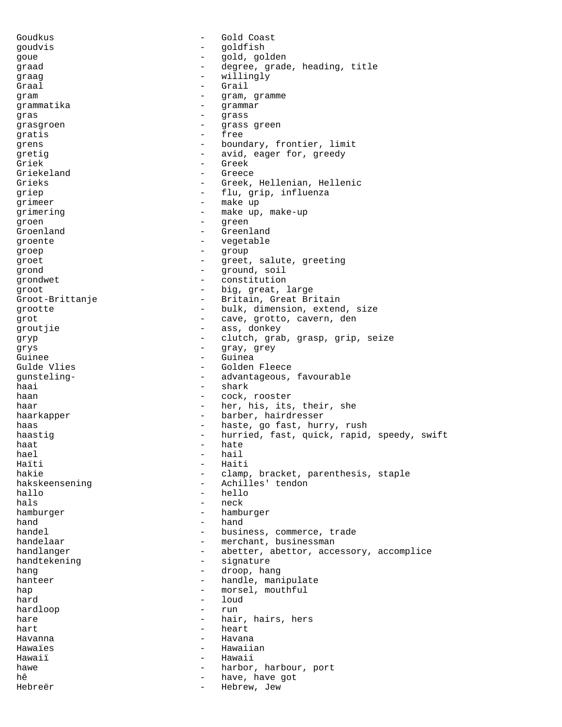```
Goudkus                       -   Gold Coast
goudvis                       -   goldfish
goue                          -   gold, golden
graad                         -   degree, grade, heading, title
graag                         -   willingly
Graal                         -   Grail
gram                          -   gram, gramme
grammatika                    -   grammar
gras                          -   grass
grasgroen                     -   grass green
gratis                        -   free
grens                         -   boundary, frontier, limit
gretig                        -   avid, eager for, greedy
Griek                         -   Greek
Griekeland                    -   Greece
Grieks                        -   Greek, Hellenian, Hellenic
griep                         -   flu, grip, influenza
grimeer                       -   make up
grimering                     -   make up, make-up
groen                         -   green
Groenland                     -   Greenland
groente                       -   vegetable
groep                         -   group
groet                         -   greet, salute, greeting
grond                         -   ground, soil
grondwet                      -   constitution
groot                         -   big, great, large
Groot-Brittanje               -   Britain, Great Britain
grootte                       -   bulk, dimension, extend, size
grot                          -   cave, grotto, cavern, den
groutjie                      -   ass, donkey
gryp                          -   clutch, grab, grasp, grip, seize
grys                          -   gray, grey
Guinee                        -   Guinea
Gulde Vlies                   -   Golden Fleece
gunsteling-                   -   advantageous, favourable
haai                          -   shark
haan                          -   cock, rooster
haar                          -   her, his, its, their, she
haarkapper                    -   barber, hairdresser
haas                          -   haste, go fast, hurry, rush
haastig                       -   hurried, fast, quick, rapid, speedy, swift
haat                          -   hate
hael                          -   hail
Haïti                         -   Haiti
hakie                         -   clamp, bracket, parenthesis, staple
hakskeensening                -   Achilles' tendon
hallo                         -   hello
hals                          -   neck
hamburger                     -   hamburger
hand                          -   hand
handel                        -   business, commerce, trade
handelaar                     -   merchant, businessman
handlanger                    -   abetter, abettor, accessory, accomplice
handtekening                  -   signature
hang                          -   droop, hang
hanteer                       -   handle, manipulate
hap                           -   morsel, mouthful
hard                          -   loud
hardloop                      -   run
hare                          -   hair, hairs, hers
hart                          -   heart
Havanna                       -   Havana
Hawaïes                       -   Hawaiian
Hawaiï                        -   Hawaii
hawe                          -   harbor, harbour, port
hê                            -   have, have got
Hebreër                       -   Hebrew, Jew
```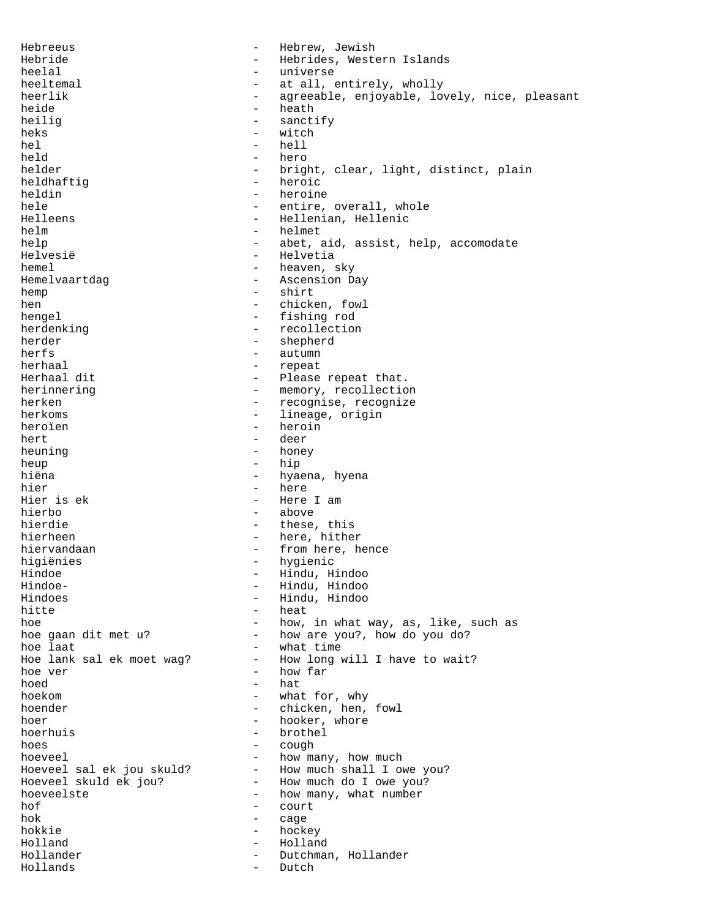Hebreeus - Hebrew, Jewish
Hebride - Hebrides, Western Islands
heelal - universe
heeltemal - at all, entirely, wholly
heerlik - agreeable, enjoyable, lovely, nice, pleasant
heide - heath
heilig - sanctify
heks - witch
hel - hell
held - hero
helder - bright, clear, light, distinct, plain
heldhaftig - heroic
heldin - heroine
hele - entire, overall, whole
Helleens - Hellenian, Hellenic
helm - helmet
help - abet, aid, assist, help, accomodate
Helvesië - Helvetia
hemel - heaven, sky
Hemelvaartdag - Ascension Day
hemp - shirt
hen - chicken, fowl
hengel - fishing rod
herdenking - recollection
herder - shepherd
herfs - autumn
herhaal - repeat
Herhaal dit - Please repeat that.
herinnering - memory, recollection
herken - recognise, recognize
herkoms - lineage, origin
heroïen - heroin
hert - deer
heuning - honey
heup - hip
hiëna - hyaena, hyena
hier - here
Hier is ek - Here I am
hierbo - above
hierdie - these, this
hierheen - here, hither
hiervandaan - from here, hence
higiënies - hygienic
Hindoe - Hindu, Hindoo
Hindoe- - Hindu, Hindoo
Hindoes - Hindu, Hindoo
hitte - heat
hoe - how, in what way, as, like, such as
hoe gaan dit met u? - how are you?, how do you do?
hoe laat - what time
Hoe lank sal ek moet wag? - How long will I have to wait?
hoe ver - how far
hoed - hat
hoekom - what for, why
hoender - chicken, hen, fowl
hoer - hooker, whore
hoerhuis - brothel
hoes - cough
hoeveel - how many, how much
Hoeveel sal ek jou skuld? - How much shall I owe you?
Hoeveel skuld ek jou? - How much do I owe you?
hoeveelste - how many, what number
hof - court
hok - cage
hokkie - hockey
Holland - Holland
Hollander - Dutchman, Hollander
Hollands - Dutch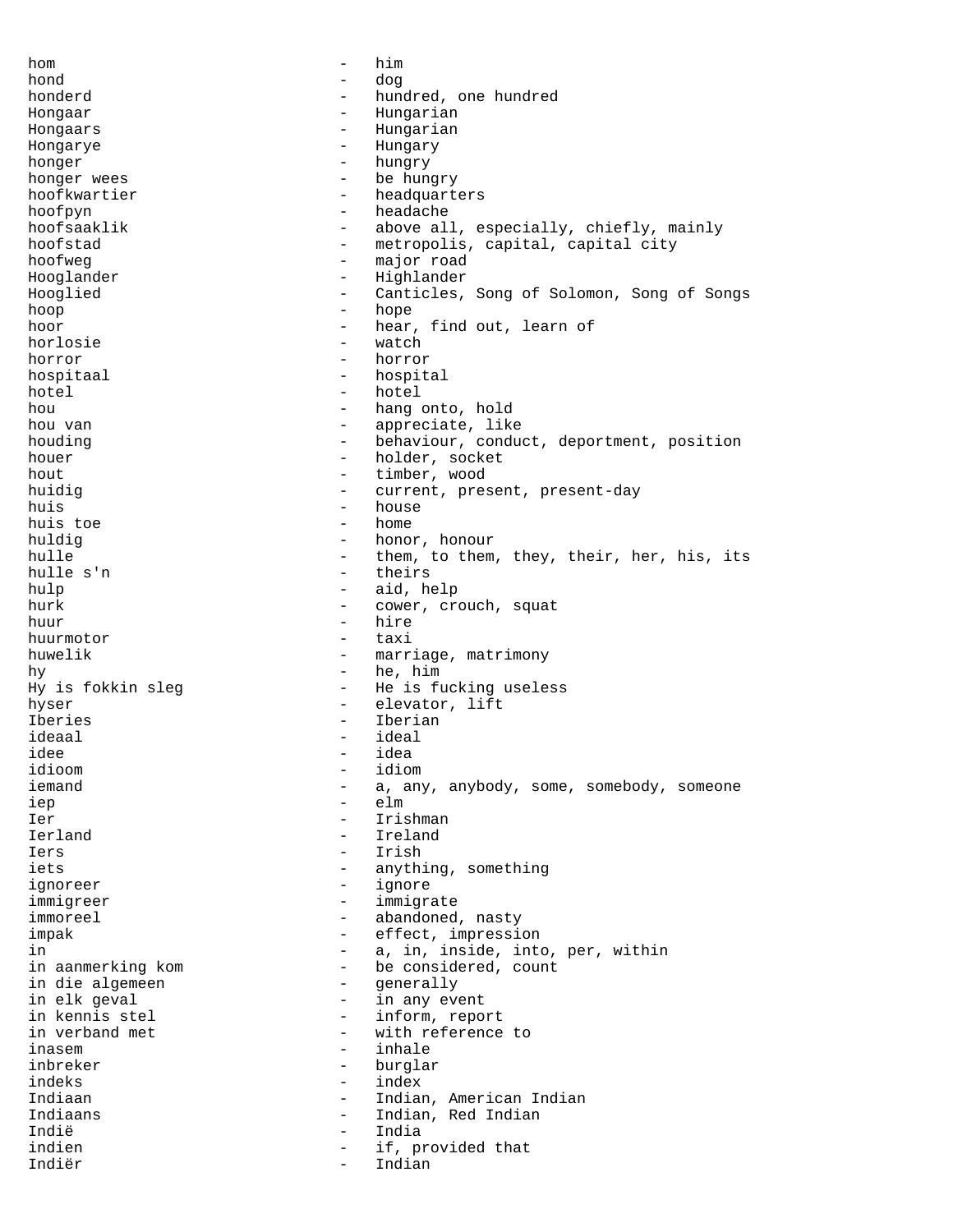hom - him
hond - dog
honderd - hundred, one hundred
Hongaar - Hungarian
Hongaars - Hungarian
Hongarye - Hungary
honger - hungry
honger wees - be hungry
hoofkwartier - headquarters
hoofpyn - headache
hoofsaaklik - above all, especially, chiefly, mainly
hoofstad - metropolis, capital, capital city
hoofweg - major road
Hooglander - Highlander
Hooglied - Canticles, Song of Solomon, Song of Songs
hoop - hope
hoor - hear, find out, learn of
horlosie - watch
horror - horror
hospitaal - hospital
hotel - hotel
hou - hang onto, hold
hou van - appreciate, like
houding - behaviour, conduct, deportment, position
houer - holder, socket
hout - timber, wood
huidig - current, present, present-day
huis - house
huis toe - home
huldig - honor, honour
hulle - them, to them, they, their, her, his, its
hulle s'n - theirs
hulp - aid, help
hurk - cower, crouch, squat
huur - hire
huurmotor - taxi
huwelik - marriage, matrimony
hy - he, him
Hy is fokkin sleg - He is fucking useless
hyser - elevator, lift
Iberies - Iberian
ideaal - ideal
idee - idea
idioom - idiom
iemand - a, any, anybody, some, somebody, someone
iep - elm
Ier - Irishman
Ierland - Ireland
Iers - Irish
iets - anything, something
ignoreer - ignore
immigreer - immigrate
immoreel - abandoned, nasty
impak - effect, impression
in - a, in, inside, into, per, within
in aanmerking kom - be considered, count
in die algemeen - generally
in elk geval - in any event
in kennis stel - inform, report
in verband met - with reference to
inasem - inhale
inbreker - burglar
indeks - index
Indiaan - Indian, American Indian
Indiaans - Indian, Red Indian
Indië - India
indien - if, provided that
Indiër - Indian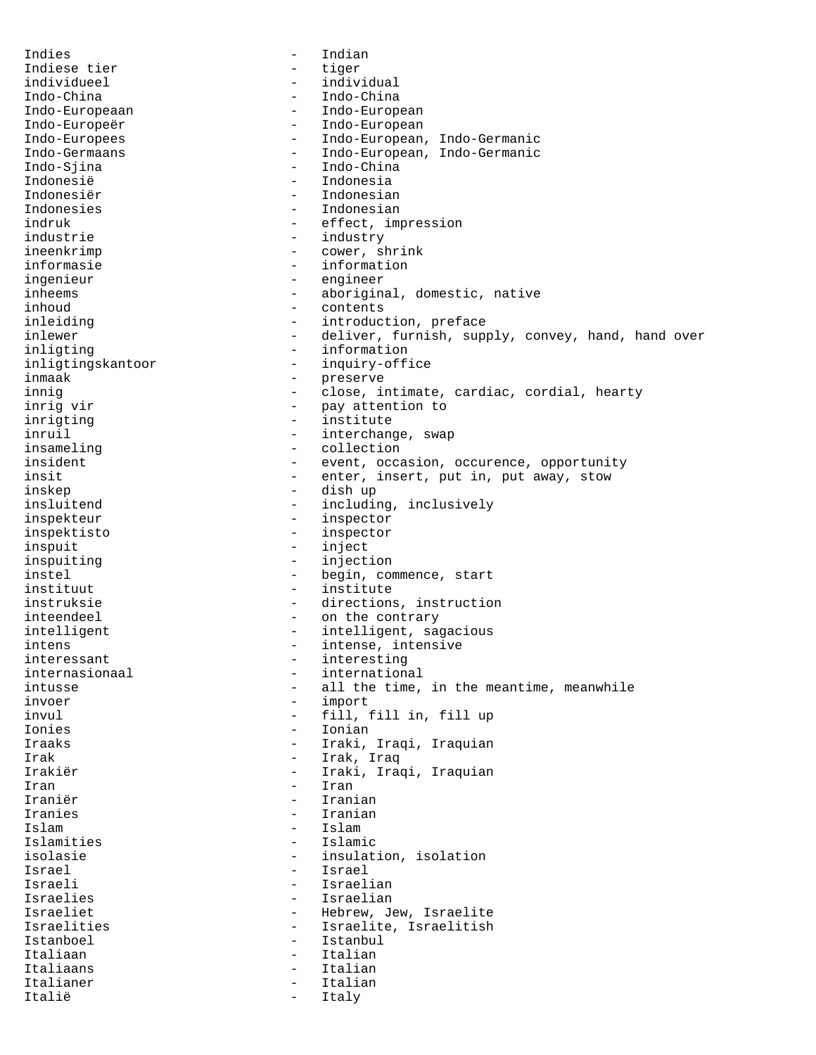Indies - Indian
Indiese tier - tiger
individueel - individual
Indo-China - Indo-China
Indo-Europeaan - Indo-European
Indo-Europeër - Indo-European
Indo-Europees - Indo-European, Indo-Germanic
Indo-Germaans - Indo-European, Indo-Germanic
Indo-Sjina - Indo-China
Indonesië - Indonesia
Indonesiër - Indonesian
Indonesies - Indonesian
indruk - effect, impression
industrie - industry
ineenkrimp - cower, shrink
informasie - information
ingenieur - engineer
inheems - aboriginal, domestic, native
inhoud - contents
inleiding - introduction, preface
inlewer - deliver, furnish, supply, convey, hand, hand over
inligting - information
inligtingskantoor - inquiry-office
inmaak - preserve
innig - close, intimate, cardiac, cordial, hearty
inrig vir - pay attention to
inrigting - institute
inruil - interchange, swap
insameling - collection
insident - event, occasion, occurence, opportunity
insit - enter, insert, put in, put away, stow
inskep - dish up
insluitend - including, inclusively
inspekteur - inspector
inspektisto - inspector
inspuit - inject
inspuiting - injection
instel - begin, commence, start
instituut - institute
instruksie - directions, instruction
inteendeel - on the contrary
intelligent - intelligent, sagacious
intens - intense, intensive
interessant - interesting
internasionaal - international
intusse - all the time, in the meantime, meanwhile
invoer - import
invul - fill, fill in, fill up
Ionies - Ionian
Iraaks - Iraki, Iraqi, Iraquian
Irak - Irak, Iraq
Irakiër - Iraki, Iraqi, Iraquian
Iran - Iran
Iraniër - Iranian
Iranies - Iranian
Islam - Islam
Islamities - Islamic
isolasie - insulation, isolation
Israel - Israel
Israeli - Israelian
Israelies - Israelian
Israeliet - Hebrew, Jew, Israelite
Israelities - Israelite, Israelitish
Istanboel - Istanbul
Italiaan - Italian
Italiaans - Italian
Italianer - Italian
Italië - Italy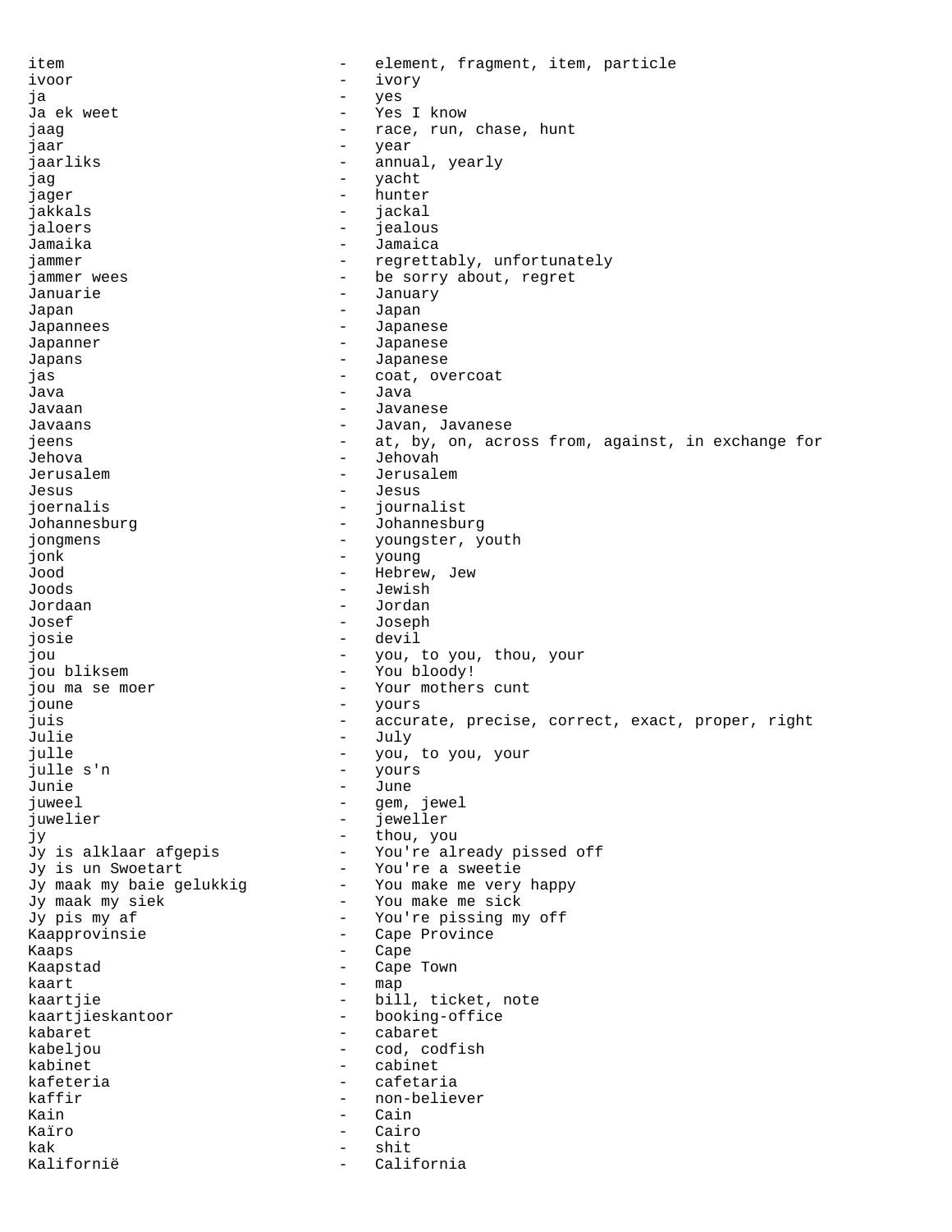item - element, fragment, item, particle
ivoor - ivory
ja - yes
Ja ek weet - Yes I know
jaag - race, run, chase, hunt
jaar - year
jaarliks - annual, yearly
jag - yacht
jager - hunter
jakkals - jackal
jaloers - jealous
Jamaika - Jamaica
jammer - regrettably, unfortunately
jammer wees - be sorry about, regret
Januarie - January
Japan - Japan
Japannees - Japanese
Japanner - Japanese
Japans - Japanese
jas - coat, overcoat
Java - Java
Javaan - Javanese
Javaans - Javan, Javanese
jeens - at, by, on, across from, against, in exchange for
Jehova - Jehovah
Jerusalem - Jerusalem
Jesus - Jesus
joernalis - journalist
Johannesburg - Johannesburg
jongmens - youngster, youth
jonk - young
Jood - Hebrew, Jew
Joods - Jewish
Jordaan - Jordan
Josef - Joseph
josie - devil
jou - you, to you, thou, your
jou bliksem - You bloody!
jou ma se moer - Your mothers cunt
joune - yours
juis - accurate, precise, correct, exact, proper, right
Julie - July
julle - you, to you, your
julle s'n - yours
Junie - June
juweel - gem, jewel
juwelier - jeweller
jy - thou, you
Jy is alklaar afgepis - You're already pissed off
Jy is un Swoetart - You're a sweetie
Jy maak my baie gelukkig - You make me very happy
Jy maak my siek - You make me sick
Jy pis my af - You're pissing my off
Kaapprovinsie - Cape Province
Kaaps - Cape
Kaapstad - Cape Town
kaart - map
kaartjie - bill, ticket, note
kaartjieskantoor - booking-office
kabaret - cabaret
kabeljou - cod, codfish
kabinet - cabinet
kafeteria - cafetaria
kaffir - non-believer
Kain - Cain
Kaïro - Cairo
kak - shit
Kalifornië - California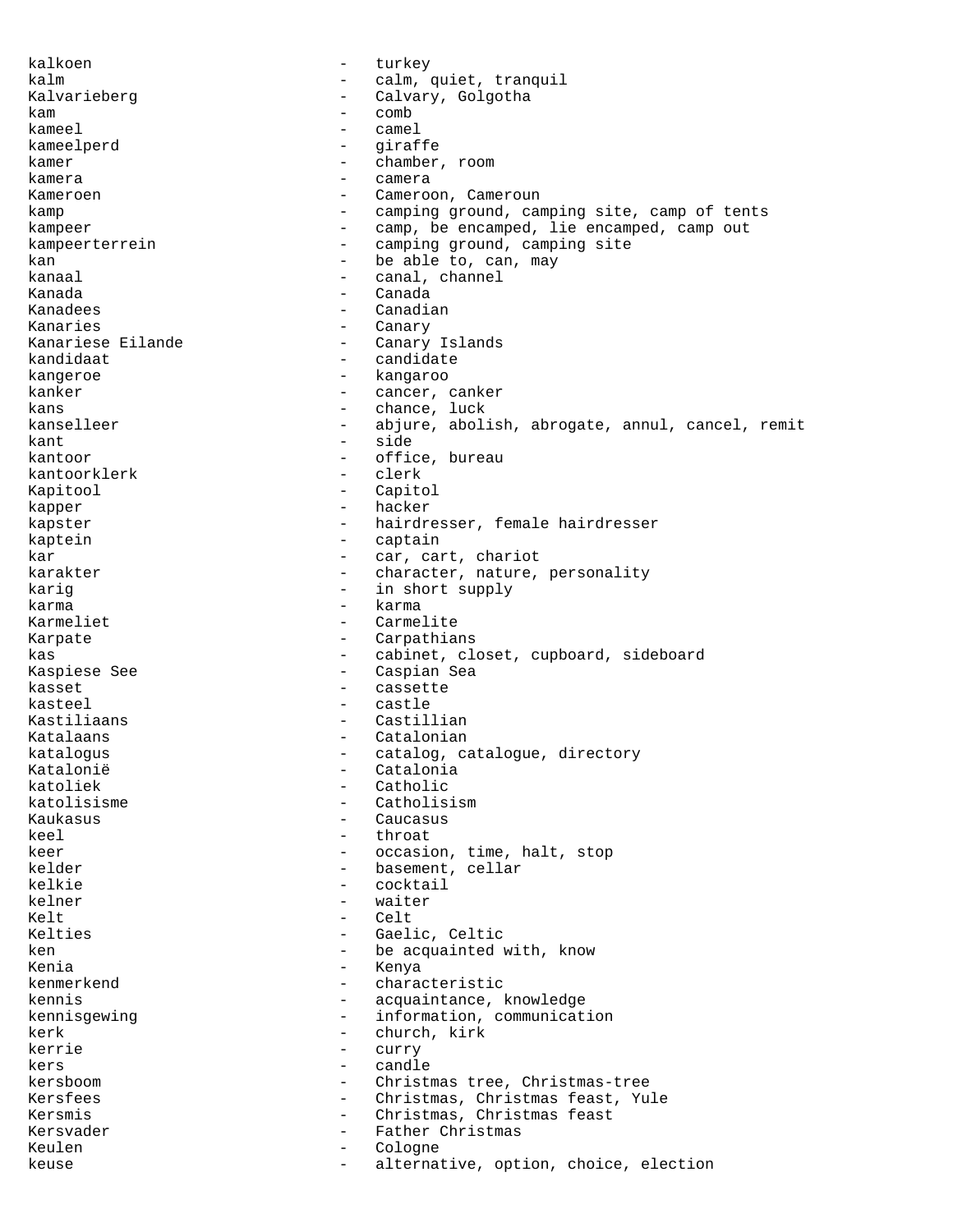kalkoen - turkey
kalm - calm, quiet, tranquil
Kalvarieberg - Calvary, Golgotha
kam - comb
kameel - camel
kameelperd - giraffe
kamer - chamber, room
kamera - camera
Kameroen - Cameroon, Cameroun
kamp - camping ground, camping site, camp of tents
kampeer - camp, be encamped, lie encamped, camp out
kampeerterrein - camping ground, camping site
kan - be able to, can, may
kanaal - canal, channel
Kanada - Canada
Kanadees - Canadian
Kanaries - Canary
Kanariese Eilande - Canary Islands
kandidaat - candidate
kangeroe - kangaroo
kanker - cancer, canker
kans - chance, luck
kanselleer - abjure, abolish, abrogate, annul, cancel, remit
kant - side
kantoor - office, bureau
kantoorklerk - clerk
Kapitool - Capitol
kapper - hacker
kapster - hairdresser, female hairdresser
kaptein - captain
kar - car, cart, chariot
karakter - character, nature, personality
karig - in short supply
karma - karma
Karmeliet - Carmelite
Karpate - Carpathians
kas - cabinet, closet, cupboard, sideboard
Kaspiese See - Caspian Sea
kasset - cassette
kasteel - castle
Kastiliaans - Castillian
Katalaans - Catalonian
katalogus - catalog, catalogue, directory
Katalonië - Catalonia
katoliek - Catholic
katolisisme - Catholisism
Kaukasus - Caucasus
keel - throat
keer - occasion, time, halt, stop
kelder - basement, cellar
kelkie - cocktail
kelner - waiter
Kelt - Celt
Kelties - Gaelic, Celtic
ken - be acquainted with, know
Kenia - Kenya
kenmerkend - characteristic
kennis - acquaintance, knowledge
kennisgewing - information, communication
kerk - church, kirk
kerrie - curry
kers - candle
kersboom - Christmas tree, Christmas-tree
Kersfees - Christmas, Christmas feast, Yule
Kersmis - Christmas, Christmas feast
Kersvader - Father Christmas
Keulen - Cologne
keuse - alternative, option, choice, election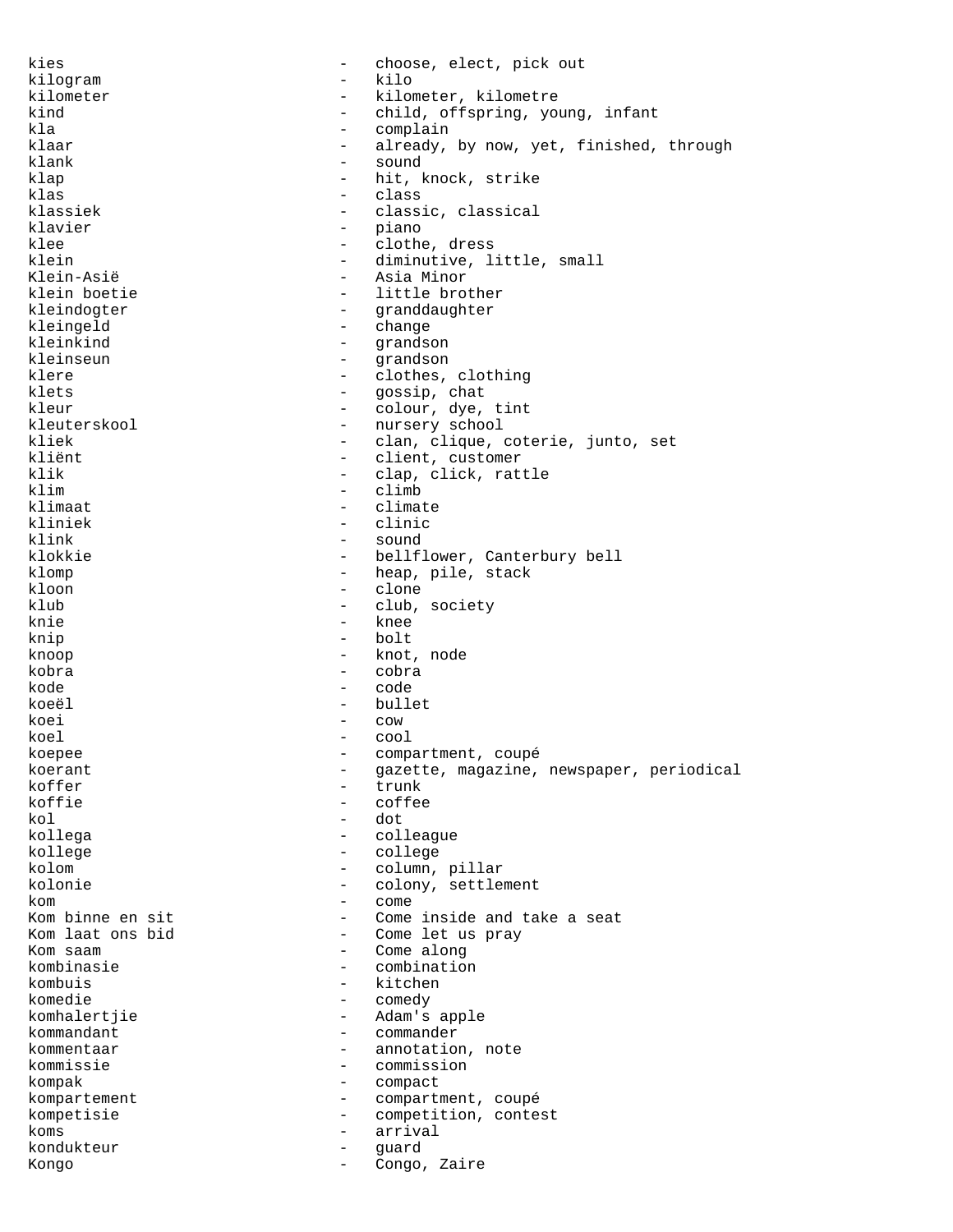kies - choose, elect, pick out
kilogram - kilo
kilometer - kilometer, kilometre
kind - child, offspring, young, infant
kla - complain
klaar - already, by now, yet, finished, through
klank - sound
klap - hit, knock, strike
klas - class
klassiek - classic, classical
klavier - piano
klee - clothe, dress
klein - diminutive, little, small
Klein-Asië - Asia Minor
klein boetie - little brother
kleindogter - granddaughter
kleingeld - change
kleinkind - grandson
kleinseun - grandson
klere - clothes, clothing
klets - gossip, chat
kleur - colour, dye, tint
kleuterskool - nursery school
kliek - clan, clique, coterie, junto, set
kliënt - client, customer
klik - clap, click, rattle
klim - climb
klimaat - climate
kliniek - clinic
klink - sound
klokkie - bellflower, Canterbury bell
klomp - heap, pile, stack
kloon - clone
klub - club, society
knie - knee
knip - bolt
knoop - knot, node
kobra - cobra
kode - code
koeël - bullet
koei - cow
koel - cool
koepee - compartment, coupé
koerant - gazette, magazine, newspaper, periodical
koffer - trunk
koffie - coffee
kol - dot
kollega - colleague
kollege - college
kolom - column, pillar
kolonie - colony, settlement
kom - come
Kom binne en sit - Come inside and take a seat
Kom laat ons bid - Come let us pray
Kom saam - Come along
kombinasie - combination
kombuis - kitchen
komedie - comedy
komhalertjie - Adam's apple
kommandant - commander
kommentaar - annotation, note
kommissie - commission
kompak - compact
kompartement - compartment, coupé
kompetisie - competition, contest
koms - arrival
kondukteur - guard
Kongo - Congo, Zaire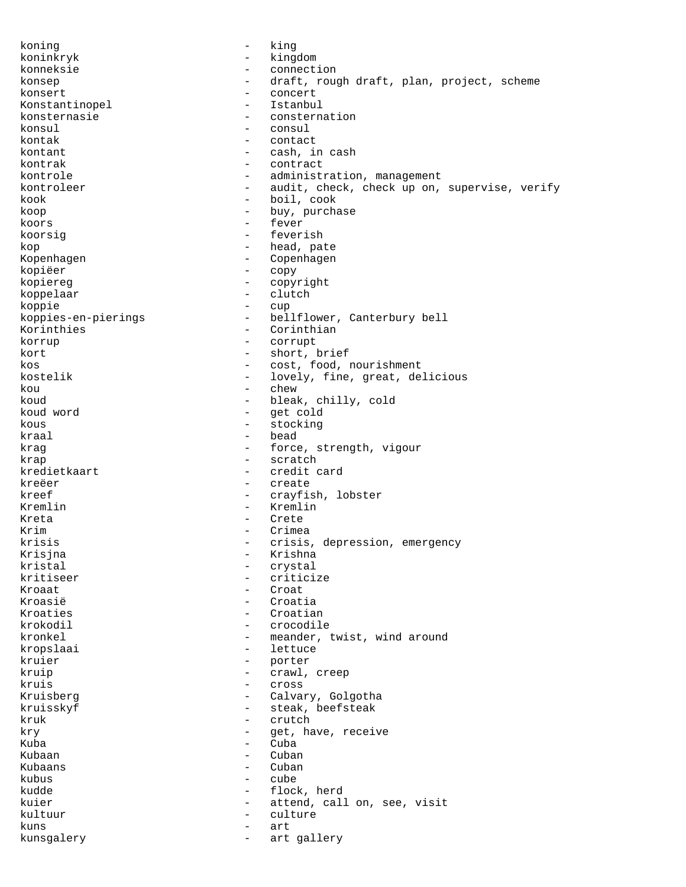koning - king
koninkryk - kingdom
konneksie - connection
konsep - draft, rough draft, plan, project, scheme
konsert - concert
Konstantinopel - Istanbul
konsternasie - consternation
konsul - consul
kontak - contact
kontant - cash, in cash
kontrak - contract
kontrole - administration, management
kontroleer - audit, check, check up on, supervise, verify
kook - boil, cook
koop - buy, purchase
koors - fever
koorsig - feverish
kop - head, pate
Kopenhagen - Copenhagen
kopiëer - copy
kopiereg - copyright
koppelaar - clutch
koppie - cup
koppies-en-pierings - bellflower, Canterbury bell
Korinthies - Corinthian
korrup - corrupt
kort - short, brief
kos - cost, food, nourishment
kostelik - lovely, fine, great, delicious
kou - chew
koud - bleak, chilly, cold
koud word - get cold
kous - stocking
kraal - bead
krag - force, strength, vigour
krap - scratch
kredietkaart - credit card
kreëer - create
kreef - crayfish, lobster
Kremlin - Kremlin
Kreta - Crete
Krim - Crimea
krisis - crisis, depression, emergency
Krisjna - Krishna
kristal - crystal
kritiseer - criticize
Kroaat - Croat
Kroasië - Croatia
Kroaties - Croatian
krokodil - crocodile
kronkel - meander, twist, wind around
kropslaai - lettuce
kruier - porter
kruip - crawl, creep
kruis - cross
Kruisberg - Calvary, Golgotha
kruisskyf - steak, beefsteak
kruk - crutch
kry - get, have, receive
Kuba - Cuba
Kubaan - Cuban
Kubaans - Cuban
kubus - cube
kudde - flock, herd
kuier - attend, call on, see, visit
kultuur - culture
kuns - art
kunsgalery - art gallery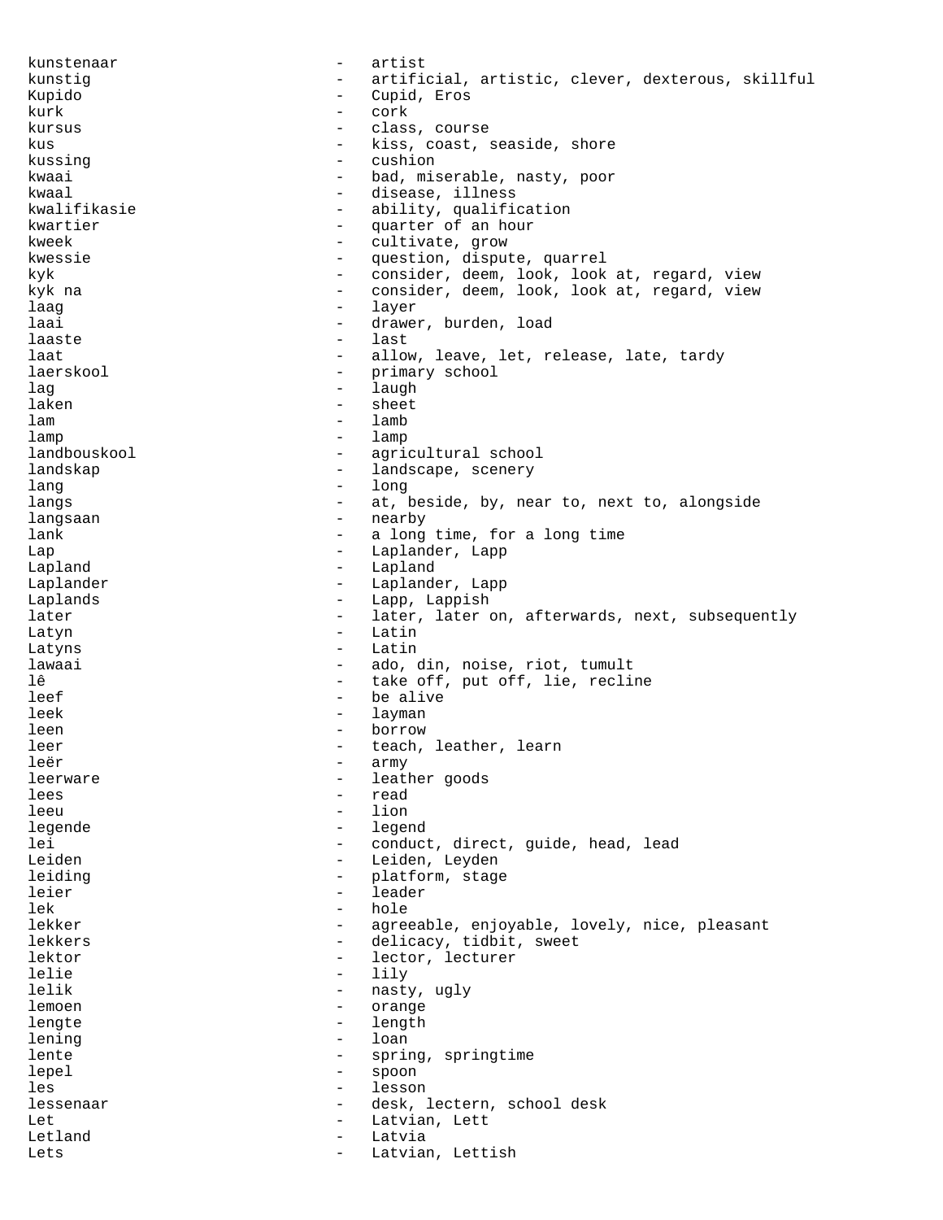kunstenaar - artist
kunstig - artificial, artistic, clever, dexterous, skillful
Kupido - Cupid, Eros
kurk - cork
kursus - class, course
kus - kiss, coast, seaside, shore
kussing - cushion
kwaai - bad, miserable, nasty, poor
kwaal - disease, illness
kwalifikasie - ability, qualification
kwartier - quarter of an hour
kweek - cultivate, grow
kwessie - question, dispute, quarrel
kyk - consider, deem, look, look at, regard, view
kyk na - consider, deem, look, look at, regard, view
laag - layer
laai - drawer, burden, load
laaste - last
laat - allow, leave, let, release, late, tardy
laerskool - primary school
lag - laugh
laken - sheet
lam - lamb
lamp - lamp
landbouskool - agricultural school
landskap - landscape, scenery
lang - long
langs - at, beside, by, near to, next to, alongside
langsaan - nearby
lank - a long time, for a long time
Lap - Laplander, Lapp
Lapland - Lapland
Laplander - Laplander, Lapp
Laplands - Lapp, Lappish
later - later, later on, afterwards, next, subsequently
Latyn - Latin
Latyns - Latin
lawaai - ado, din, noise, riot, tumult
lê - take off, put off, lie, recline
leef - be alive
leek - layman
leen - borrow
leer - teach, leather, learn
leër - army
leerware - leather goods
lees - read
leeu - lion
legende - legend
lei - conduct, direct, guide, head, lead
Leiden - Leiden, Leyden
leiding - platform, stage
leier - leader
lek - hole
lekker - agreeable, enjoyable, lovely, nice, pleasant
lekkers - delicacy, tidbit, sweet
lektor - lector, lecturer
lelie - lily
lelik - nasty, ugly
lemoen - orange
lengte - length
lening - loan
lente - spring, springtime
lepel - spoon
les - lesson
lessenaar - desk, lectern, school desk
Let - Latvian, Lett
Letland - Latvia
Lets - Latvian, Lettish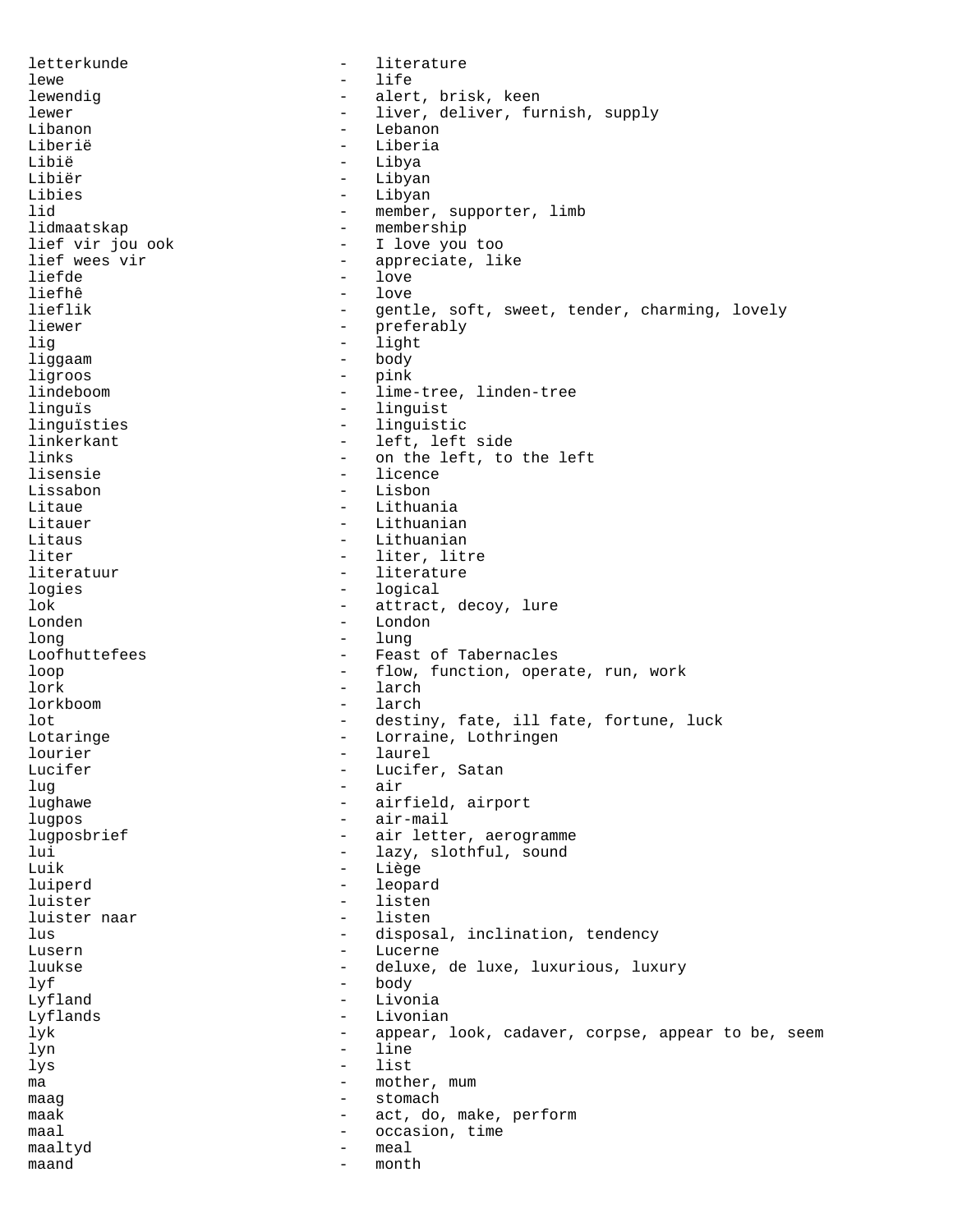letterkunde - literature
lewe - life
lewendig - alert, brisk, keen
lewer - liver, deliver, furnish, supply
Libanon - Lebanon
Liberië - Liberia
Libië - Libya
Libiër - Libyan
Libies - Libyan
lid - member, supporter, limb
lidmaatskap - membership
lief vir jou ook - I love you too
lief wees vir - appreciate, like
liefde - love
liefhê - love
lieflik - gentle, soft, sweet, tender, charming, lovely
liewer - preferably
lig - light
liggaam - body
ligroos - pink
lindeboom - lime-tree, linden-tree
linguïs - linguist
linguïsties - linguistic
linkerkant - left, left side
links - on the left, to the left
lisensie - licence
Lissabon - Lisbon
Litaue - Lithuania
Litauer - Lithuanian
Litaus - Lithuanian
liter - liter, litre
literatuur - literature
logies - logical
lok - attract, decoy, lure
Londen - London
long - lung
Loofhuttefees - Feast of Tabernacles
loop - flow, function, operate, run, work
lork - larch
lorkboom - larch
lot - destiny, fate, ill fate, fortune, luck
Lotaringe - Lorraine, Lothringen
lourier - laurel
Lucifer - Lucifer, Satan
lug - air
lughawe - airfield, airport
lugpos - air-mail
lugposbrief - air letter, aerogramme
lui - lazy, slothful, sound
Luik - Liège
luiperd - leopard
luister - listen
luister naar - listen
lus - disposal, inclination, tendency
Lusern - Lucerne
luukse - deluxe, de luxe, luxurious, luxury
lyf - body
Lyfland - Livonia
Lyflands - Livonian
lyk - appear, look, cadaver, corpse, appear to be, seem
lyn - line
lys - list
ma - mother, mum
maag - stomach
maak - act, do, make, perform
maal - occasion, time
maaltyd - meal
maand - month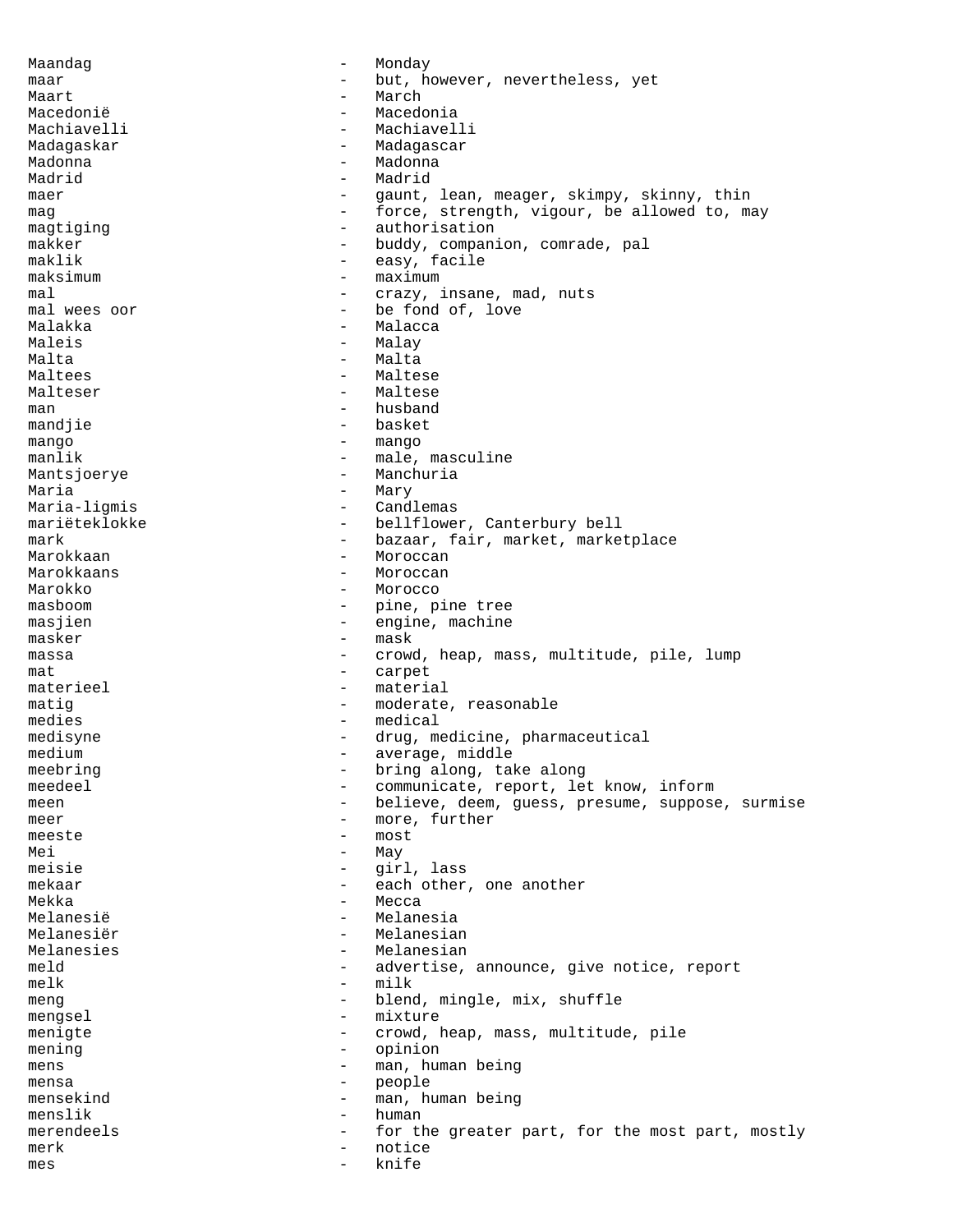Maandag - Monday
maar - but, however, nevertheless, yet
Maart - March
Macedonië - Macedonia
Machiavelli - Machiavelli
Madagaskar - Madagascar
Madonna - Madonna
Madrid - Madrid
maer - gaunt, lean, meager, skimpy, skinny, thin
mag - force, strength, vigour, be allowed to, may
magtiging - authorisation
makker - buddy, companion, comrade, pal
maklik - easy, facile
maksimum - maximum
mal - crazy, insane, mad, nuts
mal wees oor - be fond of, love
Malakka - Malacca
Maleis - Malay
Malta - Malta
Maltees - Maltese
Malteser - Maltese
man - husband
mandjie - basket
mango - mango
manlik - male, masculine
Mantsjoerye - Manchuria
Maria - Mary
Maria-ligmis - Candlemas
mariëteklokke - bellflower, Canterbury bell
mark - bazaar, fair, market, marketplace
Marokkaan - Moroccan
Marokkaans - Moroccan
Marokko - Morocco
masboom - pine, pine tree
masjien - engine, machine
masker - mask
massa - crowd, heap, mass, multitude, pile, lump
mat - carpet
materieel - material
matig - moderate, reasonable
medies - medical
medisyne - drug, medicine, pharmaceutical
medium - average, middle
meebring - bring along, take along
meedeel - communicate, report, let know, inform
meen - believe, deem, guess, presume, suppose, surmise
meer - more, further
meeste - most
Mei - May
meisie - girl, lass
mekaar - each other, one another
Mekka - Mecca
Melanesië - Melanesia
Melanesiër - Melanesian
Melanesies - Melanesian
meld - advertise, announce, give notice, report
melk - milk
meng - blend, mingle, mix, shuffle
mengsel - mixture
menigte - crowd, heap, mass, multitude, pile
mening - opinion
mens - man, human being
mensa - people
mensekind - man, human being
menslik - human
merendeels - for the greater part, for the most part, mostly
merk - notice
mes - knife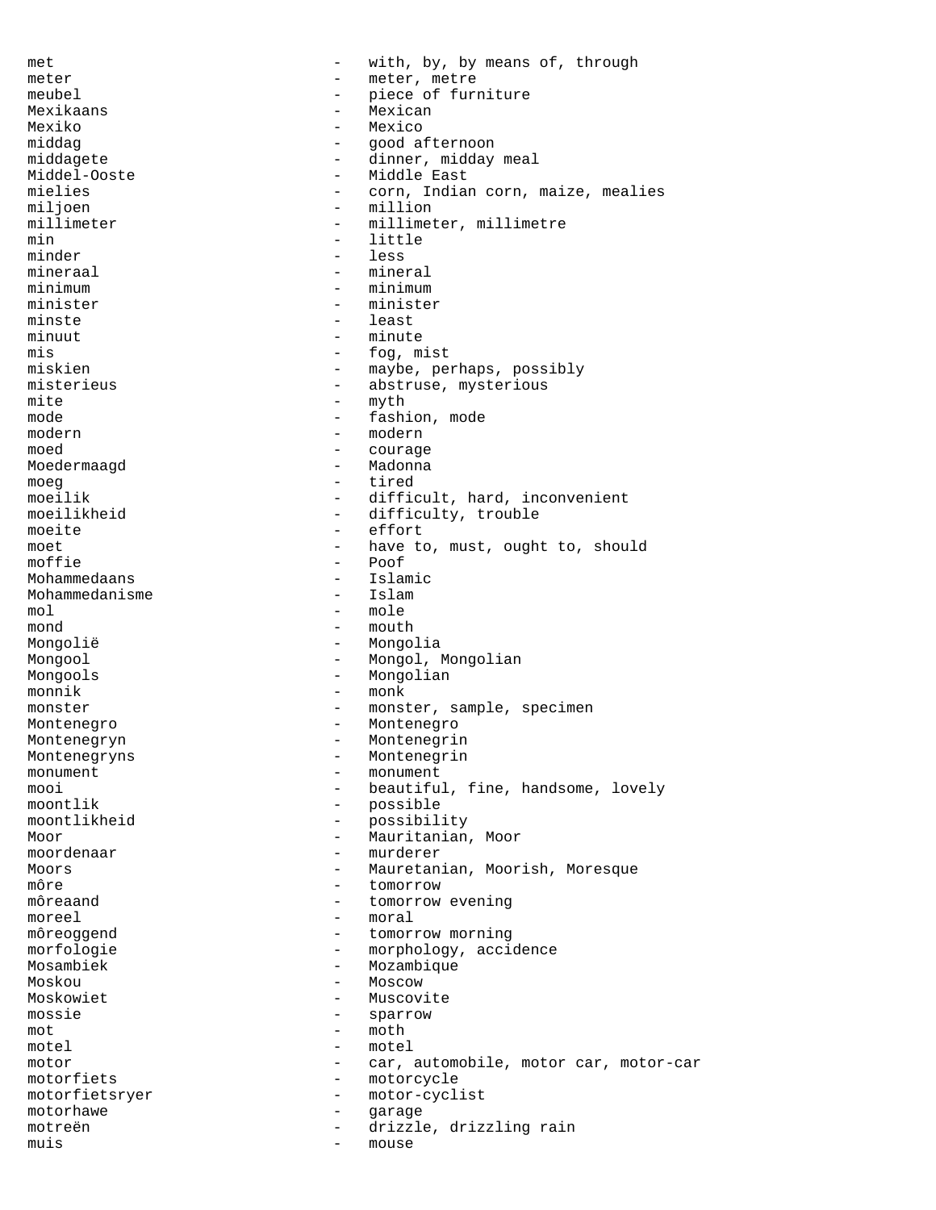```
met                         -   with, by, by means of, through
meter                       -   meter, metre
meubel                      -   piece of furniture
Mexikaans                   -   Mexican
Mexiko                      -   Mexico
middag                      -   good afternoon
middagete                   -   dinner, midday meal
Middel-Ooste                -   Middle East
mielies                     -   corn, Indian corn, maize, mealies
miljoen                     -   million
millimeter                  -   millimeter, millimetre
min                         -   little
minder                      -   less
mineraal                    -   mineral
minimum                     -   minimum
minister                    -   minister
minste                      -   least
minuut                      -   minute
mis                         -   fog, mist
miskien                     -   maybe, perhaps, possibly
misterieus                  -   abstruse, mysterious
mite                        -   myth
mode                        -   fashion, mode
modern                      -   modern
moed                        -   courage
Moedermaagd                 -   Madonna
moeg                        -   tired
moeilik                     -   difficult, hard, inconvenient
moeilikheid                 -   difficulty, trouble
moeite                      -   effort
moet                        -   have to, must, ought to, should
moffie                      -   Poof
Mohammedaans                -   Islamic
Mohammedanisme              -   Islam
mol                         -   mole
mond                        -   mouth
Mongolië                    -   Mongolia
Mongool                     -   Mongol, Mongolian
Mongools                    -   Mongolian
monnik                      -   monk
monster                     -   monster, sample, specimen
Montenegro                  -   Montenegro
Montenegryn                 -   Montenegrin
Montenegryns                -   Montenegrin
monument                    -   monument
mooi                        -   beautiful, fine, handsome, lovely
moontlik                    -   possible
moontlikheid                -   possibility
Moor                        -   Mauritanian, Moor
moordenaar                  -   murderer
Moors                       -   Mauretanian, Moorish, Moresque
môre                        -   tomorrow
môreaand                    -   tomorrow evening
moreel                      -   moral
môreoggend                  -   tomorrow morning
morfologie                  -   morphology, accidence
Mosambiek                   -   Mozambique
Moskou                      -   Moscow
Moskowiet                   -   Muscovite
mossie                      -   sparrow
mot                         -   moth
motel                       -   motel
motor                       -   car, automobile, motor car, motor-car
motorfiets                  -   motorcycle
motorfietsryer              -   motor-cyclist
motorhawe                   -   garage
motreën                     -   drizzle, drizzling rain
muis                        -   mouse
```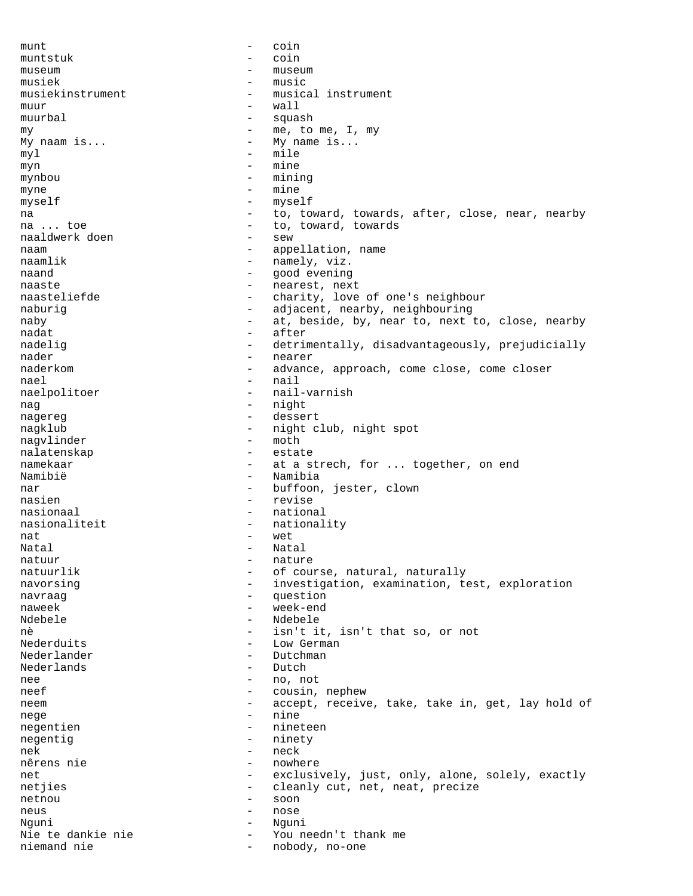munt - coin
muntstuk - coin
museum - museum
musiek - music
musiekinstrument - musical instrument
muur - wall
muurbal - squash
my - me, to me, I, my
My naam is... - My name is...
myl - mile
myn - mine
mynbou - mining
myne - mine
myself - myself
na - to, toward, towards, after, close, near, nearby
na ... toe - to, toward, towards
naaldwerk doen - sew
naam - appellation, name
naamlik - namely, viz.
naand - good evening
naaste - nearest, next
naasteliefde - charity, love of one's neighbour
naburig - adjacent, nearby, neighbouring
naby - at, beside, by, near to, next to, close, nearby
nadat - after
nadelig - detrimentally, disadvantageously, prejudicially
nader - nearer
naderkom - advance, approach, come close, come closer
nael - nail
naelpolitoer - nail-varnish
nag - night
nagereg - dessert
nagklub - night club, night spot
nagvlinder - moth
nalatenskap - estate
namekaar - at a strech, for ... together, on end
Namibië - Namibia
nar - buffoon, jester, clown
nasien - revise
nasionaal - national
nasionaliteit - nationality
nat - wet
Natal - Natal
natuur - nature
natuurlik - of course, natural, naturally
navorsing - investigation, examination, test, exploration
navraag - question
naweek - week-end
Ndebele - Ndebele
nè - isn't it, isn't that so, or not
Nederduits - Low German
Nederlander - Dutchman
Nederlands - Dutch
nee - no, not
neef - cousin, nephew
neem - accept, receive, take, take in, get, lay hold of
nege - nine
negentien - nineteen
negentig - ninety
nek - neck
nêrens nie - nowhere
net - exclusively, just, only, alone, solely, exactly
netjies - cleanly cut, net, neat, precize
netnou - soon
neus - nose
Nguni - Nguni
Nie te dankie nie - You needn't thank me
niemand nie - nobody, no-one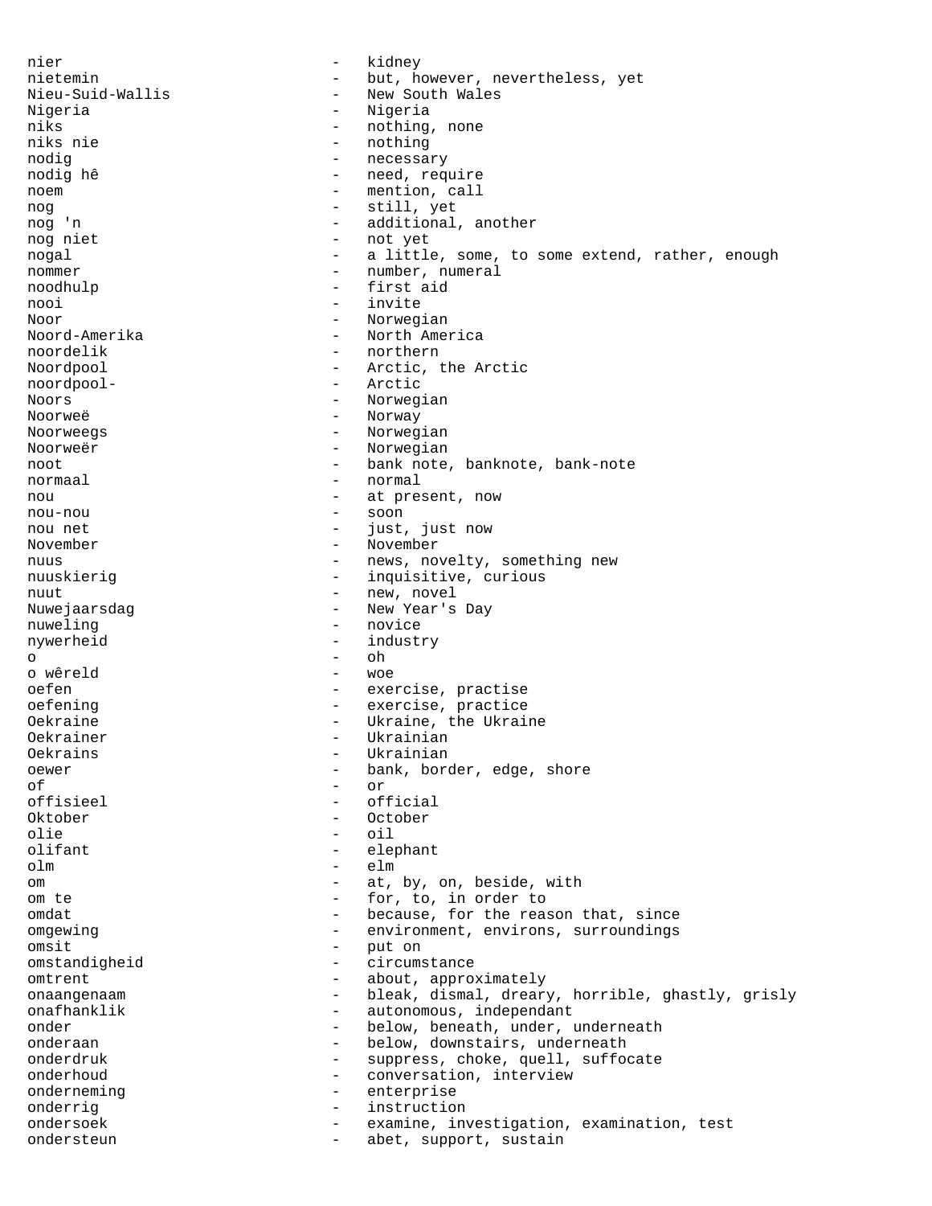nier - kidney
nietemin - but, however, nevertheless, yet
Nieu-Suid-Wallis - New South Wales
Nigeria - Nigeria
niks - nothing, none
niks nie - nothing
nodig - necessary
nodig hê - need, require
noem - mention, call
nog - still, yet
nog 'n - additional, another
nog niet - not yet
nogal - a little, some, to some extend, rather, enough
nommer - number, numeral
noodhulp - first aid
nooi - invite
Noor - Norwegian
Noord-Amerika - North America
noordelik - northern
Noordpool - Arctic, the Arctic
noordpool- - Arctic
Noors - Norwegian
Noorweë - Norway
Noorweegs - Norwegian
Noorweër - Norwegian
noot - bank note, banknote, bank-note
normaal - normal
nou - at present, now
nou-nou - soon
nou net - just, just now
November - November
nuus - news, novelty, something new
nuuskierig - inquisitive, curious
nuut - new, novel
Nuwejaarsdag - New Year's Day
nuweling - novice
nywerheid - industry
o - oh
o wêreld - woe
oefen - exercise, practise
oefening - exercise, practice
Oekraine - Ukraine, the Ukraine
Oekrainer - Ukrainian
Oekrains - Ukrainian
oewer - bank, border, edge, shore
of - or
offisieel - official
Oktober - October
olie - oil
olifant - elephant
olm - elm
om - at, by, on, beside, with
om te - for, to, in order to
omdat - because, for the reason that, since
omgewing - environment, environs, surroundings
omsit - put on
omstandigheid - circumstance
omtrent - about, approximately
onaangenaam - bleak, dismal, dreary, horrible, ghastly, grisly
onafhanklik - autonomous, independant
onder - below, beneath, under, underneath
onderaan - below, downstairs, underneath
onderdruk - suppress, choke, quell, suffocate
onderhoud - conversation, interview
onderneming - enterprise
onderrig - instruction
ondersoek - examine, investigation, examination, test
ondersteun - abet, support, sustain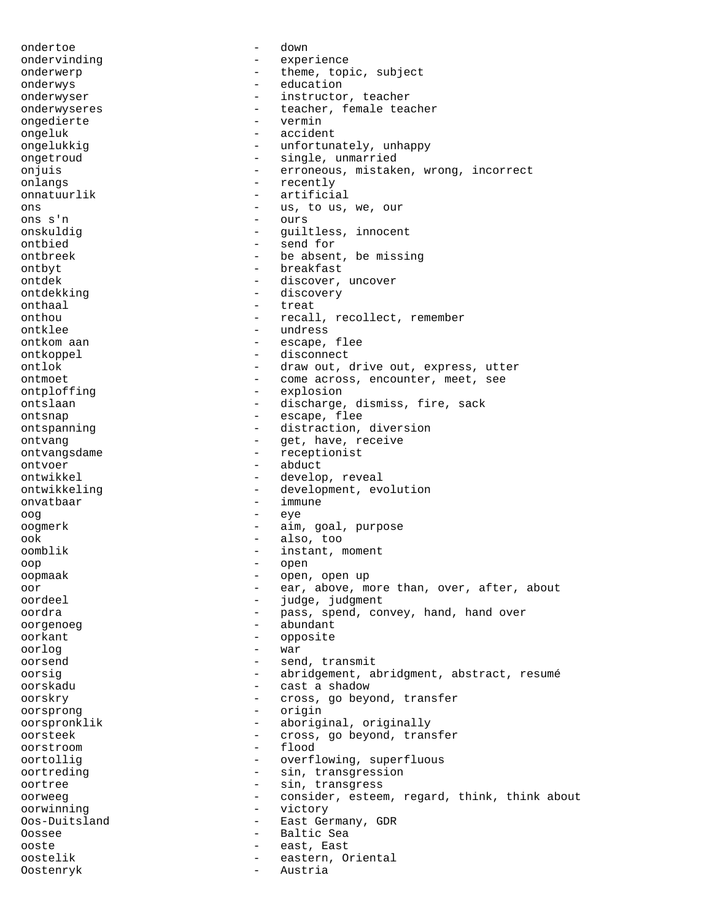ondertoe - down
ondervinding - experience
onderwerp - theme, topic, subject
onderwys - education
onderwyser - instructor, teacher
onderwyseres - teacher, female teacher
ongedierte - vermin
ongeluk - accident
ongelukkig - unfortunately, unhappy
ongetroud - single, unmarried
onjuis - erroneous, mistaken, wrong, incorrect
onlangs - recently
onnatuurlik - artificial
ons - us, to us, we, our
ons s'n - ours
onskuldig - guiltless, innocent
ontbied - send for
ontbreek - be absent, be missing
ontbyt - breakfast
ontdek - discover, uncover
ontdekking - discovery
onthaal - treat
onthou - recall, recollect, remember
ontklee - undress
ontkom aan - escape, flee
ontkoppel - disconnect
ontlok - draw out, drive out, express, utter
ontmoet - come across, encounter, meet, see
ontploffing - explosion
ontslaan - discharge, dismiss, fire, sack
ontsnap - escape, flee
ontspanning - distraction, diversion
ontvang - get, have, receive
ontvangsdame - receptionist
ontvoer - abduct
ontwikkel - develop, reveal
ontwikkeling - development, evolution
onvatbaar - immune
oog - eye
oogmerk - aim, goal, purpose
ook - also, too
oomblik - instant, moment
oop - open
oopmaak - open, open up
oor - ear, above, more than, over, after, about
oordeel - judge, judgment
oordra - pass, spend, convey, hand, hand over
oorgenoeg - abundant
oorkant - opposite
oorlog - war
oorsend - send, transmit
oorsig - abridgement, abridgment, abstract, resumé
oorskadu - cast a shadow
oorskry - cross, go beyond, transfer
oorsprong - origin
oorspronklik - aboriginal, originally
oorsteek - cross, go beyond, transfer
oorstroom - flood
oortollig - overflowing, superfluous
oortreding - sin, transgression
oortree - sin, transgress
oorweeg - consider, esteem, regard, think, think about
oorwinning - victory
Oos-Duitsland - East Germany, GDR
Oossee - Baltic Sea
ooste - east, East
oostelik - eastern, Oriental
Oostenryk - Austria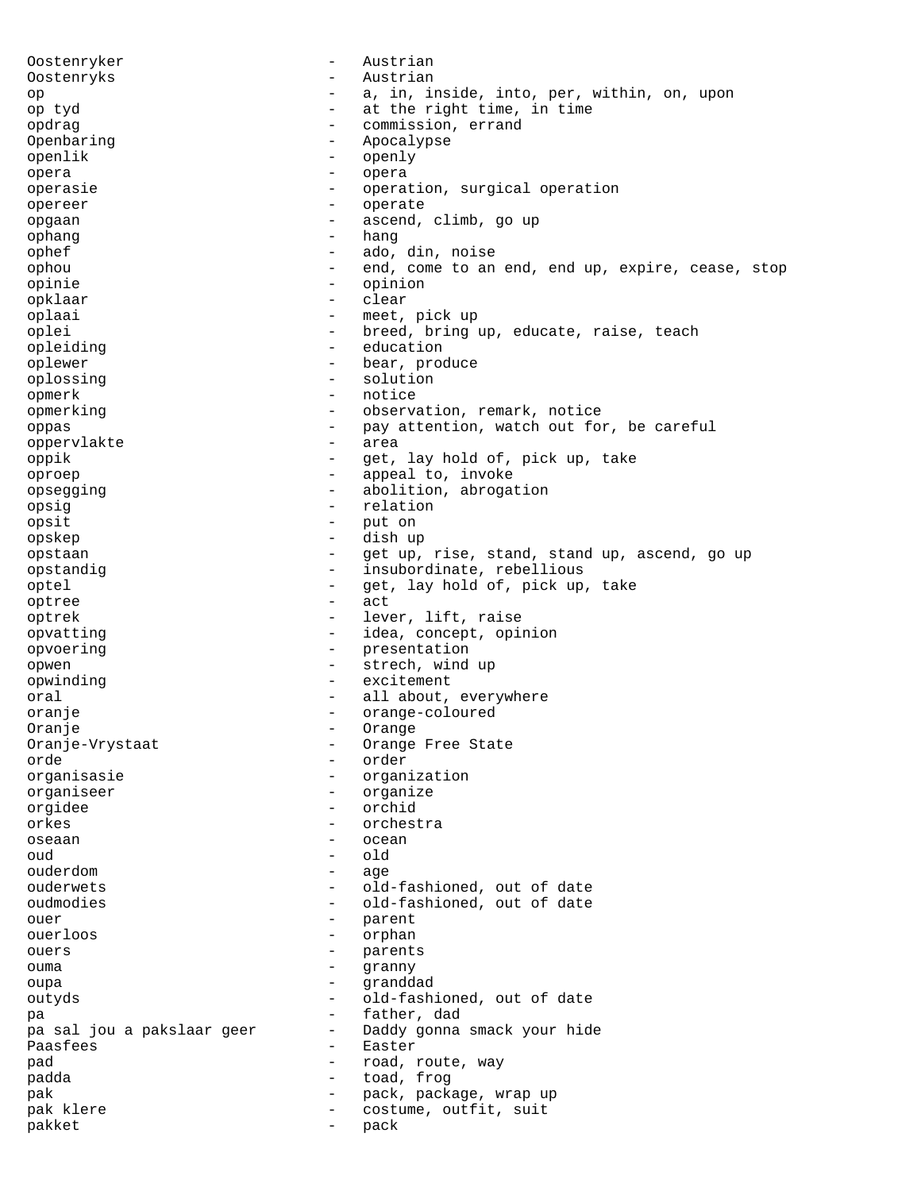Oostenryker - Austrian
Oostenryks - Austrian
op - a, in, inside, into, per, within, on, upon
op tyd - at the right time, in time
opdrag - commission, errand
Openbaring - Apocalypse
openlik - openly
opera - opera
operasie - operation, surgical operation
opereer - operate
opgaan - ascend, climb, go up
ophang - hang
ophef - ado, din, noise
ophou - end, come to an end, end up, expire, cease, stop
opinie - opinion
opklaar - clear
oplaai - meet, pick up
oplei - breed, bring up, educate, raise, teach
opleiding - education
oplewer - bear, produce
oplossing - solution
opmerk - notice
opmerking - observation, remark, notice
oppas - pay attention, watch out for, be careful
oppervlakte - area
oppik - get, lay hold of, pick up, take
oproep - appeal to, invoke
opsegging - abolition, abrogation
opsig - relation
opsit - put on
opskep - dish up
opstaan - get up, rise, stand, stand up, ascend, go up
opstandig - insubordinate, rebellious
optel - get, lay hold of, pick up, take
optree - act
optrek - lever, lift, raise
opvatting - idea, concept, opinion
opvoering - presentation
opwen - strech, wind up
opwinding - excitement
oral - all about, everywhere
oranje - orange-coloured
Oranje - Orange
Oranje-Vrystaat - Orange Free State
orde - order
organisasie - organization
organiseer - organize
orgidee - orchid
orkes - orchestra
oseaan - ocean
oud - old
ouderdom - age
ouderwets - old-fashioned, out of date
oudmodies - old-fashioned, out of date
ouer - parent
ouerloos - orphan
ouers - parents
ouma - granny
oupa - granddad
outyds - old-fashioned, out of date
pa - father, dad
pa sal jou a pakslaar geer - Daddy gonna smack your hide
Paasfees - Easter
pad - road, route, way
padda - toad, frog
pak - pack, package, wrap up
pak klere - costume, outfit, suit
pakket - pack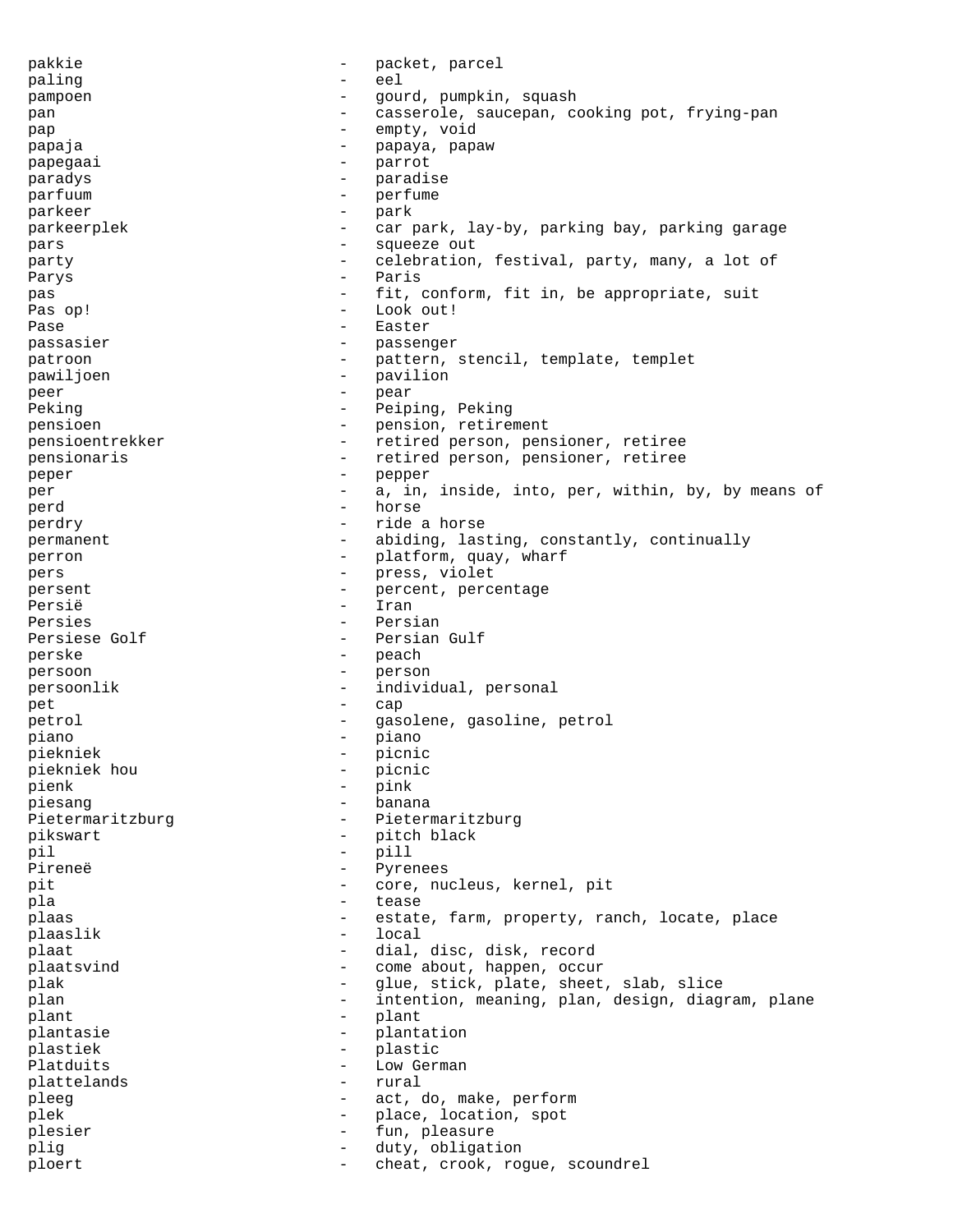pakkie - packet, parcel
paling - eel
pampoen - gourd, pumpkin, squash
pan - casserole, saucepan, cooking pot, frying-pan
pap - empty, void
papaja - papaya, papaw
papegaai - parrot
paradys - paradise
parfuum - perfume
parkeer - park
parkeerplek - car park, lay-by, parking bay, parking garage
pars - squeeze out
party - celebration, festival, party, many, a lot of
Parys - Paris
pas - fit, conform, fit in, be appropriate, suit
Pas op! - Look out!
Pase - Easter
passasier - passenger
patroon - pattern, stencil, template, templet
pawiljoen - pavilion
peer - pear
Peking - Peiping, Peking
pensioen - pension, retirement
pensioentrekker - retired person, pensioner, retiree
pensionaris - retired person, pensioner, retiree
peper - pepper
per - a, in, inside, into, per, within, by, by means of
perd - horse
perdry - ride a horse
permanent - abiding, lasting, constantly, continually
perron - platform, quay, wharf
pers - press, violet
persent - percent, percentage
Persië - Iran
Persies - Persian
Persiese Golf - Persian Gulf
perske - peach
persoon - person
persoonlik - individual, personal
pet - cap
petrol - gasolene, gasoline, petrol
piano - piano
piekniek - picnic
piekniek hou - picnic
pienk - pink
piesang - banana
Pietermaritzburg - Pietermaritzburg
pikswart - pitch black
pil - pill
Pireneë - Pyrenees
pit - core, nucleus, kernel, pit
pla - tease
plaas - estate, farm, property, ranch, locate, place
plaaslik - local
plaat - dial, disc, disk, record
plaatsvind - come about, happen, occur
plak - glue, stick, plate, sheet, slab, slice
plan - intention, meaning, plan, design, diagram, plane
plant - plant
plantasie - plantation
plastiek - plastic
Platduits - Low German
plattelands - rural
pleeg - act, do, make, perform
plek - place, location, spot
plesier - fun, pleasure
plig - duty, obligation
ploert - cheat, crook, rogue, scoundrel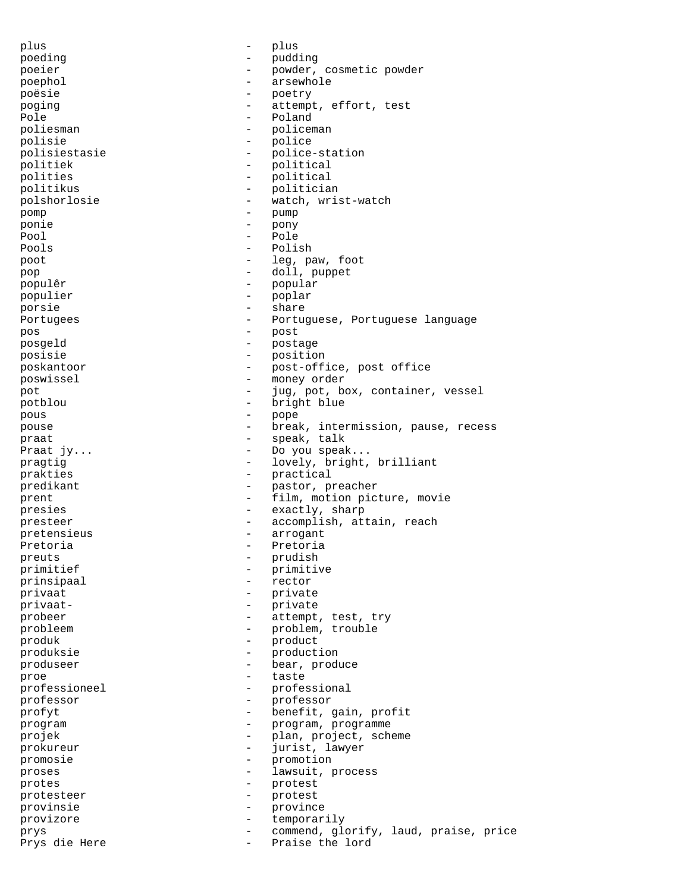plus - plus
poeding - pudding
poeier - powder, cosmetic powder
poephol - arsewhole
poësie - poetry
poging - attempt, effort, test
Pole - Poland
poliesman - policeman
polisie - police
polisiestasie - police-station
politiek - political
polities - political
politikus - politician
polshorlosie - watch, wrist-watch
pomp - pump
ponie - pony
Pool - Pole
Pools - Polish
poot - leg, paw, foot
pop - doll, puppet
populêr - popular
populier - poplar
porsie - share
Portugees - Portuguese, Portuguese language
pos - post
posgeld - postage
posisie - position
poskantoor - post-office, post office
poswissel - money order
pot - jug, pot, box, container, vessel
potblou - bright blue
pous - pope
pouse - break, intermission, pause, recess
praat - speak, talk
Praat jy... - Do you speak...
pragtig - lovely, bright, brilliant
prakties - practical
predikant - pastor, preacher
prent - film, motion picture, movie
presies - exactly, sharp
presteer - accomplish, attain, reach
pretensieus - arrogant
Pretoria - Pretoria
preuts - prudish
primitief - primitive
prinsipaal - rector
privaat - private
privaat- - private
probeer - attempt, test, try
probleem - problem, trouble
produk - product
produksie - production
produseer - bear, produce
proe - taste
professioneel - professional
professor - professor
profyt - benefit, gain, profit
program - program, programme
projek - plan, project, scheme
prokureur - jurist, lawyer
promosie - promotion
proses - lawsuit, process
protes - protest
protesteer - protest
provinsie - province
provizore - temporarily
prys - commend, glorify, laud, praise, price
Prys die Here - Praise the lord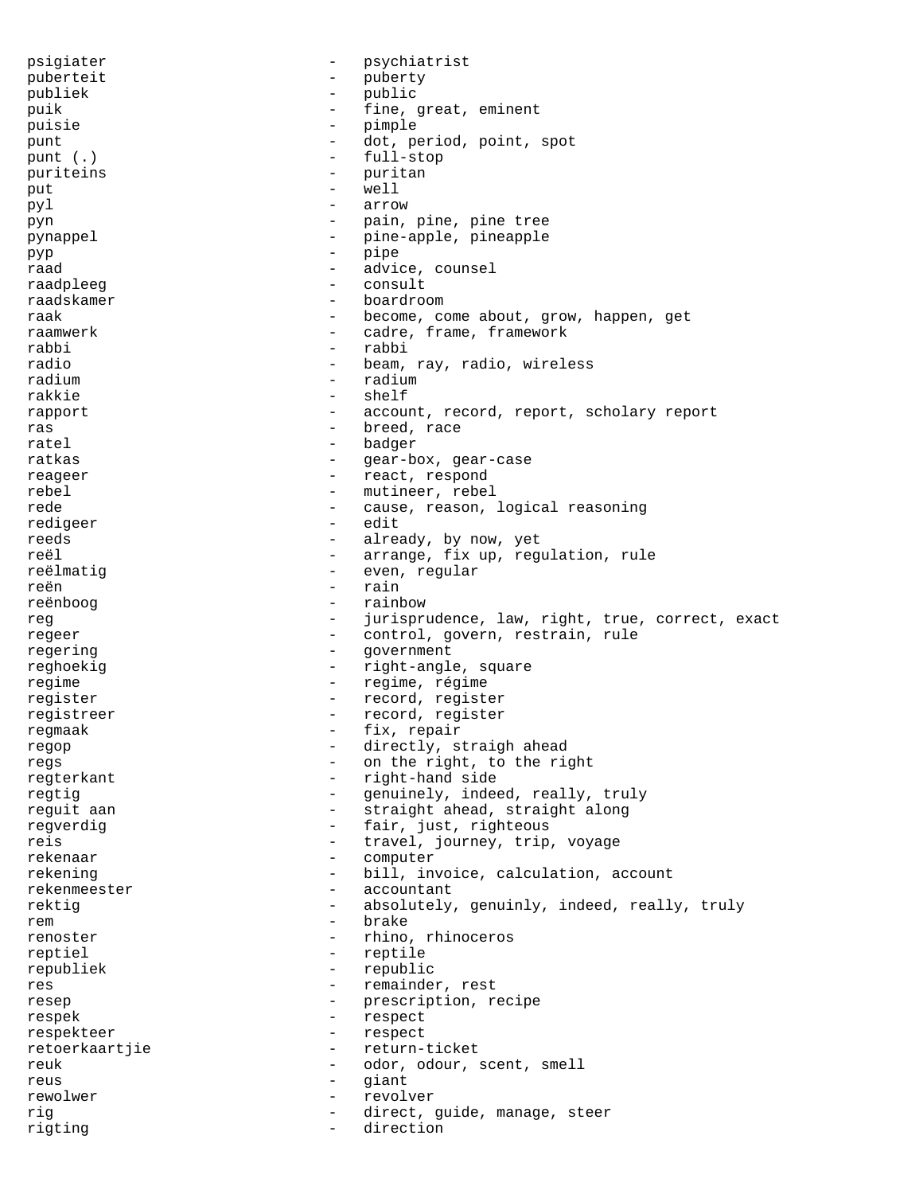psigiater - psychiatrist
puberteit - puberty
publiek - public
puik - fine, great, eminent
puisie - pimple
punt - dot, period, point, spot
punt (.) - full-stop
puriteins - puritan
put - well
pyl - arrow
pyn - pain, pine, pine tree
pynappel - pine-apple, pineapple
pyp - pipe
raad - advice, counsel
raadpleeg - consult
raadskamer - boardroom
raak - become, come about, grow, happen, get
raamwerk - cadre, frame, framework
rabbi - rabbi
radio - beam, ray, radio, wireless
radium - radium
rakkie - shelf
rapport - account, record, report, scholary report
ras - breed, race
ratel - badger
ratkas - gear-box, gear-case
reageer - react, respond
rebel - mutineer, rebel
rede - cause, reason, logical reasoning
redigeer - edit
reeds - already, by now, yet
reël - arrange, fix up, regulation, rule
reëlmatig - even, regular
reën - rain
reënboog - rainbow
reg - jurisprudence, law, right, true, correct, exact
regeer - control, govern, restrain, rule
regering - government
reghoekig - right-angle, square
regime - regime, régime
register - record, register
registreer - record, register
regmaak - fix, repair
regop - directly, straigh ahead
regs - on the right, to the right
regterkant - right-hand side
regtig - genuinely, indeed, really, truly
reguit aan - straight ahead, straight along
regverdig - fair, just, righteous
reis - travel, journey, trip, voyage
rekenaar - computer
rekening - bill, invoice, calculation, account
rekenmeester - accountant
rektig - absolutely, genuinly, indeed, really, truly
rem - brake
renoster - rhino, rhinoceros
reptiel - reptile
republiek - republic
res - remainder, rest
resep - prescription, recipe
respek - respect
respekteer - respect
retoerkaartjie - return-ticket
reuk - odor, odour, scent, smell
reus - giant
rewolwer - revolver
rig - direct, guide, manage, steer
rigting - direction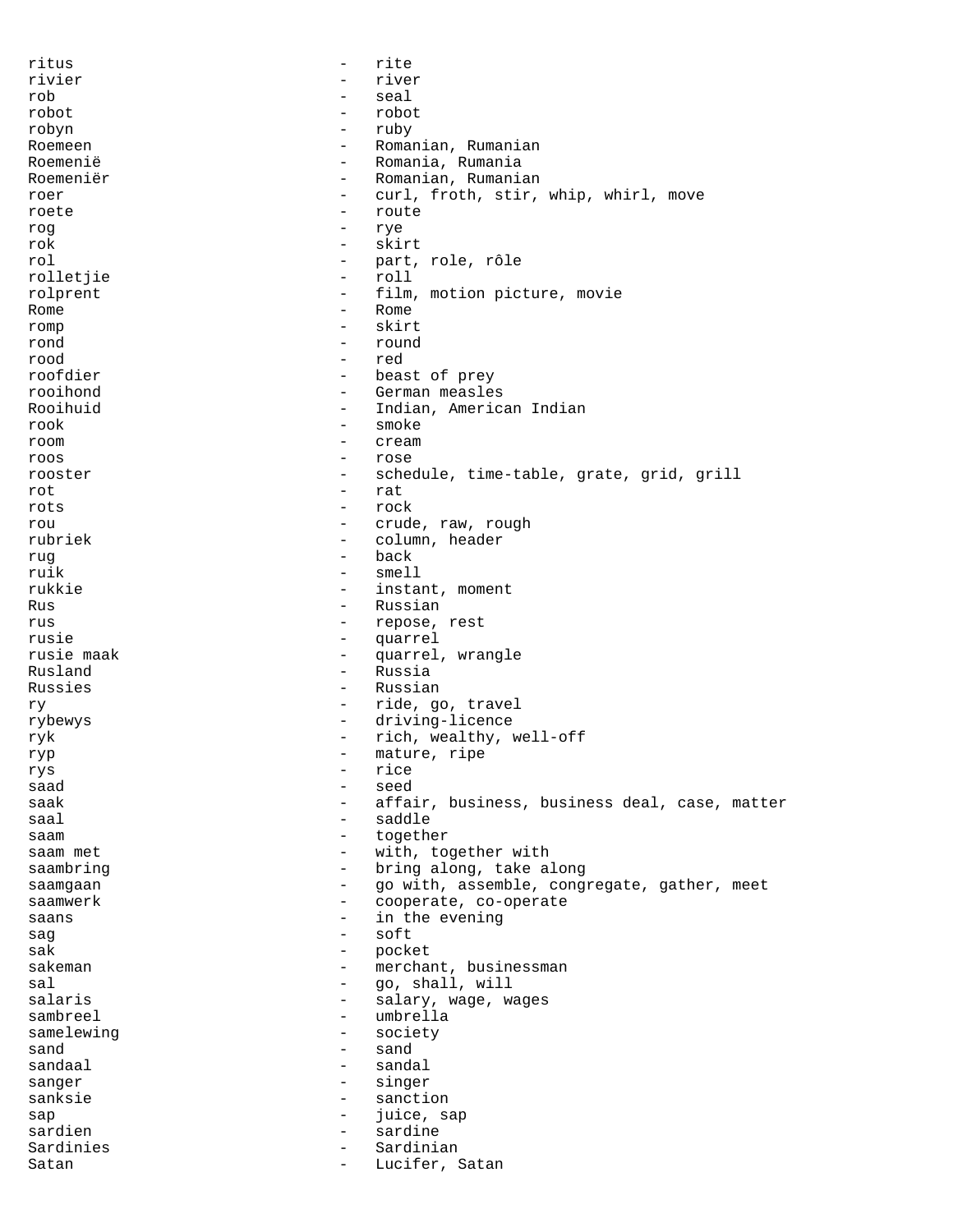ritus - rite
rivier - river
rob - seal
robot - robot
robyn - ruby
Roemeen - Romanian, Rumanian
Roemenië - Romania, Rumania
Roemeniër - Romanian, Rumanian
roer - curl, froth, stir, whip, whirl, move
roete - route
rog - rye
rok - skirt
rol - part, role, rôle
rolletjie - roll
rolprent - film, motion picture, movie
Rome - Rome
romp - skirt
rond - round
rood - red
roofdier - beast of prey
rooihond - German measles
Rooihuid - Indian, American Indian
rook - smoke
room - cream
roos - rose
rooster - schedule, time-table, grate, grid, grill
rot - rat
rots - rock
rou - crude, raw, rough
rubriek - column, header
rug - back
ruik - smell
rukkie - instant, moment
Rus - Russian
rus - repose, rest
rusie - quarrel
rusie maak - quarrel, wrangle
Rusland - Russia
Russies - Russian
ry - ride, go, travel
rybewys - driving-licence
ryk - rich, wealthy, well-off
ryp - mature, ripe
rys - rice
saad - seed
saak - affair, business, business deal, case, matter
saal - saddle
saam - together
saam met - with, together with
saambring - bring along, take along
saamgaan - go with, assemble, congregate, gather, meet
saamwerk - cooperate, co-operate
saans - in the evening
sag - soft
sak - pocket
sakeman - merchant, businessman
sal - go, shall, will
salaris - salary, wage, wages
sambreel - umbrella
samelewing - society
sand - sand
sandaal - sandal
sanger - singer
sanksie - sanction
sap - juice, sap
sardien - sardine
Sardinies - Sardinian
Satan - Lucifer, Satan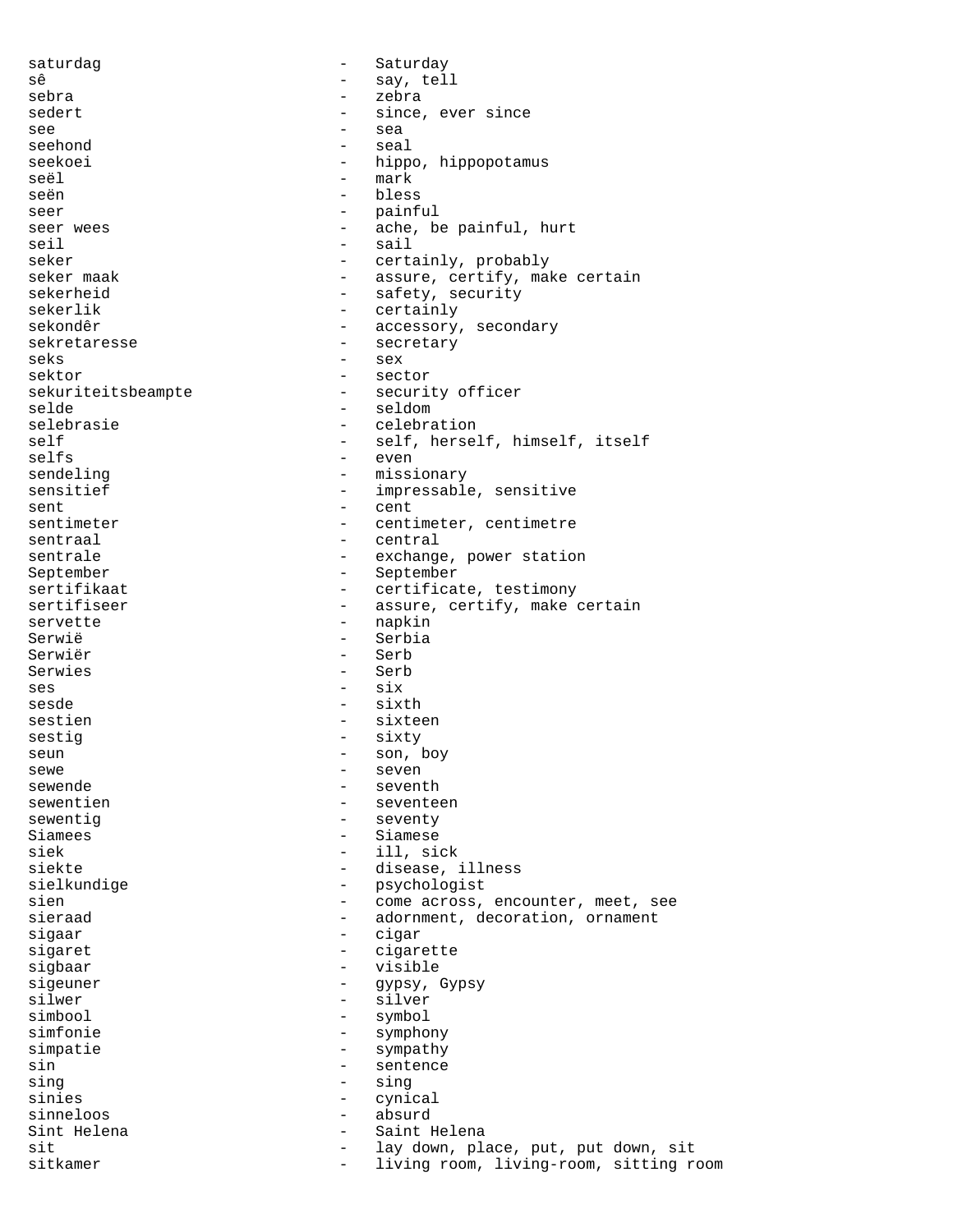saturdag - Saturday
sê - say, tell
sebra - zebra
sedert - since, ever since
see - sea
seehond - seal
seekoei - hippo, hippopotamus
seël - mark
seën - bless
seer - painful
seer wees - ache, be painful, hurt
seil - sail
seker - certainly, probably
seker maak - assure, certify, make certain
sekerheid - safety, security
sekerlik - certainly
sekondêr - accessory, secondary
sekretaresse - secretary
seks - sex
sektor - sector
sekuriteitsbeampte - security officer
selde - seldom
selebrasie - celebration
self - self, herself, himself, itself
selfs - even
sendeling - missionary
sensitief - impressable, sensitive
sent - cent
sentimeter - centimeter, centimetre
sentraal - central
sentrale - exchange, power station
September - September
sertifikaat - certificate, testimony
sertifiseer - assure, certify, make certain
servette - napkin
Serwië - Serbia
Serwiër - Serb
Serwies - Serb
ses - six
sesde - sixth
sestien - sixteen
sestig - sixty
seun - son, boy
sewe - seven
sewende - seventh
sewentien - seventeen
sewentig - seventy
Siamees - Siamese
siek - ill, sick
siekte - disease, illness
sielkundige - psychologist
sien - come across, encounter, meet, see
sieraad - adornment, decoration, ornament
sigaar - cigar
sigaret - cigarette
sigbaar - visible
sigeuner - gypsy, Gypsy
silwer - silver
simbool - symbol
simfonie - symphony
simpatie - sympathy
sin - sentence
sing - sing
sinies - cynical
sinneloos - absurd
Sint Helena - Saint Helena
sit - lay down, place, put, put down, sit
sitkamer - living room, living-room, sitting room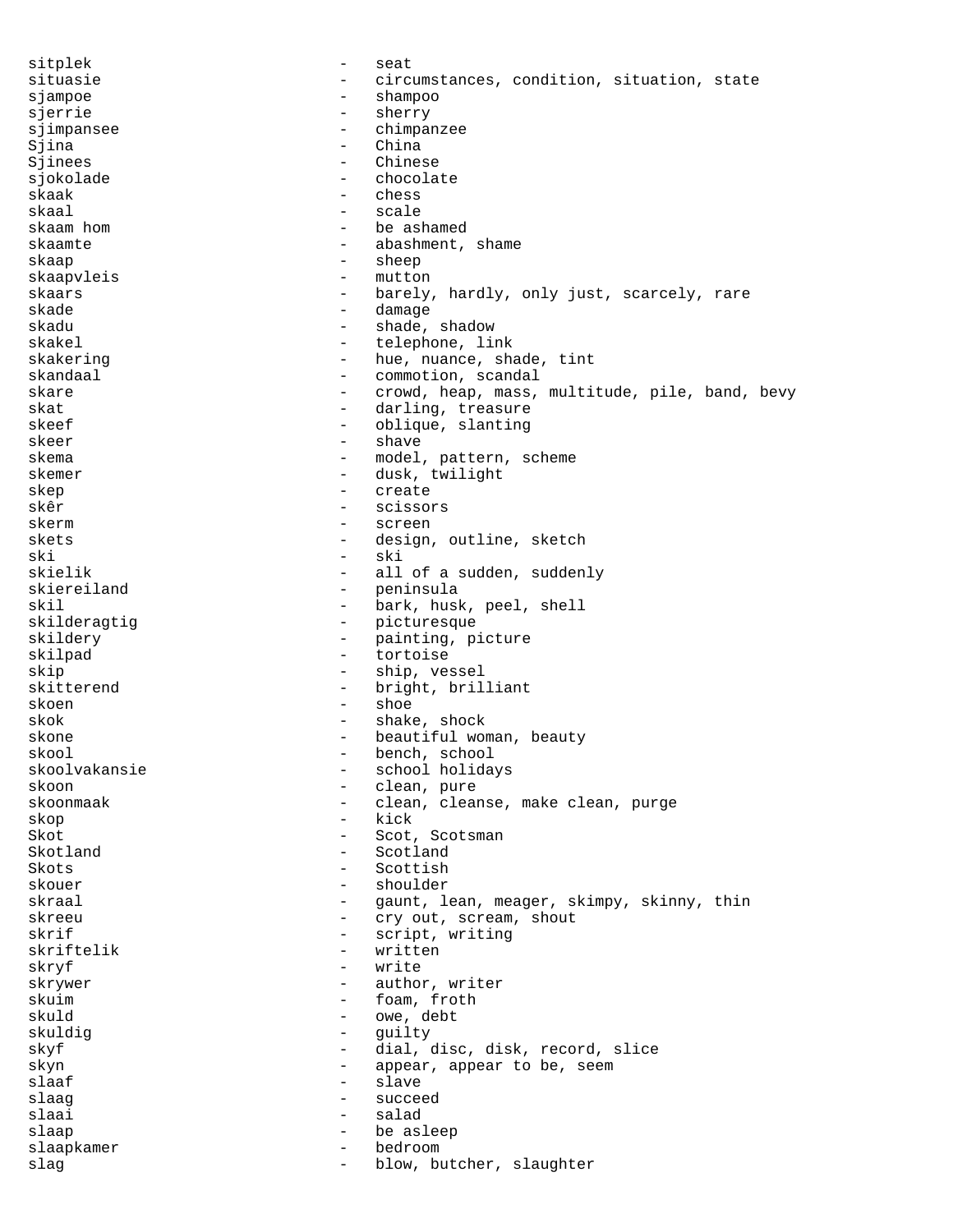sitplek - seat
situasie - circumstances, condition, situation, state
sjampoe - shampoo
sjerrie - sherry
sjimpansee - chimpanzee
Sjina - China
Sjinees - Chinese
sjokolade - chocolate
skaak - chess
skaal - scale
skaam hom - be ashamed
skaamte - abashment, shame
skaap - sheep
skaapvleis - mutton
skaars - barely, hardly, only just, scarcely, rare
skade - damage
skadu - shade, shadow
skakel - telephone, link
skakering - hue, nuance, shade, tint
skandaal - commotion, scandal
skare - crowd, heap, mass, multitude, pile, band, bevy
skat - darling, treasure
skeef - oblique, slanting
skeer - shave
skema - model, pattern, scheme
skemer - dusk, twilight
skep - create
skêr - scissors
skerm - screen
skets - design, outline, sketch
ski - ski
skielik - all of a sudden, suddenly
skiereiland - peninsula
skil - bark, husk, peel, shell
skilderagtig - picturesque
skildery - painting, picture
skilpad - tortoise
skip - ship, vessel
skitterend - bright, brilliant
skoen - shoe
skok - shake, shock
skone - beautiful woman, beauty
skool - bench, school
skoolvakansie - school holidays
skoon - clean, pure
skoonmaak - clean, cleanse, make clean, purge
skop - kick
Skot - Scot, Scotsman
Skotland - Scotland
Skots - Scottish
skouer - shoulder
skraal - gaunt, lean, meager, skimpy, skinny, thin
skreeu - cry out, scream, shout
skrif - script, writing
skriftelik - written
skryf - write
skrywer - author, writer
skuim - foam, froth
skuld - owe, debt
skuldig - guilty
skyf - dial, disc, disk, record, slice
skyn - appear, appear to be, seem
slaaf - slave
slaag - succeed
slaai - salad
slaap - be asleep
slaapkamer - bedroom
slag - blow, butcher, slaughter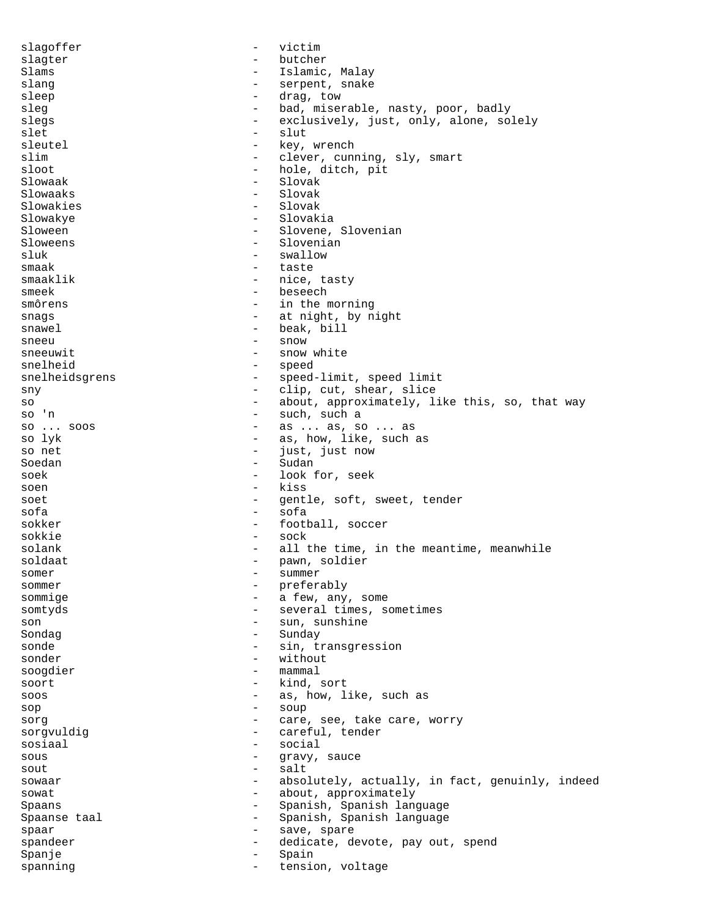```
slagoffer                 -   victim
slagter                   -   butcher
Slams                     -   Islamic, Malay
slang                     -   serpent, snake
sleep                     -   drag, tow
sleg                      -   bad, miserable, nasty, poor, badly
slegs                     -   exclusively, just, only, alone, solely
slet                      -   slut
sleutel                   -   key, wrench
slim                      -   clever, cunning, sly, smart
sloot                     -   hole, ditch, pit
Slowaak                   -   Slovak
Slowaaks                  -   Slovak
Slowakies                 -   Slovak
Slowakye                  -   Slovakia
Sloween                   -   Slovene, Slovenian
Sloweens                  -   Slovenian
sluk                      -   swallow
smaak                     -   taste
smaaklik                  -   nice, tasty
smeek                     -   beseech
smôrens                   -   in the morning
snags                     -   at night, by night
snawel                    -   beak, bill
sneeu                     -   snow
sneeuwit                  -   snow white
snelheid                  -   speed
snelheidsgrens            -   speed-limit, speed limit
sny                       -   clip, cut, shear, slice
so                        -   about, approximately, like this, so, that way
so 'n                     -   such, such a
so ... soos               -   as ... as, so ... as
so lyk                    -   as, how, like, such as
so net                    -   just, just now
Soedan                    -   Sudan
soek                      -   look for, seek
soen                      -   kiss
soet                      -   gentle, soft, sweet, tender
sofa                      -   sofa
sokker                    -   football, soccer
sokkie                    -   sock
solank                    -   all the time, in the meantime, meanwhile
soldaat                   -   pawn, soldier
somer                     -   summer
sommer                    -   preferably
sommige                   -   a few, any, some
somtyds                   -   several times, sometimes
son                       -   sun, sunshine
Sondag                    -   Sunday
sonde                     -   sin, transgression
sonder                    -   without
soogdier                  -   mammal
soort                     -   kind, sort
soos                      -   as, how, like, such as
sop                       -   soup
sorg                      -   care, see, take care, worry
sorgvuldig                -   careful, tender
sosiaal                   -   social
sous                      -   gravy, sauce
sout                      -   salt
sowaar                    -   absolutely, actually, in fact, genuinly, indeed
sowat                     -   about, approximately
Spaans                    -   Spanish, Spanish language
Spaanse taal              -   Spanish, Spanish language
spaar                     -   save, spare
spandeer                  -   dedicate, devote, pay out, spend
Spanje                    -   Spain
spanning                  -   tension, voltage
```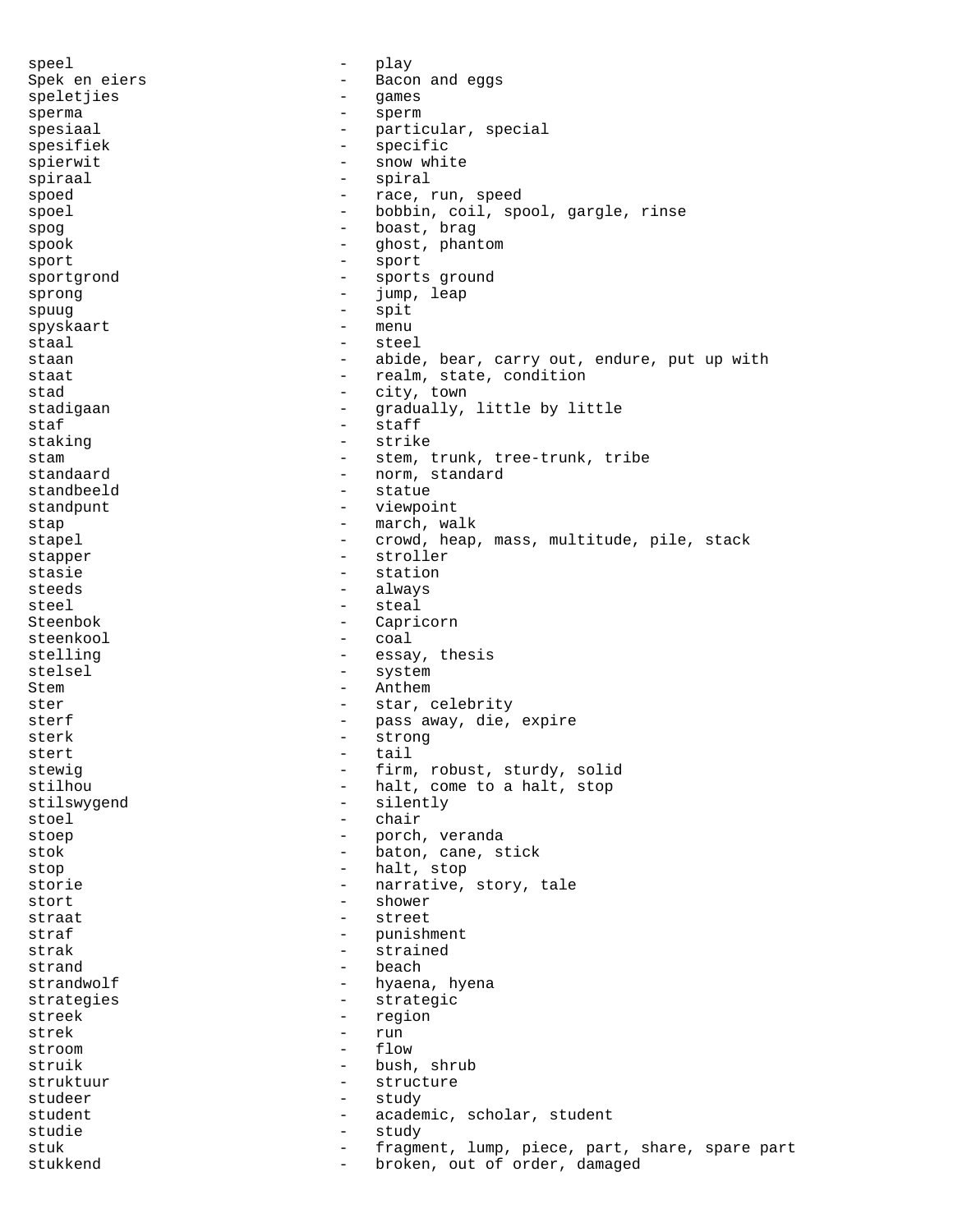speel - play
Spek en eiers - Bacon and eggs
speletjies - games
sperma - sperm
spesiaal - particular, special
spesifiek - specific
spierwit - snow white
spiraal - spiral
spoed - race, run, speed
spoel - bobbin, coil, spool, gargle, rinse
spog - boast, brag
spook - ghost, phantom
sport - sport
sportgrond - sports ground
sprong - jump, leap
spuug - spit
spyskaart - menu
staal - steel
staan - abide, bear, carry out, endure, put up with
staat - realm, state, condition
stad - city, town
stadigaan - gradually, little by little
staf - staff
staking - strike
stam - stem, trunk, tree-trunk, tribe
standaard - norm, standard
standbeeld - statue
standpunt - viewpoint
stap - march, walk
stapel - crowd, heap, mass, multitude, pile, stack
stapper - stroller
stasie - station
steeds - always
steel - steal
Steenbok - Capricorn
steenkool - coal
stelling - essay, thesis
stelsel - system
Stem - Anthem
ster - star, celebrity
sterf - pass away, die, expire
sterk - strong
stert - tail
stewig - firm, robust, sturdy, solid
stilhou - halt, come to a halt, stop
stilswygend - silently
stoel - chair
stoep - porch, veranda
stok - baton, cane, stick
stop - halt, stop
storie - narrative, story, tale
stort - shower
straat - street
straf - punishment
strak - strained
strand - beach
strandwolf - hyaena, hyena
strategies - strategic
streek - region
strek - run
stroom - flow
struik - bush, shrub
struktuur - structure
studeer - study
student - academic, scholar, student
studie - study
stuk - fragment, lump, piece, part, share, spare part
stukkend - broken, out of order, damaged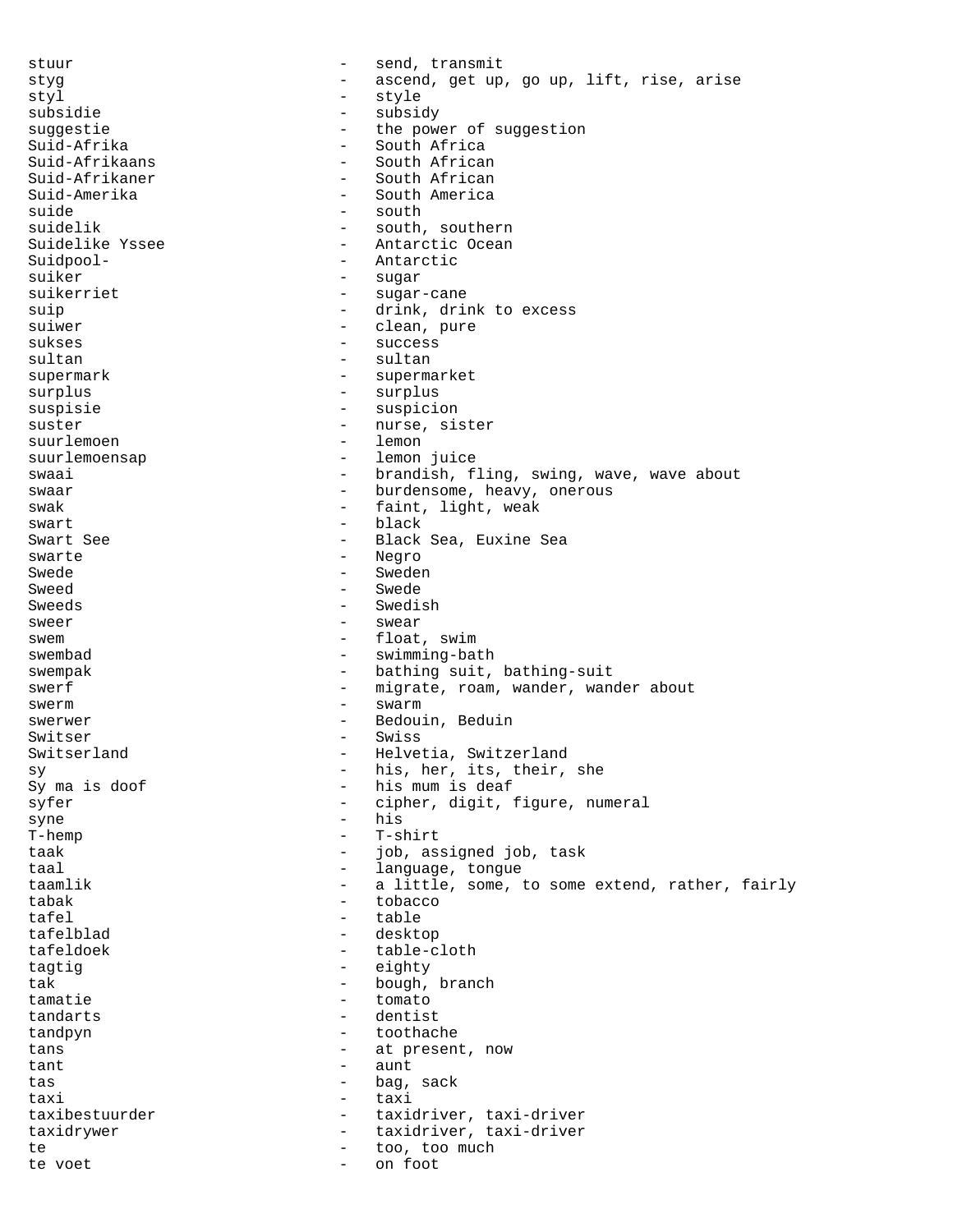stuur - send, transmit
styg - ascend, get up, go up, lift, rise, arise
styl - style
subsidie - subsidy
suggestie - the power of suggestion
Suid-Afrika - South Africa
Suid-Afrikaans - South African
Suid-Afrikaner - South African
Suid-Amerika - South America
suide - south
suidelik - south, southern
Suidelike Yssee - Antarctic Ocean
Suidpool- - Antarctic
suiker - sugar
suikerriet - sugar-cane
suip - drink, drink to excess
suiwer - clean, pure
sukses - success
sultan - sultan
supermark - supermarket
surplus - surplus
suspisie - suspicion
suster - nurse, sister
suurlemoen - lemon
suurlemoensap - lemon juice
swaai - brandish, fling, swing, wave, wave about
swaar - burdensome, heavy, onerous
swak - faint, light, weak
swart - black
Swart See - Black Sea, Euxine Sea
swarte - Negro
Swede - Sweden
Sweed - Swede
Sweeds - Swedish
sweer - swear
swem - float, swim
swembad - swimming-bath
swempak - bathing suit, bathing-suit
swerf - migrate, roam, wander, wander about
swerm - swarm
swerwer - Bedouin, Beduin
Switser - Swiss
Switserland - Helvetia, Switzerland
sy - his, her, its, their, she
Sy ma is doof - his mum is deaf
syfer - cipher, digit, figure, numeral
syne - his
T-hemp - T-shirt
taak - job, assigned job, task
taal - language, tongue
taamlik - a little, some, to some extend, rather, fairly
tabak - tobacco
tafel - table
tafelblad - desktop
tafeldoek - table-cloth
tagtig - eighty
tak - bough, branch
tamatie - tomato
tandarts - dentist
tandpyn - toothache
tans - at present, now
tant - aunt
tas - bag, sack
taxi - taxi
taxibestuurder - taxidriver, taxi-driver
taxidrywer - taxidriver, taxi-driver
te - too, too much
te voet - on foot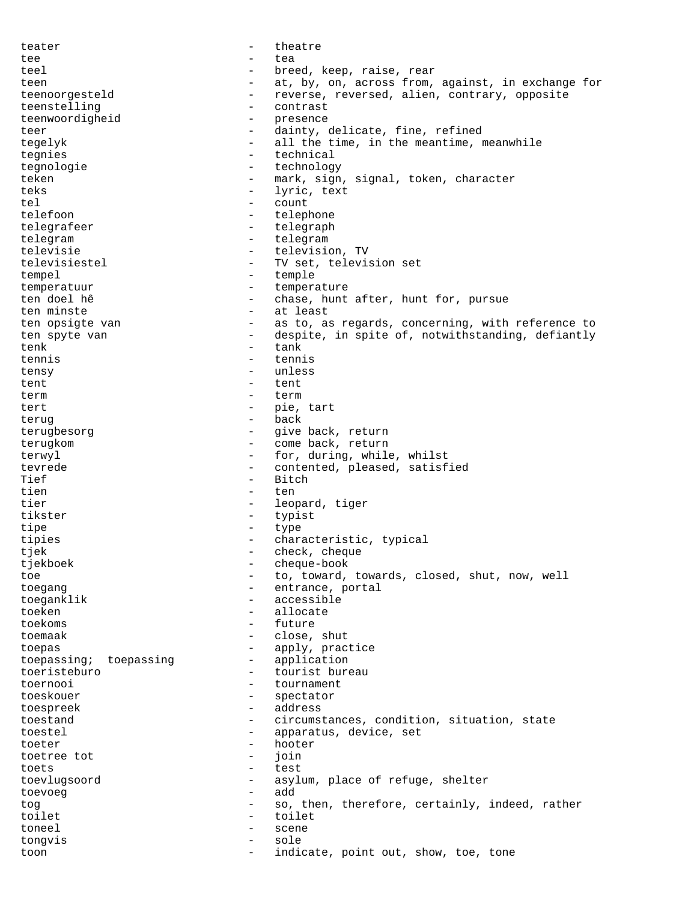teater - theatre
tee - tea
teel - breed, keep, raise, rear
teen - at, by, on, across from, against, in exchange for
teenoorgesteld - reverse, reversed, alien, contrary, opposite
teenstelling - contrast
teenwoordigheid - presence
teer - dainty, delicate, fine, refined
tegelyk - all the time, in the meantime, meanwhile
tegnies - technical
tegnologie - technology
teken - mark, sign, signal, token, character
teks - lyric, text
tel - count
telefoon - telephone
telegrafeer - telegraph
telegram - telegram
televisie - television, TV
televisiestel - TV set, television set
tempel - temple
temperatuur - temperature
ten doel hê - chase, hunt after, hunt for, pursue
ten minste - at least
ten opsigte van - as to, as regards, concerning, with reference to
ten spyte van - despite, in spite of, notwithstanding, defiantly
tenk - tank
tennis - tennis
tensy - unless
tent - tent
term - term
tert - pie, tart
terug - back
terugbesorg - give back, return
terugkom - come back, return
terwyl - for, during, while, whilst
tevrede - contented, pleased, satisfied
Tief - Bitch
tien - ten
tier - leopard, tiger
tikster - typist
tipe - type
tipies - characteristic, typical
tjek - check, cheque
tjekboek - cheque-book
toe - to, toward, towards, closed, shut, now, well
toegang - entrance, portal
toeganklik - accessible
toeken - allocate
toekoms - future
toemaak - close, shut
toepas - apply, practice
toepassing; toepassing - application
toeristeburo - tourist bureau
toernooi - tournament
toeskouer - spectator
toespreek - address
toestand - circumstances, condition, situation, state
toestel - apparatus, device, set
toeter - hooter
toetree tot - join
toets - test
toevlugsoord - asylum, place of refuge, shelter
toevoeg - add
tog - so, then, therefore, certainly, indeed, rather
toilet - toilet
toneel - scene
tongvis - sole
toon - indicate, point out, show, toe, tone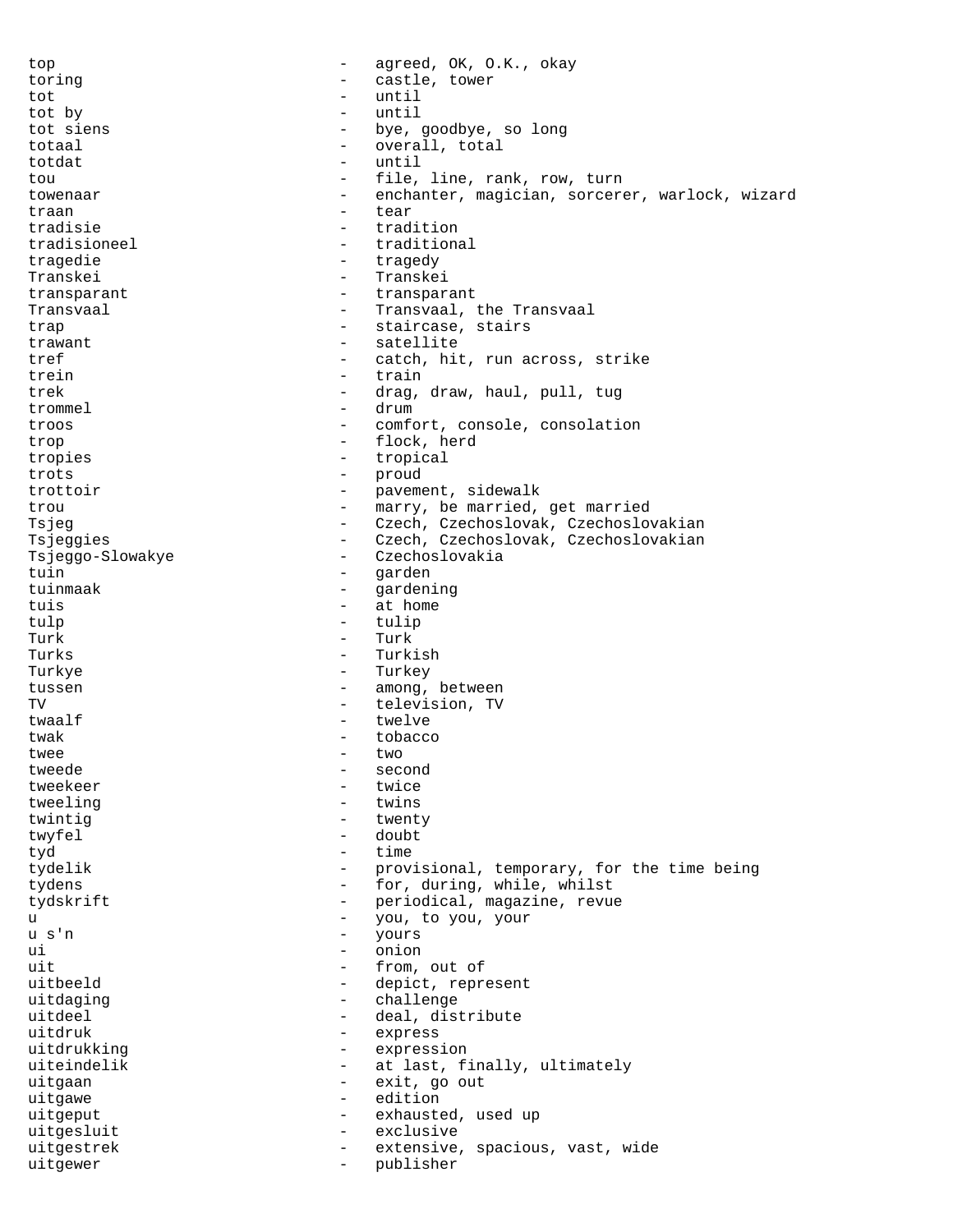top - agreed, OK, O.K., okay
toring - castle, tower
tot - until
tot by - until
tot siens - bye, goodbye, so long
totaal - overall, total
totdat - until
tou - file, line, rank, row, turn
towenaar - enchanter, magician, sorcerer, warlock, wizard
traan - tear
tradisie - tradition
tradisioneel - traditional
tragedie - tragedy
Transkei - Transkei
transparant - transparant
Transvaal - Transvaal, the Transvaal
trap - staircase, stairs
trawant - satellite
tref - catch, hit, run across, strike
trein - train
trek - drag, draw, haul, pull, tug
trommel - drum
troos - comfort, console, consolation
trop - flock, herd
tropies - tropical
trots - proud
trottoir - pavement, sidewalk
trou - marry, be married, get married
Tsjeg - Czech, Czechoslovak, Czechoslovakian
Tsjeggies - Czech, Czechoslovak, Czechoslovakian
Tsjeggo-Slowakye - Czechoslovakia
tuin - garden
tuinmaak - gardening
tuis - at home
tulp - tulip
Turk - Turk
Turks - Turkish
Turkye - Turkey
tussen - among, between
TV - television, TV
twaalf - twelve
twak - tobacco
twee - two
tweede - second
tweekeer - twice
tweeling - twins
twintig - twenty
twyfel - doubt
tyd - time
tydelik - provisional, temporary, for the time being
tydens - for, during, while, whilst
tydskrift - periodical, magazine, revue
u - you, to you, your
u s'n - yours
ui - onion
uit - from, out of
uitbeeld - depict, represent
uitdaging - challenge
uitdeel - deal, distribute
uitdruk - express
uitdrukking - expression
uiteindelik - at last, finally, ultimately
uitgaan - exit, go out
uitgawe - edition
uitgeput - exhausted, used up
uitgesluit - exclusive
uitgestrek - extensive, spacious, vast, wide
uitgewer - publisher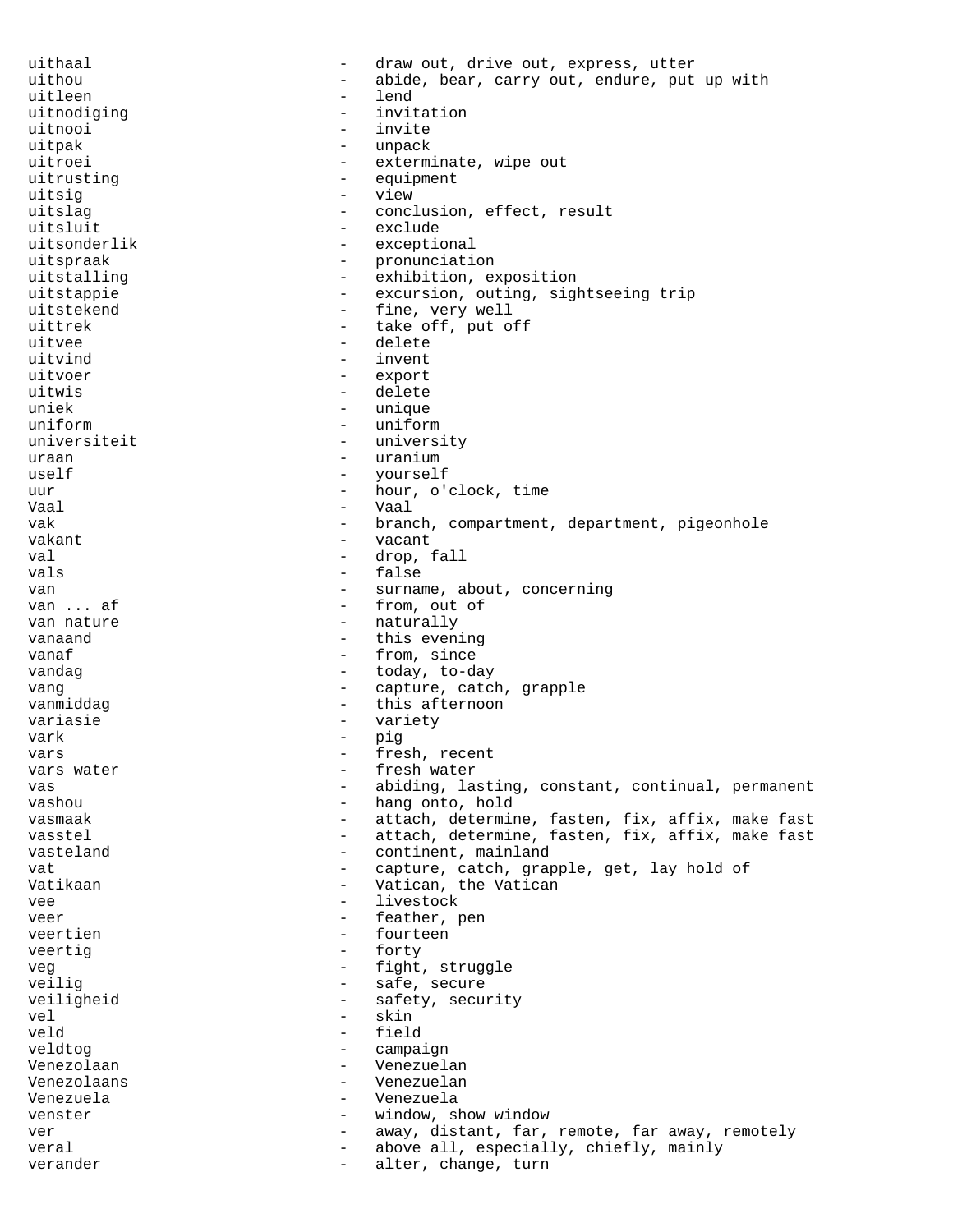uithaal - draw out, drive out, express, utter
uithou - abide, bear, carry out, endure, put up with
uitleen - lend
uitnodiging - invitation
uitnooi - invite
uitpak - unpack
uitroei - exterminate, wipe out
uitrusting - equipment
uitsig - view
uitslag - conclusion, effect, result
uitsluit - exclude
uitsonderlik - exceptional
uitspraak - pronunciation
uitstalling - exhibition, exposition
uitstappie - excursion, outing, sightseeing trip
uitstekend - fine, very well
uittrek - take off, put off
uitvee - delete
uitvind - invent
uitvoer - export
uitwis - delete
uniek - unique
uniform - uniform
universiteit - university
uraan - uranium
uself - yourself
uur - hour, o'clock, time
Vaal - Vaal
vak - branch, compartment, department, pigeonhole
vakant - vacant
val - drop, fall
vals - false
van - surname, about, concerning
van ... af - from, out of
van nature - naturally
vanaand - this evening
vanaf - from, since
vandag - today, to-day
vang - capture, catch, grapple
vanmiddag - this afternoon
variasie - variety
vark - pig
vars - fresh, recent
vars water - fresh water
vas - abiding, lasting, constant, continual, permanent
vashou - hang onto, hold
vasmaak - attach, determine, fasten, fix, affix, make fast
vasstel - attach, determine, fasten, fix, affix, make fast
vasteland - continent, mainland
vat - capture, catch, grapple, get, lay hold of
Vatikaan - Vatican, the Vatican
vee - livestock
veer - feather, pen
veertien - fourteen
veertig - forty
veg - fight, struggle
veilig - safe, secure
veiligheid - safety, security
vel - skin
veld - field
veldtog - campaign
Venezolaan - Venezuelan
Venezolaans - Venezuelan
Venezuela - Venezuela
venster - window, show window
ver - away, distant, far, remote, far away, remotely
veral - above all, especially, chiefly, mainly
verander - alter, change, turn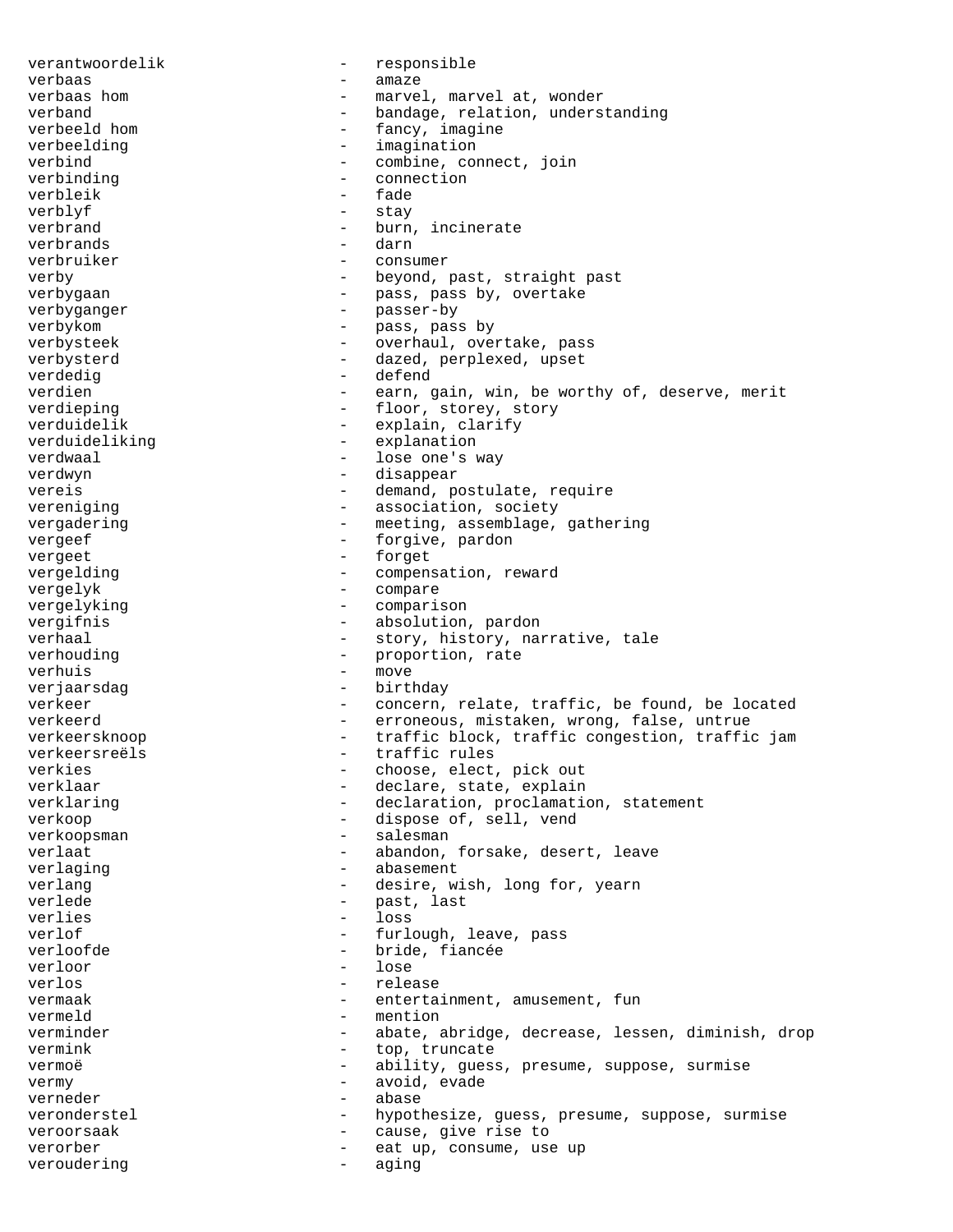verantwoordelik - responsible
verbaas - amaze
verbaas hom - marvel, marvel at, wonder
verband - bandage, relation, understanding
verbeeld hom - fancy, imagine
verbeelding - imagination
verbind - combine, connect, join
verbinding - connection
verbleik - fade
verblyf - stay
verbrand - burn, incinerate
verbrands - darn
verbruiker - consumer
verby - beyond, past, straight past
verbygaan - pass, pass by, overtake
verbyganger - passer-by
verbykom - pass, pass by
verbysteek - overhaul, overtake, pass
verbysterd - dazed, perplexed, upset
verdedig - defend
verdien - earn, gain, win, be worthy of, deserve, merit
verdieping - floor, storey, story
verduidelik - explain, clarify
verduideliking - explanation
verdwaal - lose one's way
verdwyn - disappear
vereis - demand, postulate, require
vereniging - association, society
vergadering - meeting, assemblage, gathering
vergeef - forgive, pardon
vergeet - forget
vergelding - compensation, reward
vergelyk - compare
vergelyking - comparison
vergifnis - absolution, pardon
verhaal - story, history, narrative, tale
verhouding - proportion, rate
verhuis - move
verjaarsdag - birthday
verkeer - concern, relate, traffic, be found, be located
verkeerd - erroneous, mistaken, wrong, false, untrue
verkeersknoop - traffic block, traffic congestion, traffic jam
verkeersreëls - traffic rules
verkies - choose, elect, pick out
verklaar - declare, state, explain
verklaring - declaration, proclamation, statement
verkoop - dispose of, sell, vend
verkoopsman - salesman
verlaat - abandon, forsake, desert, leave
verlaging - abasement
verlang - desire, wish, long for, yearn
verlede - past, last
verlies - loss
verlof - furlough, leave, pass
verloofde - bride, fiancée
verloor - lose
verlos - release
vermaak - entertainment, amusement, fun
vermeld - mention
verminder - abate, abridge, decrease, lessen, diminish, drop
vermink - top, truncate
vermoë - ability, guess, presume, suppose, surmise
vermy - avoid, evade
verneder - abase
veronderstel - hypothesize, guess, presume, suppose, surmise
veroorsaak - cause, give rise to
verorber - eat up, consume, use up
veroudering - aging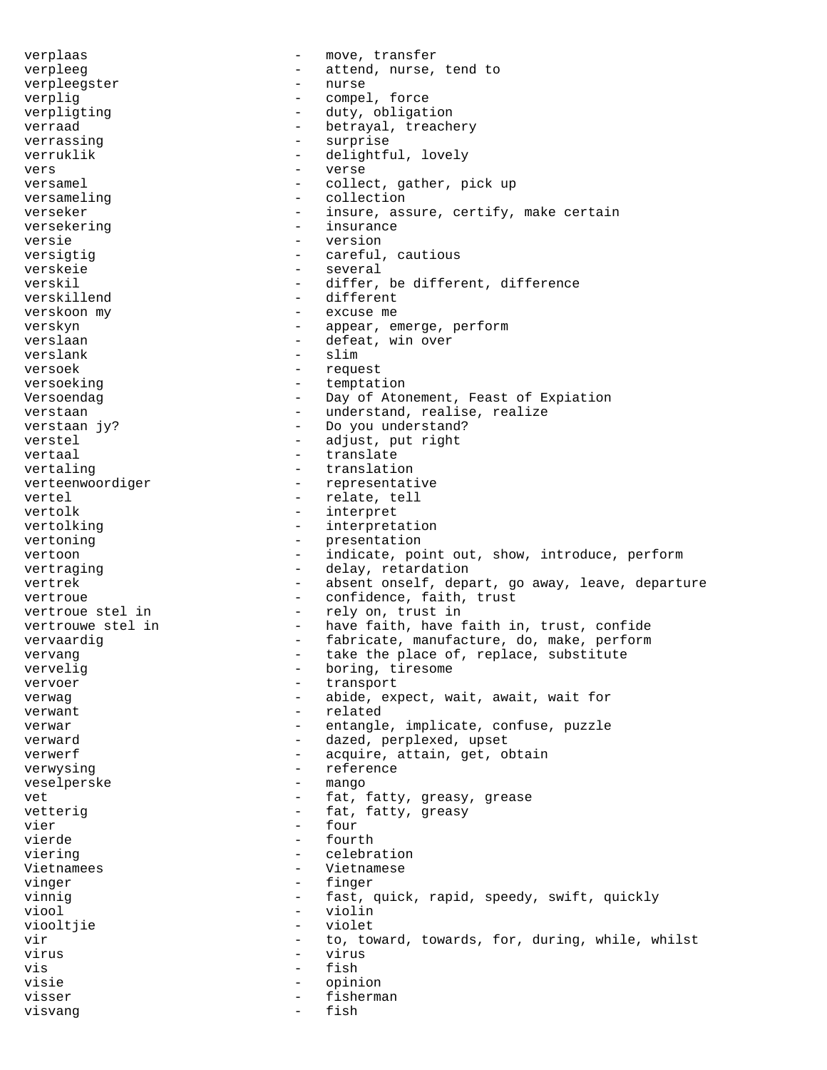verplaas - move, transfer
verpleeg - attend, nurse, tend to
verpleegster - nurse
verplig - compel, force
verpligting - duty, obligation
verraad - betrayal, treachery
verrassing - surprise
verruklik - delightful, lovely
vers - verse
versamel - collect, gather, pick up
versameling - collection
verseker - insure, assure, certify, make certain
versekering - insurance
versie - version
versigtig - careful, cautious
verskeie - several
verskil - differ, be different, difference
verskillend - different
verskoon my - excuse me
verskyn - appear, emerge, perform
verslaan - defeat, win over
verslank - slim
versoek - request
versoeking - temptation
Versoendag - Day of Atonement, Feast of Expiation
verstaan - understand, realise, realize
verstaan jy? - Do you understand?
verstel - adjust, put right
vertaal - translate
vertaling - translation
verteenwoordiger - representative
vertel - relate, tell
vertolk - interpret
vertolking - interpretation
vertoning - presentation
vertoon - indicate, point out, show, introduce, perform
vertraging - delay, retardation
vertrek - absent onself, depart, go away, leave, departure
vertroue - confidence, faith, trust
vertroue stel in - rely on, trust in
vertrouwe stel in - have faith, have faith in, trust, confide
vervaardig - fabricate, manufacture, do, make, perform
vervang - take the place of, replace, substitute
vervelig - boring, tiresome
vervoer - transport
verwag - abide, expect, wait, await, wait for
verwant - related
verwar - entangle, implicate, confuse, puzzle
verward - dazed, perplexed, upset
verwerf - acquire, attain, get, obtain
verwysing - reference
veselperske - mango
vet - fat, fatty, greasy, grease
vetterig - fat, fatty, greasy
vier - four
vierde - fourth
viering - celebration
Vietnamees - Vietnamese
vinger - finger
vinnig - fast, quick, rapid, speedy, swift, quickly
viool - violin
viooltjie - violet
vir - to, toward, towards, for, during, while, whilst
virus - virus
vis - fish
visie - opinion
visser - fisherman
visvang - fish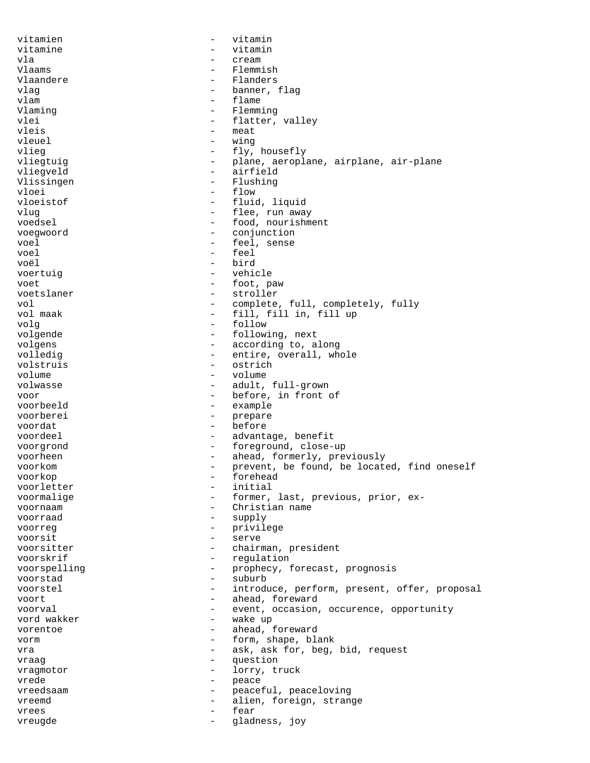vitamien - vitamin
vitamine - vitamin
vla - cream
Vlaams - Flemmish
Vlaandere - Flanders
vlag - banner, flag
vlam - flame
Vlaming - Flemming
vlei - flatter, valley
vleis - meat
vleuel - wing
vlieg - fly, housefly
vliegtuig - plane, aeroplane, airplane, air-plane
vliegveld - airfield
Vlissingen - Flushing
vloei - flow
vloeistof - fluid, liquid
vlug - flee, run away
voedsel - food, nourishment
voegwoord - conjunction
voel - feel, sense
voel - feel
voël - bird
voertuig - vehicle
voet - foot, paw
voetslaner - stroller
vol - complete, full, completely, fully
vol maak - fill, fill in, fill up
volg - follow
volgende - following, next
volgens - according to, along
volledig - entire, overall, whole
volstruis - ostrich
volume - volume
volwasse - adult, full-grown
voor - before, in front of
voorbeeld - example
voorberei - prepare
voordat - before
voordeel - advantage, benefit
voorgrond - foreground, close-up
voorheen - ahead, formerly, previously
voorkom - prevent, be found, be located, find oneself
voorkop - forehead
voorletter - initial
voormalige - former, last, previous, prior, ex-
voornaam - Christian name
voorraad - supply
voorreg - privilege
voorsit - serve
voorsitter - chairman, president
voorskrif - regulation
voorspelling - prophecy, forecast, prognosis
voorstad - suburb
voorstel - introduce, perform, present, offer, proposal
voort - ahead, foreward
voorval - event, occasion, occurence, opportunity
vord wakker - wake up
vorentoe - ahead, foreward
vorm - form, shape, blank
vra - ask, ask for, beg, bid, request
vraag - question
vragmotor - lorry, truck
vrede - peace
vreedsaam - peaceful, peaceloving
vreemd - alien, foreign, strange
vrees - fear
vreugde - gladness, joy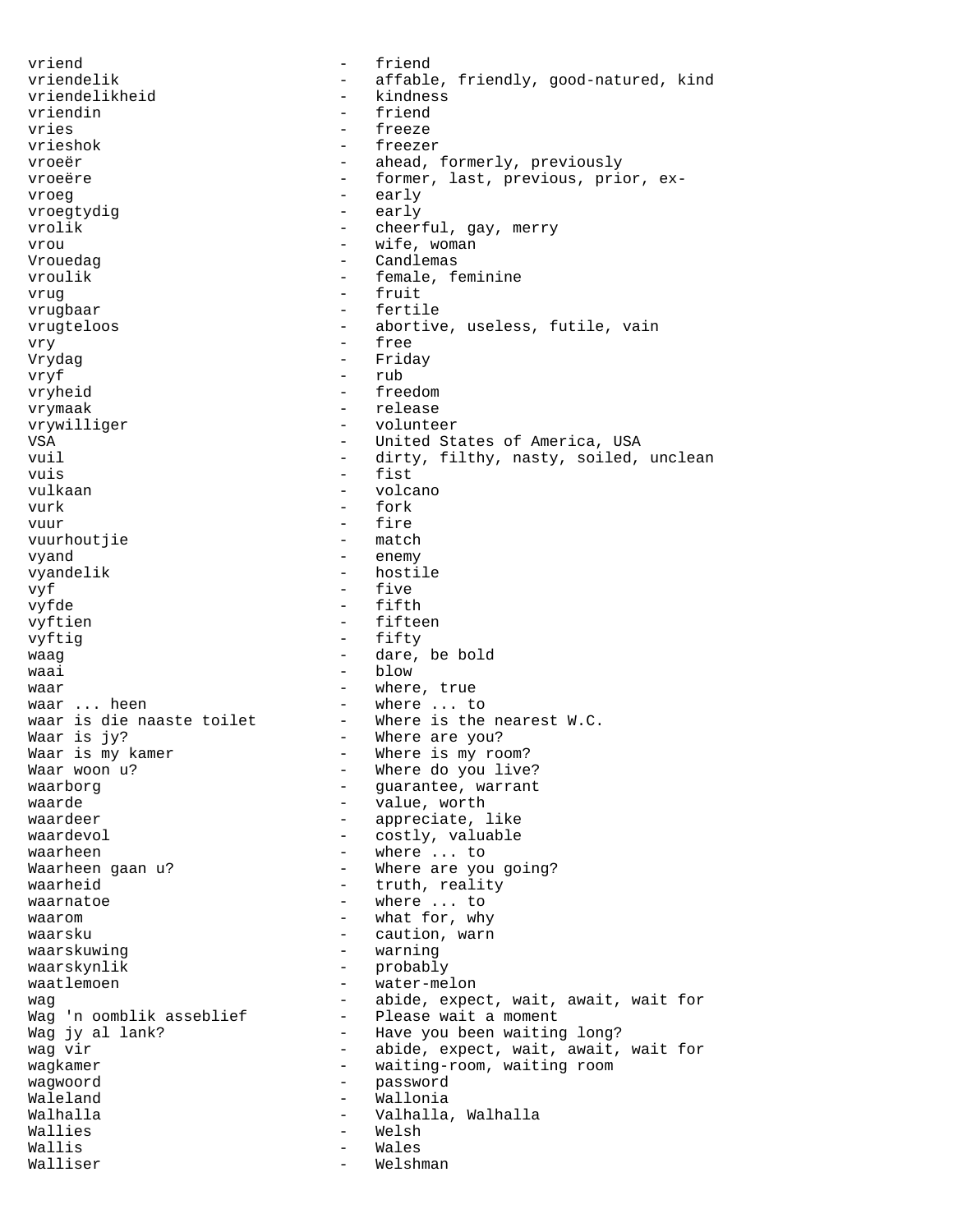vriend - friend
vriendelik - affable, friendly, good-natured, kind
vriendelikheid - kindness
vriendin - friend
vries - freeze
vrieshok - freezer
vroeër - ahead, formerly, previously
vroeëre - former, last, previous, prior, ex-
vroeg - early
vroegtydig - early
vrolik - cheerful, gay, merry
vrou - wife, woman
Vrouedag - Candlemas
vroulik - female, feminine
vrug - fruit
vrugbaar - fertile
vrugteloos - abortive, useless, futile, vain
vry - free
Vrydag - Friday
vryf - rub
vryheid - freedom
vrymaak - release
vrywilliger - volunteer
VSA - United States of America, USA
vuil - dirty, filthy, nasty, soiled, unclean
vuis - fist
vulkaan - volcano
vurk - fork
vuur - fire
vuurhoutjie - match
vyand - enemy
vyandelik - hostile
vyf - five
vyfde - fifth
vyftien - fifteen
vyftig - fifty
waag - dare, be bold
waai - blow
waar - where, true
waar ... heen - where ... to
waar is die naaste toilet - Where is the nearest W.C.
Waar is jy? - Where are you?
Waar is my kamer - Where is my room?
Waar woon u? - Where do you live?
waarborg - guarantee, warrant
waarde - value, worth
waardeer - appreciate, like
waardevol - costly, valuable
waarheen - where ... to
Waarheen gaan u? - Where are you going?
waarheid - truth, reality
waarnatoe - where ... to
waarom - what for, why
waarsku - caution, warn
waarskuwing - warning
waarskynlik - probably
waatlemoen - water-melon
wag - abide, expect, wait, await, wait for
Wag 'n oomblik asseblief - Please wait a moment
Wag jy al lank? - Have you been waiting long?
wag vir - abide, expect, wait, await, wait for
wagkamer - waiting-room, waiting room
wagwoord - password
Waleland - Wallonia
Walhalla - Valhalla, Walhalla
Wallies - Welsh
Wallis - Wales
Walliser - Welshman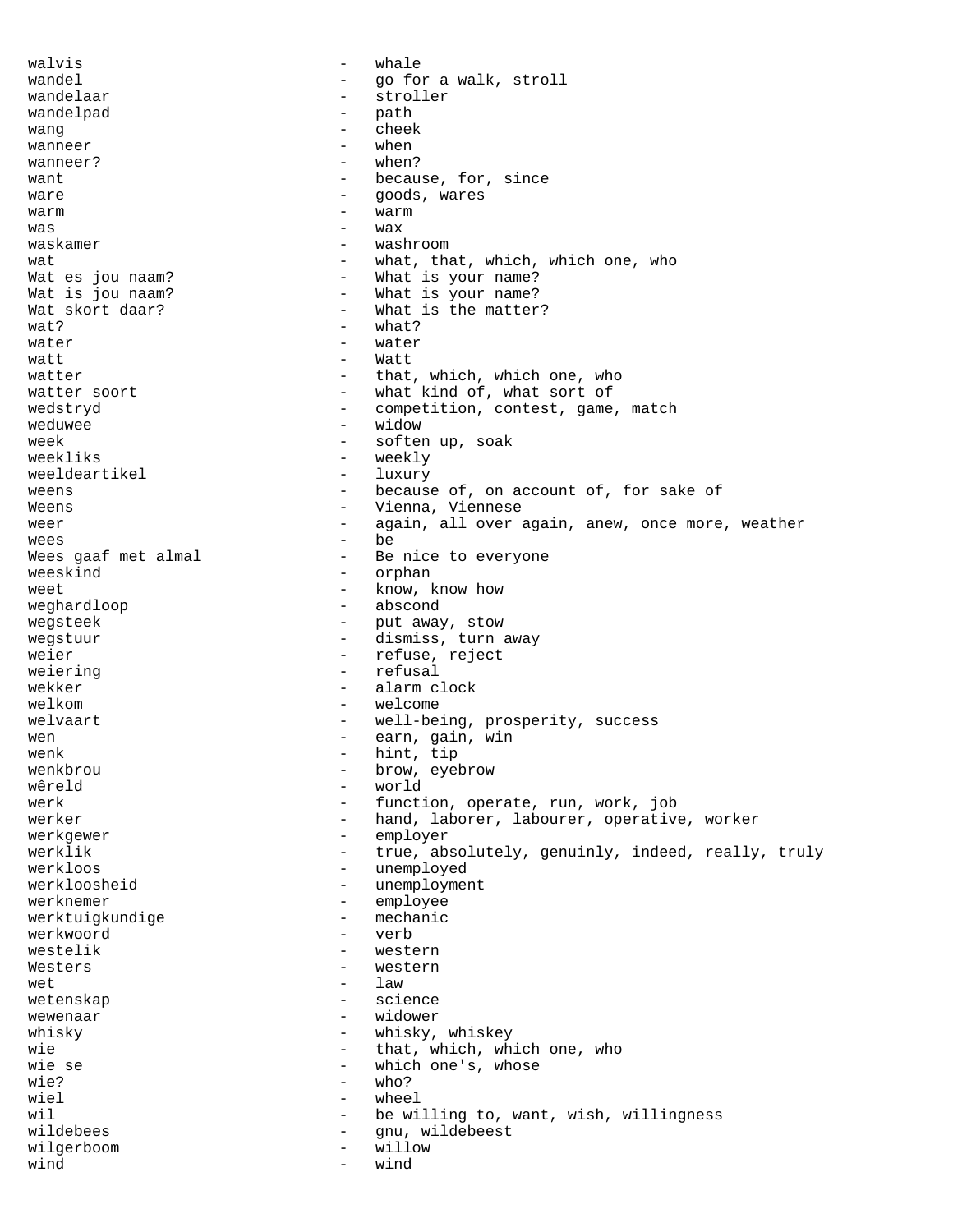walvis - whale
wandel - go for a walk, stroll
wandelaar - stroller
wandelpad - path
wang - cheek
wanneer - when
wanneer? - when?
want - because, for, since
ware - goods, wares
warm - warm
was - wax
waskamer - washroom
wat - what, that, which, which one, who
Wat es jou naam? - What is your name?
Wat is jou naam? - What is your name?
Wat skort daar? - What is the matter?
wat? - what?
water - water
watt - Watt
watter - that, which, which one, who
watter soort - what kind of, what sort of
wedstryd - competition, contest, game, match
weduwee - widow
week - soften up, soak
weekliks - weekly
weeldeartikel - luxury
weens - because of, on account of, for sake of
Weens - Vienna, Viennese
weer - again, all over again, anew, once more, weather
wees - be
Wees gaaf met almal - Be nice to everyone
weeskind - orphan
weet - know, know how
weghardloop - abscond
wegsteek - put away, stow
wegstuur - dismiss, turn away
weier - refuse, reject
weiering - refusal
wekker - alarm clock
welkom - welcome
welvaart - well-being, prosperity, success
wen - earn, gain, win
wenk - hint, tip
wenkbrou - brow, eyebrow
wêreld - world
werk - function, operate, run, work, job
werker - hand, laborer, labourer, operative, worker
werkgewer - employer
werklik - true, absolutely, genuinly, indeed, really, truly
werkloos - unemployed
werkloosheid - unemployment
werknemer - employee
werktuigkundige - mechanic
werkwoord - verb
westelik - western
Westers - western
wet - law
wetenskap - science
wewenaar - widower
whisky - whisky, whiskey
wie - that, which, which one, who
wie se - which one's, whose
wie? - who?
wiel - wheel
wil - be willing to, want, wish, willingness
wildebees - gnu, wildebeest
wilgerboom - willow
wind - wind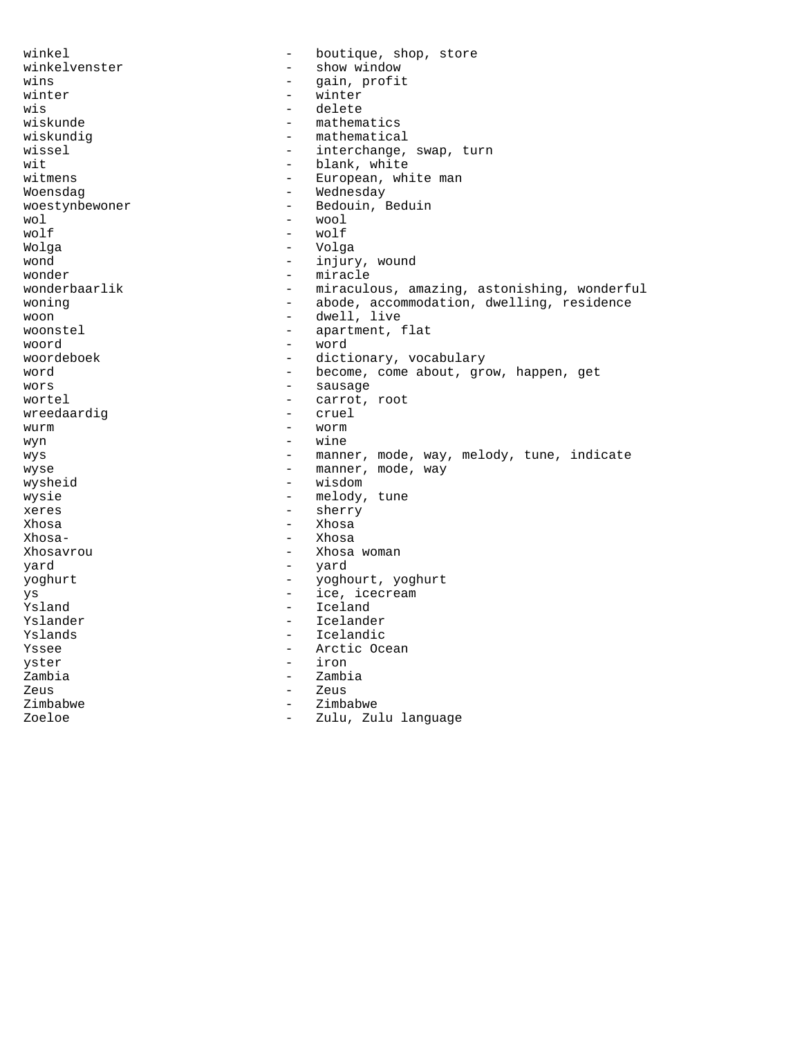winkel - boutique, shop, store
winkelvenster - show window
wins - gain, profit
winter - winter
wis - delete
wiskunde - mathematics
wiskundig - mathematical
wissel - interchange, swap, turn
wit - blank, white
witmens - European, white man
Woensdag - Wednesday
woestynbewoner - Bedouin, Beduin
wol - wool
wolf - wolf
Wolga - Volga
wond - injury, wound
wonder - miracle
wonderbaarlik - miraculous, amazing, astonishing, wonderful
woning - abode, accommodation, dwelling, residence
woon - dwell, live
woonstel - apartment, flat
woord - word
woordeboek - dictionary, vocabulary
word - become, come about, grow, happen, get
wors - sausage
wortel - carrot, root
wreedaardig - cruel
wurm - worm
wyn - wine
wys - manner, mode, way, melody, tune, indicate
wyse - manner, mode, way
wysheid - wisdom
wysie - melody, tune
xeres - sherry
Xhosa - Xhosa
Xhosa- - Xhosa
Xhosavrou - Xhosa woman
yard - yard
yoghurt - yoghourt, yoghurt
ys - ice, icecream
Ysland - Iceland
Yslander - Icelander
Yslands - Icelandic
Yssee - Arctic Ocean
yster - iron
Zambia - Zambia
Zeus - Zeus
Zimbabwe - Zimbabwe
Zoeloe - Zulu, Zulu language